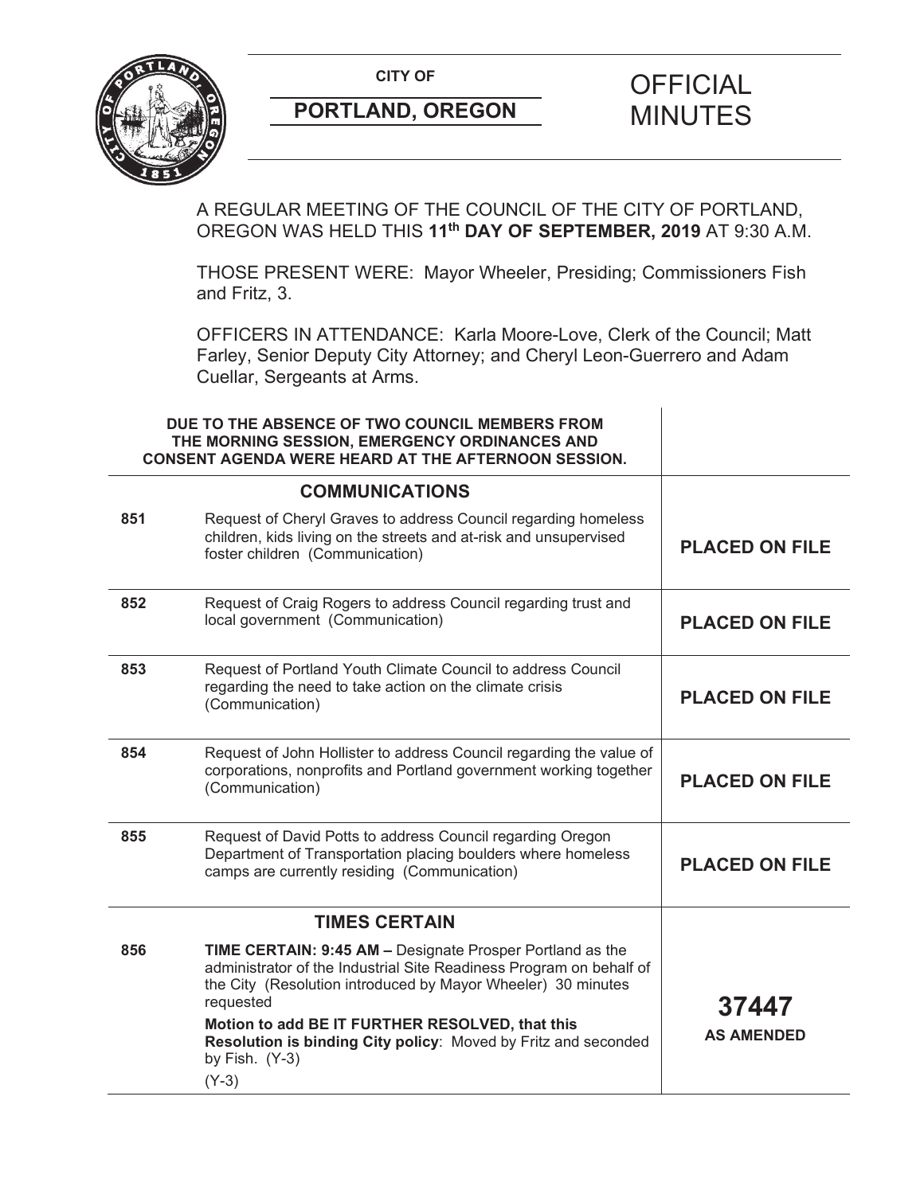CITY OF

**PORTLAND, OREGON**

# OFFICIAL MINUTES

A REGULAR MEETING OF THE COUNCIL OF THE CITY OF PORTLAND, OREGON WAS HELD THIS **11th DAY OF SEPTEMBER, 2019** AT 9:30 A.M.

THOSE PRESENT WERE: Mayor Wheeler, Presiding; Commissioners Fish and Fritz, 3.

OFFICERS IN ATTENDANCE: Karla Moore-Love, Clerk of the Council; Matt Farley, Senior Deputy City Attorney; and Cheryl Leon-Guerrero and Adam Cuellar, Sergeants at Arms.

| | | |
|---|---|---|
| | **DUE TO THE ABSENCE OF TWO COUNCIL MEMBERS FROM THE MORNING SESSION, EMERGENCY ORDINANCES AND CONSENT AGENDA WERE HEARD AT THE AFTERNOON SESSION.** | |
| | **COMMUNICATIONS** | |
| **851** | Request of Cheryl Graves to address Council regarding homeless children, kids living on the streets and at-risk and unsupervised foster children (Communication) | **PLACED ON FILE** |
| **852** | Request of Craig Rogers to address Council regarding trust and local government (Communication) | **PLACED ON FILE** |
| **853** | Request of Portland Youth Climate Council to address Council regarding the need to take action on the climate crisis (Communication) | **PLACED ON FILE** |
| **854** | Request of John Hollister to address Council regarding the value of corporations, nonprofits and Portland government working together (Communication) | **PLACED ON FILE** |
| **855** | Request of David Potts to address Council regarding Oregon Department of Transportation placing boulders where homeless camps are currently residing (Communication) | **PLACED ON FILE** |
| | **TIMES CERTAIN** | |
| **856** | **TIME CERTAIN: 9:45 AM –** Designate Prosper Portland as the administrator of the Industrial Site Readiness Program on behalf of the City (Resolution introduced by Mayor Wheeler) 30 minutes requested<br>**Motion to add BE IT FURTHER RESOLVED, that this Resolution is binding City policy**: Moved by Fritz and seconded by Fish. (Y-3)<br>(Y-3) | **37447**<br>**AS AMENDED** |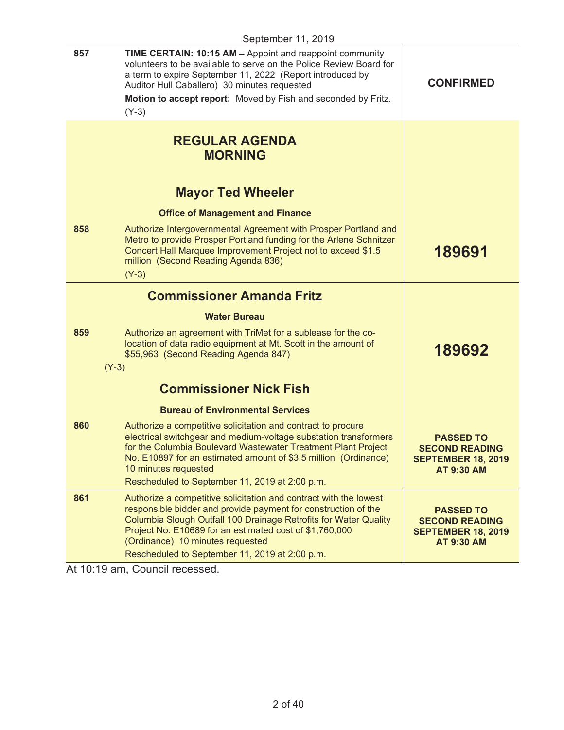September 11, 2019

| | | |
|---|---|---|
| 857 | **TIME CERTAIN: 10:15 AM –** Appoint and reappoint community volunteers to be available to serve on the Police Review Board for a term to expire September 11, 2022 (Report introduced by Auditor Hull Caballero) 30 minutes requested<br>**Motion to accept report:** Moved by Fish and seconded by Fritz.<br>(Y-3) | **CONFIRMED** |

## REGULAR AGENDA MORNING

### Mayor Ted Wheeler

**Office of Management and Finance**

| | | |
|---|---|---|
| 858 | Authorize Intergovernmental Agreement with Prosper Portland and Metro to provide Prosper Portland funding for the Arlene Schnitzer Concert Hall Marquee Improvement Project not to exceed $1.5 million (Second Reading Agenda 836)<br>(Y-3) | **189691** |

### Commissioner Amanda Fritz

**Water Bureau**

| | | |
|---|---|---|
| 859 | Authorize an agreement with TriMet for a sublease for the co-location of data radio equipment at Mt. Scott in the amount of $55,963 (Second Reading Agenda 847)<br>(Y-3) | **189692** |

### Commissioner Nick Fish

**Bureau of Environmental Services**

| | | |
|---|---|---|
| 860 | Authorize a competitive solicitation and contract to procure electrical switchgear and medium-voltage substation transformers for the Columbia Boulevard Wastewater Treatment Plant Project No. E10897 for an estimated amount of $3.5 million (Ordinance) 10 minutes requested<br>Rescheduled to September 11, 2019 at 2:00 p.m. | **PASSED TO SECOND READING SEPTEMBER 18, 2019 AT 9:30 AM** |
| 861 | Authorize a competitive solicitation and contract with the lowest responsible bidder and provide payment for construction of the Columbia Slough Outfall 100 Drainage Retrofits for Water Quality Project No. E10689 for an estimated cost of $1,760,000 (Ordinance) 10 minutes requested<br>Rescheduled to September 11, 2019 at 2:00 p.m. | **PASSED TO SECOND READING SEPTEMBER 18, 2019 AT 9:30 AM** |

At 10:19 am, Council recessed.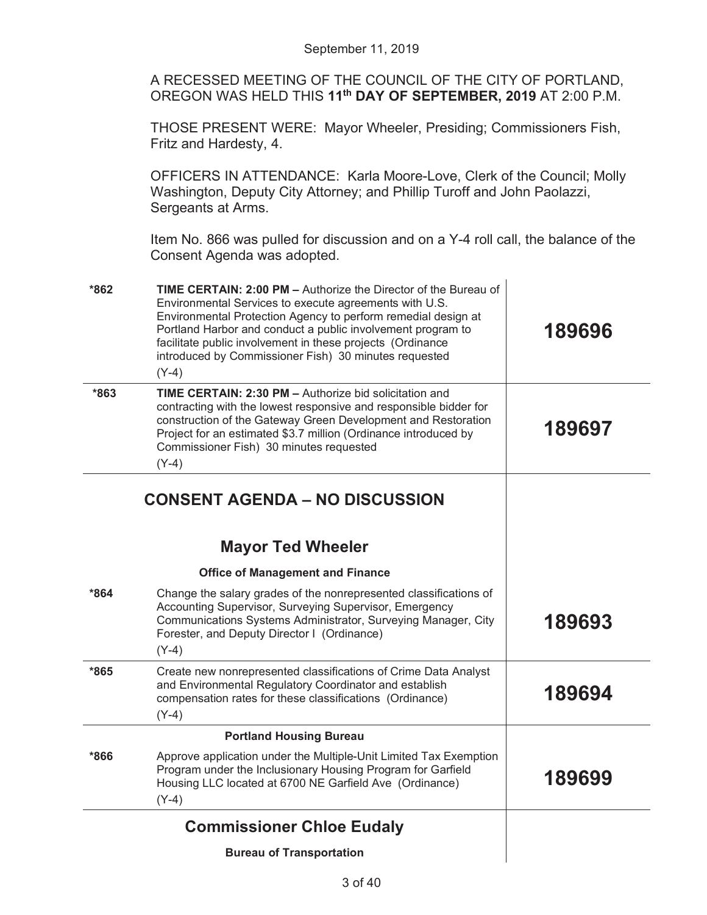September 11, 2019

A RECESSED MEETING OF THE COUNCIL OF THE CITY OF PORTLAND, OREGON WAS HELD THIS **11th DAY OF SEPTEMBER, 2019** AT 2:00 P.M.

THOSE PRESENT WERE: Mayor Wheeler, Presiding; Commissioners Fish, Fritz and Hardesty, 4.

OFFICERS IN ATTENDANCE: Karla Moore-Love, Clerk of the Council; Molly Washington, Deputy City Attorney; and Phillip Turoff and John Paolazzi, Sergeants at Arms.

Item No. 866 was pulled for discussion and on a Y-4 roll call, the balance of the Consent Agenda was adopted.

| | | |
|---|---|---|
| *862 | **TIME CERTAIN: 2:00 PM –** Authorize the Director of the Bureau of Environmental Services to execute agreements with U.S. Environmental Protection Agency to perform remedial design at Portland Harbor and conduct a public involvement program to facilitate public involvement in these projects (Ordinance introduced by Commissioner Fish) 30 minutes requested<br>(Y-4) | **189696** |
| *863 | **TIME CERTAIN: 2:30 PM –** Authorize bid solicitation and contracting with the lowest responsive and responsible bidder for construction of the Gateway Green Development and Restoration Project for an estimated $3.7 million (Ordinance introduced by Commissioner Fish) 30 minutes requested<br>(Y-4) | **189697** |

## CONSENT AGENDA – NO DISCUSSION

### Mayor Ted Wheeler

**Office of Management and Finance**

| | | |
|---|---|---|
| *864 | Change the salary grades of the nonrepresented classifications of Accounting Supervisor, Surveying Supervisor, Emergency Communications Systems Administrator, Surveying Manager, City Forester, and Deputy Director I (Ordinance)<br>(Y-4) | **189693** |
| *865 | Create new nonrepresented classifications of Crime Data Analyst and Environmental Regulatory Coordinator and establish compensation rates for these classifications (Ordinance)<br>(Y-4) | **189694** |

**Portland Housing Bureau**

| | | |
|---|---|---|
| *866 | Approve application under the Multiple-Unit Limited Tax Exemption Program under the Inclusionary Housing Program for Garfield Housing LLC located at 6700 NE Garfield Ave (Ordinance)<br>(Y-4) | **189699** |

### Commissioner Chloe Eudaly

**Bureau of Transportation**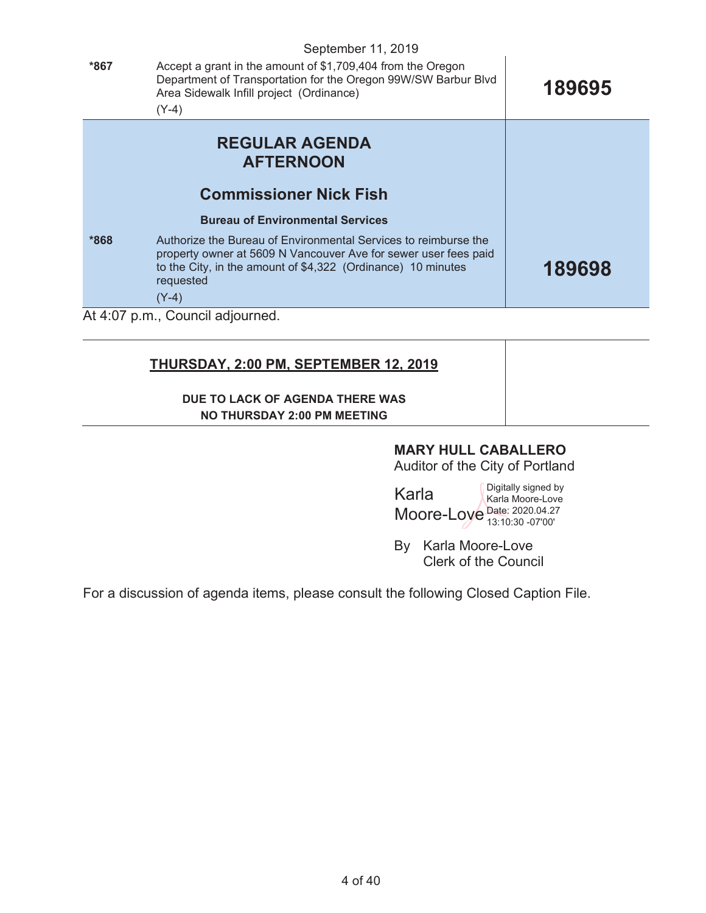September 11, 2019

| | | |
|---|---|---|
| *867 | Accept a grant in the amount of $1,709,404 from the Oregon Department of Transportation for the Oregon 99W/SW Barbur Blvd Area Sidewalk Infill project (Ordinance)<br>(Y-4) | **189695** |

## REGULAR AGENDA AFTERNOON

### Commissioner Nick Fish

**Bureau of Environmental Services**

| | | |
|---|---|---|
| *868 | Authorize the Bureau of Environmental Services to reimburse the property owner at 5609 N Vancouver Ave for sewer user fees paid to the City, in the amount of $4,322 (Ordinance) 10 minutes requested<br>(Y-4) | **189698** |

At 4:07 p.m., Council adjourned.

## THURSDAY, 2:00 PM, SEPTEMBER 12, 2019

**DUE TO LACK OF AGENDA THERE WAS NO THURSDAY 2:00 PM MEETING**

**MARY HULL CABALLERO**
Auditor of the City of Portland

Karla Moore-Love
Digitally signed by Karla Moore-Love
Date: 2020.04.27 13:10:30 -07'00'

By Karla Moore-Love
Clerk of the Council

For a discussion of agenda items, please consult the following Closed Caption File.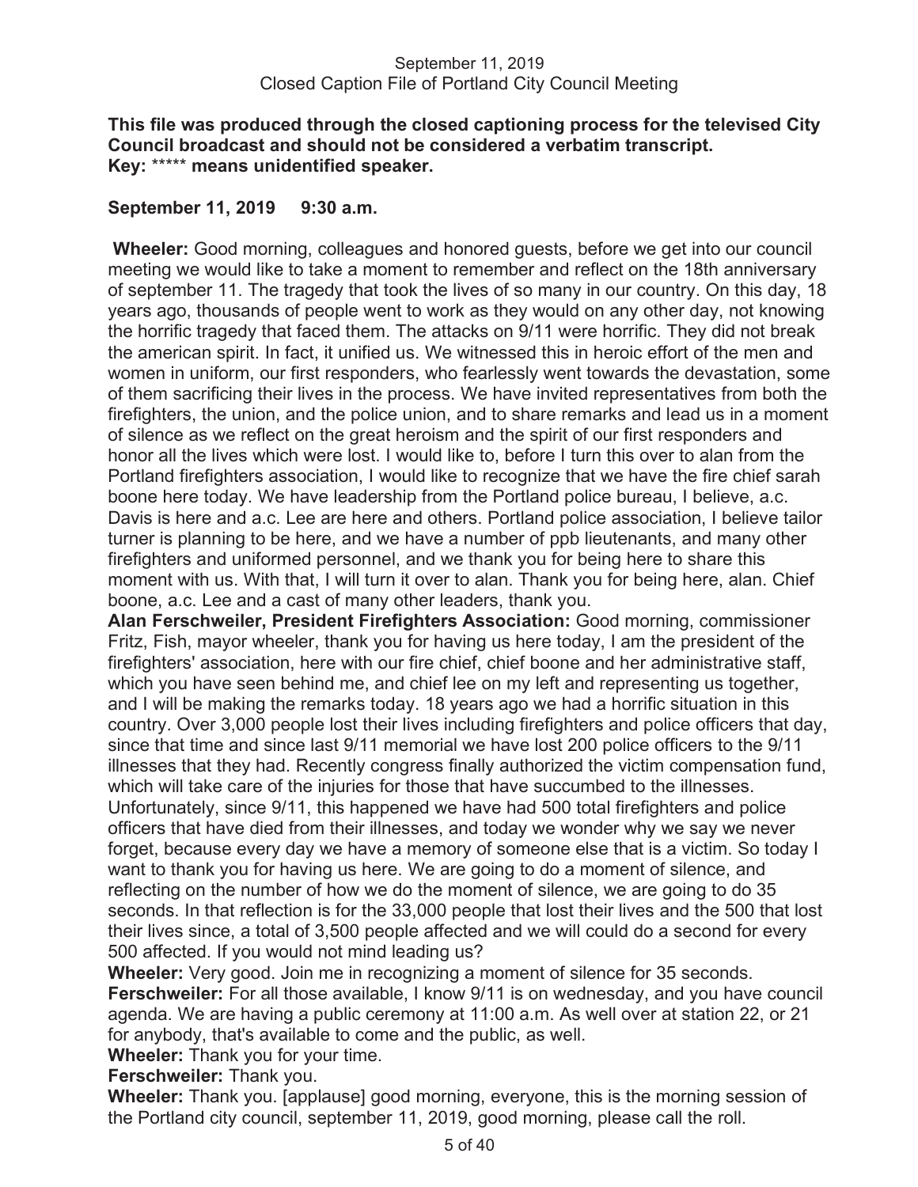September 11, 2019
Closed Caption File of Portland City Council Meeting

**This file was produced through the closed captioning process for the televised City Council broadcast and should not be considered a verbatim transcript.**
**Key: \*\*\*\*\* means unidentified speaker.**

**September 11, 2019 9:30 a.m.**

**Wheeler:** Good morning, colleagues and honored guests, before we get into our council meeting we would like to take a moment to remember and reflect on the 18th anniversary of september 11. The tragedy that took the lives of so many in our country. On this day, 18 years ago, thousands of people went to work as they would on any other day, not knowing the horrific tragedy that faced them. The attacks on 9/11 were horrific. They did not break the american spirit. In fact, it unified us. We witnessed this in heroic effort of the men and women in uniform, our first responders, who fearlessly went towards the devastation, some of them sacrificing their lives in the process. We have invited representatives from both the firefighters, the union, and the police union, and to share remarks and lead us in a moment of silence as we reflect on the great heroism and the spirit of our first responders and honor all the lives which were lost. I would like to, before I turn this over to alan from the Portland firefighters association, I would like to recognize that we have the fire chief sarah boone here today. We have leadership from the Portland police bureau, I believe, a.c. Davis is here and a.c. Lee are here and others. Portland police association, I believe tailor turner is planning to be here, and we have a number of ppb lieutenants, and many other firefighters and uniformed personnel, and we thank you for being here to share this moment with us. With that, I will turn it over to alan. Thank you for being here, alan. Chief boone, a.c. Lee and a cast of many other leaders, thank you.

**Alan Ferschweiler, President Firefighters Association:** Good morning, commissioner Fritz, Fish, mayor wheeler, thank you for having us here today, I am the president of the firefighters' association, here with our fire chief, chief boone and her administrative staff, which you have seen behind me, and chief lee on my left and representing us together, and I will be making the remarks today. 18 years ago we had a horrific situation in this country. Over 3,000 people lost their lives including firefighters and police officers that day, since that time and since last 9/11 memorial we have lost 200 police officers to the 9/11 illnesses that they had. Recently congress finally authorized the victim compensation fund, which will take care of the injuries for those that have succumbed to the illnesses. Unfortunately, since 9/11, this happened we have had 500 total firefighters and police officers that have died from their illnesses, and today we wonder why we say we never forget, because every day we have a memory of someone else that is a victim. So today I want to thank you for having us here. We are going to do a moment of silence, and reflecting on the number of how we do the moment of silence, we are going to do 35 seconds. In that reflection is for the 33,000 people that lost their lives and the 500 that lost their lives since, a total of 3,500 people affected and we will could do a second for every 500 affected. If you would not mind leading us?

**Wheeler:** Very good. Join me in recognizing a moment of silence for 35 seconds.

**Ferschweiler:** For all those available, I know 9/11 is on wednesday, and you have council agenda. We are having a public ceremony at 11:00 a.m. As well over at station 22, or 21 for anybody, that's available to come and the public, as well.

**Wheeler:** Thank you for your time.

**Ferschweiler:** Thank you.

**Wheeler:** Thank you. [applause] good morning, everyone, this is the morning session of the Portland city council, september 11, 2019, good morning, please call the roll.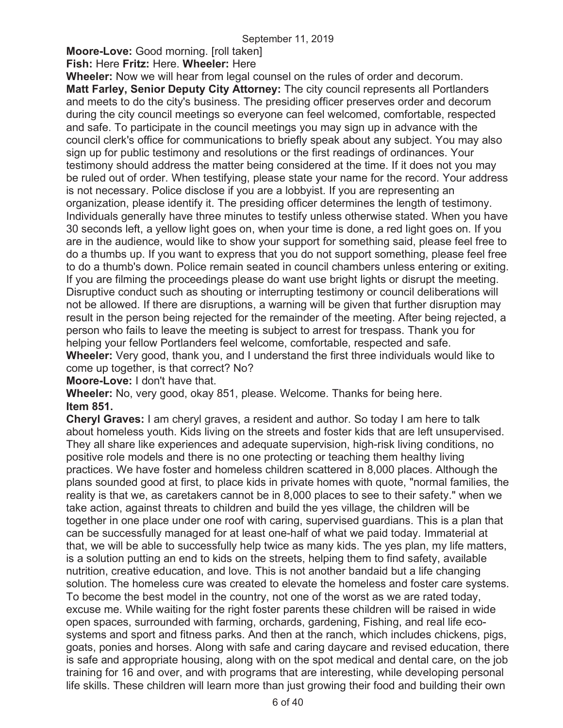**Moore-Love:** Good morning. [roll taken]

**Fish:** Here **Fritz:** Here. **Wheeler:** Here

**Wheeler:** Now we will hear from legal counsel on the rules of order and decorum.

**Matt Farley, Senior Deputy City Attorney:** The city council represents all Portlanders and meets to do the city's business. The presiding officer preserves order and decorum during the city council meetings so everyone can feel welcomed, comfortable, respected and safe. To participate in the council meetings you may sign up in advance with the council clerk's office for communications to briefly speak about any subject. You may also sign up for public testimony and resolutions or the first readings of ordinances. Your testimony should address the matter being considered at the time. If it does not you may be ruled out of order. When testifying, please state your name for the record. Your address is not necessary. Police disclose if you are a lobbyist. If you are representing an organization, please identify it. The presiding officer determines the length of testimony. Individuals generally have three minutes to testify unless otherwise stated. When you have 30 seconds left, a yellow light goes on, when your time is done, a red light goes on. If you are in the audience, would like to show your support for something said, please feel free to do a thumbs up. If you want to express that you do not support something, please feel free to do a thumb's down. Police remain seated in council chambers unless entering or exiting. If you are filming the proceedings please do want use bright lights or disrupt the meeting. Disruptive conduct such as shouting or interrupting testimony or council deliberations will not be allowed. If there are disruptions, a warning will be given that further disruption may result in the person being rejected for the remainder of the meeting. After being rejected, a person who fails to leave the meeting is subject to arrest for trespass. Thank you for helping your fellow Portlanders feel welcome, comfortable, respected and safe.

**Wheeler:** Very good, thank you, and I understand the first three individuals would like to come up together, is that correct? No?

**Moore-Love:** I don't have that.

**Wheeler:** No, very good, okay 851, please. Welcome. Thanks for being here.

**Item 851.**

**Cheryl Graves:** I am cheryl graves, a resident and author. So today I am here to talk about homeless youth. Kids living on the streets and foster kids that are left unsupervised. They all share like experiences and adequate supervision, high-risk living conditions, no positive role models and there is no one protecting or teaching them healthy living practices. We have foster and homeless children scattered in 8,000 places. Although the plans sounded good at first, to place kids in private homes with quote, "normal families, the reality is that we, as caretakers cannot be in 8,000 places to see to their safety." when we take action, against threats to children and build the yes village, the children will be together in one place under one roof with caring, supervised guardians. This is a plan that can be successfully managed for at least one-half of what we paid today. Immaterial at that, we will be able to successfully help twice as many kids. The yes plan, my life matters, is a solution putting an end to kids on the streets, helping them to find safety, available nutrition, creative education, and love. This is not another bandaid but a life changing solution. The homeless cure was created to elevate the homeless and foster care systems. To become the best model in the country, not one of the worst as we are rated today, excuse me. While waiting for the right foster parents these children will be raised in wide open spaces, surrounded with farming, orchards, gardening, Fishing, and real life eco-systems and sport and fitness parks. And then at the ranch, which includes chickens, pigs, goats, ponies and horses. Along with safe and caring daycare and revised education, there is safe and appropriate housing, along with on the spot medical and dental care, on the job training for 16 and over, and with programs that are interesting, while developing personal life skills. These children will learn more than just growing their food and building their own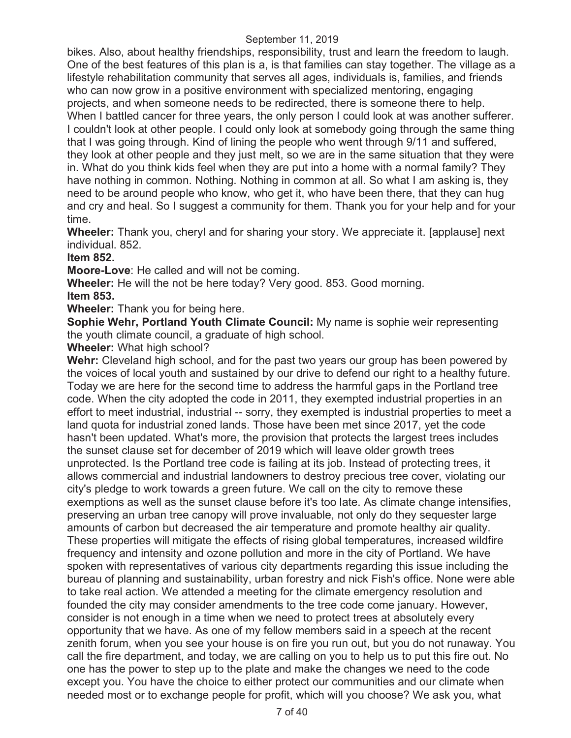bikes. Also, about healthy friendships, responsibility, trust and learn the freedom to laugh. One of the best features of this plan is a, is that families can stay together. The village as a lifestyle rehabilitation community that serves all ages, individuals is, families, and friends who can now grow in a positive environment with specialized mentoring, engaging projects, and when someone needs to be redirected, there is someone there to help. When I battled cancer for three years, the only person I could look at was another sufferer. I couldn't look at other people. I could only look at somebody going through the same thing that I was going through. Kind of lining the people who went through 9/11 and suffered, they look at other people and they just melt, so we are in the same situation that they were in. What do you think kids feel when they are put into a home with a normal family? They have nothing in common. Nothing. Nothing in common at all. So what I am asking is, they need to be around people who know, who get it, who have been there, that they can hug and cry and heal. So I suggest a community for them. Thank you for your help and for your time.

**Wheeler:** Thank you, cheryl and for sharing your story. We appreciate it. [applause] next individual. 852.

**Item 852.**

**Moore-Love**: He called and will not be coming.

**Wheeler:** He will the not be here today? Very good. 853. Good morning.

**Item 853.**

**Wheeler:** Thank you for being here.

**Sophie Wehr, Portland Youth Climate Council:** My name is sophie weir representing the youth climate council, a graduate of high school.

**Wheeler:** What high school?

**Wehr:** Cleveland high school, and for the past two years our group has been powered by the voices of local youth and sustained by our drive to defend our right to a healthy future. Today we are here for the second time to address the harmful gaps in the Portland tree code. When the city adopted the code in 2011, they exempted industrial properties in an effort to meet industrial, industrial -- sorry, they exempted is industrial properties to meet a land quota for industrial zoned lands. Those have been met since 2017, yet the code hasn't been updated. What's more, the provision that protects the largest trees includes the sunset clause set for december of 2019 which will leave older growth trees unprotected. Is the Portland tree code is failing at its job. Instead of protecting trees, it allows commercial and industrial landowners to destroy precious tree cover, violating our city's pledge to work towards a green future. We call on the city to remove these exemptions as well as the sunset clause before it's too late. As climate change intensifies, preserving an urban tree canopy will prove invaluable, not only do they sequester large amounts of carbon but decreased the air temperature and promote healthy air quality. These properties will mitigate the effects of rising global temperatures, increased wildfire frequency and intensity and ozone pollution and more in the city of Portland. We have spoken with representatives of various city departments regarding this issue including the bureau of planning and sustainability, urban forestry and nick Fish's office. None were able to take real action. We attended a meeting for the climate emergency resolution and founded the city may consider amendments to the tree code come january. However, consider is not enough in a time when we need to protect trees at absolutely every opportunity that we have. As one of my fellow members said in a speech at the recent zenith forum, when you see your house is on fire you run out, but you do not runaway. You call the fire department, and today, we are calling on you to help us to put this fire out. No one has the power to step up to the plate and make the changes we need to the code except you. You have the choice to either protect our communities and our climate when needed most or to exchange people for profit, which will you choose? We ask you, what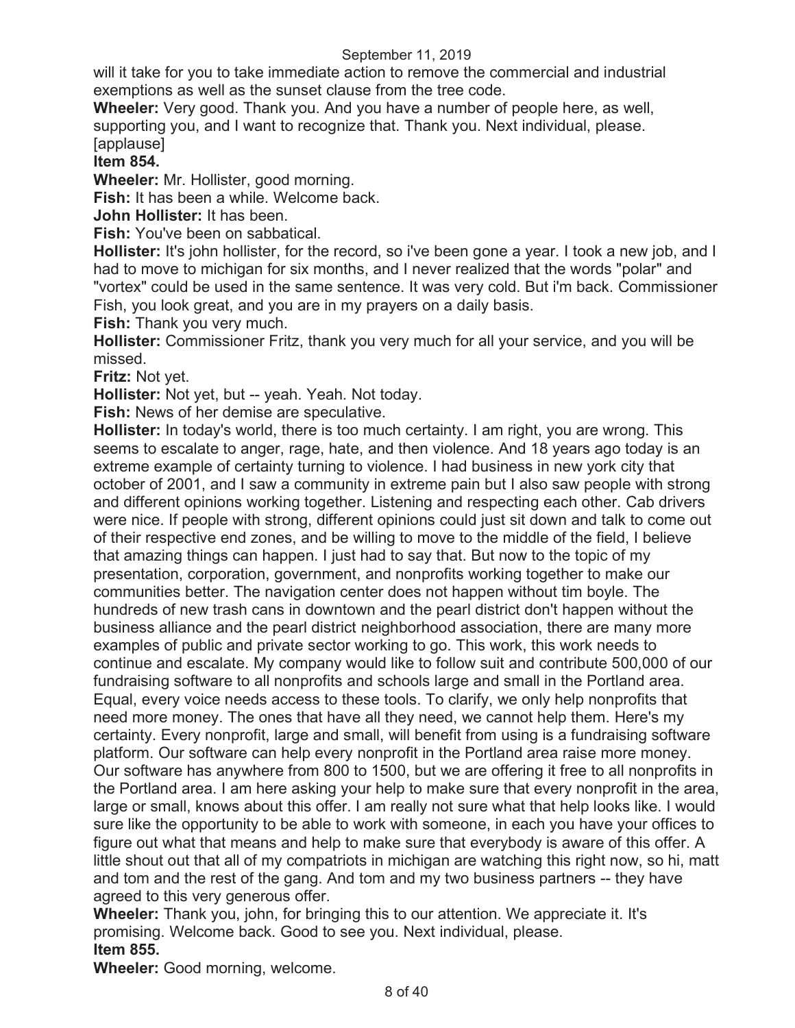will it take for you to take immediate action to remove the commercial and industrial exemptions as well as the sunset clause from the tree code.

**Wheeler:** Very good. Thank you. And you have a number of people here, as well, supporting you, and I want to recognize that. Thank you. Next individual, please. [applause]

**Item 854.**

**Wheeler:** Mr. Hollister, good morning.

**Fish:** It has been a while. Welcome back.

**John Hollister:** It has been.

**Fish:** You've been on sabbatical.

**Hollister:** It's john hollister, for the record, so i've been gone a year. I took a new job, and I had to move to michigan for six months, and I never realized that the words "polar" and "vortex" could be used in the same sentence. It was very cold. But i'm back. Commissioner Fish, you look great, and you are in my prayers on a daily basis.

**Fish:** Thank you very much.

**Hollister:** Commissioner Fritz, thank you very much for all your service, and you will be missed.

**Fritz:** Not yet.

**Hollister:** Not yet, but -- yeah. Yeah. Not today.

**Fish:** News of her demise are speculative.

**Hollister:** In today's world, there is too much certainty. I am right, you are wrong. This seems to escalate to anger, rage, hate, and then violence. And 18 years ago today is an extreme example of certainty turning to violence. I had business in new york city that october of 2001, and I saw a community in extreme pain but I also saw people with strong and different opinions working together. Listening and respecting each other. Cab drivers were nice. If people with strong, different opinions could just sit down and talk to come out of their respective end zones, and be willing to move to the middle of the field, I believe that amazing things can happen. I just had to say that. But now to the topic of my presentation, corporation, government, and nonprofits working together to make our communities better. The navigation center does not happen without tim boyle. The hundreds of new trash cans in downtown and the pearl district don't happen without the business alliance and the pearl district neighborhood association, there are many more examples of public and private sector working to go. This work, this work needs to continue and escalate. My company would like to follow suit and contribute 500,000 of our fundraising software to all nonprofits and schools large and small in the Portland area. Equal, every voice needs access to these tools. To clarify, we only help nonprofits that need more money. The ones that have all they need, we cannot help them. Here's my certainty. Every nonprofit, large and small, will benefit from using is a fundraising software platform. Our software can help every nonprofit in the Portland area raise more money. Our software has anywhere from 800 to 1500, but we are offering it free to all nonprofits in the Portland area. I am here asking your help to make sure that every nonprofit in the area, large or small, knows about this offer. I am really not sure what that help looks like. I would sure like the opportunity to be able to work with someone, in each you have your offices to figure out what that means and help to make sure that everybody is aware of this offer. A little shout out that all of my compatriots in michigan are watching this right now, so hi, matt and tom and the rest of the gang. And tom and my two business partners -- they have agreed to this very generous offer.

**Wheeler:** Thank you, john, for bringing this to our attention. We appreciate it. It's promising. Welcome back. Good to see you. Next individual, please.

**Item 855.**

**Wheeler:** Good morning, welcome.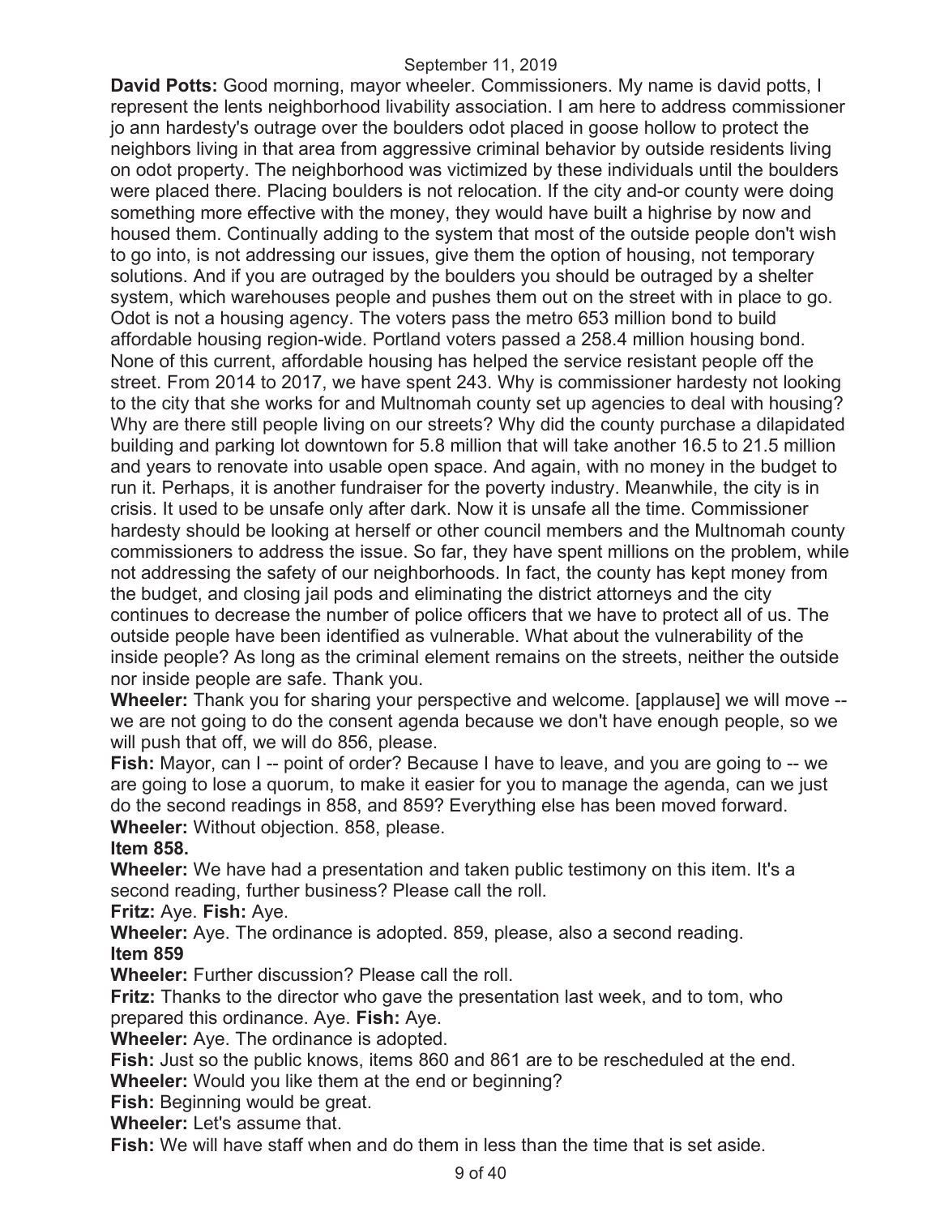**David Potts:** Good morning, mayor wheeler. Commissioners. My name is david potts, I represent the lents neighborhood livability association. I am here to address commissioner jo ann hardesty's outrage over the boulders odot placed in goose hollow to protect the neighbors living in that area from aggressive criminal behavior by outside residents living on odot property. The neighborhood was victimized by these individuals until the boulders were placed there. Placing boulders is not relocation. If the city and-or county were doing something more effective with the money, they would have built a highrise by now and housed them. Continually adding to the system that most of the outside people don't wish to go into, is not addressing our issues, give them the option of housing, not temporary solutions. And if you are outraged by the boulders you should be outraged by a shelter system, which warehouses people and pushes them out on the street with in place to go. Odot is not a housing agency. The voters pass the metro 653 million bond to build affordable housing region-wide. Portland voters passed a 258.4 million housing bond. None of this current, affordable housing has helped the service resistant people off the street. From 2014 to 2017, we have spent 243. Why is commissioner hardesty not looking to the city that she works for and Multnomah county set up agencies to deal with housing? Why are there still people living on our streets? Why did the county purchase a dilapidated building and parking lot downtown for 5.8 million that will take another 16.5 to 21.5 million and years to renovate into usable open space. And again, with no money in the budget to run it. Perhaps, it is another fundraiser for the poverty industry. Meanwhile, the city is in crisis. It used to be unsafe only after dark. Now it is unsafe all the time. Commissioner hardesty should be looking at herself or other council members and the Multnomah county commissioners to address the issue. So far, they have spent millions on the problem, while not addressing the safety of our neighborhoods. In fact, the county has kept money from the budget, and closing jail pods and eliminating the district attorneys and the city continues to decrease the number of police officers that we have to protect all of us. The outside people have been identified as vulnerable. What about the vulnerability of the inside people? As long as the criminal element remains on the streets, neither the outside nor inside people are safe. Thank you.

**Wheeler:** Thank you for sharing your perspective and welcome. [applause] we will move -- we are not going to do the consent agenda because we don't have enough people, so we will push that off, we will do 856, please.

**Fish:** Mayor, can I -- point of order? Because I have to leave, and you are going to -- we are going to lose a quorum, to make it easier for you to manage the agenda, can we just do the second readings in 858, and 859? Everything else has been moved forward.

**Wheeler:** Without objection. 858, please.

**Item 858.**

**Wheeler:** We have had a presentation and taken public testimony on this item. It's a second reading, further business? Please call the roll.

**Fritz:** Aye. **Fish:** Aye.

**Wheeler:** Aye. The ordinance is adopted. 859, please, also a second reading.

**Item 859**

**Wheeler:** Further discussion? Please call the roll.

**Fritz:** Thanks to the director who gave the presentation last week, and to tom, who prepared this ordinance. Aye. **Fish:** Aye.

**Wheeler:** Aye. The ordinance is adopted.

**Fish:** Just so the public knows, items 860 and 861 are to be rescheduled at the end.

**Wheeler:** Would you like them at the end or beginning?

**Fish:** Beginning would be great.

**Wheeler:** Let's assume that.

**Fish:** We will have staff when and do them in less than the time that is set aside.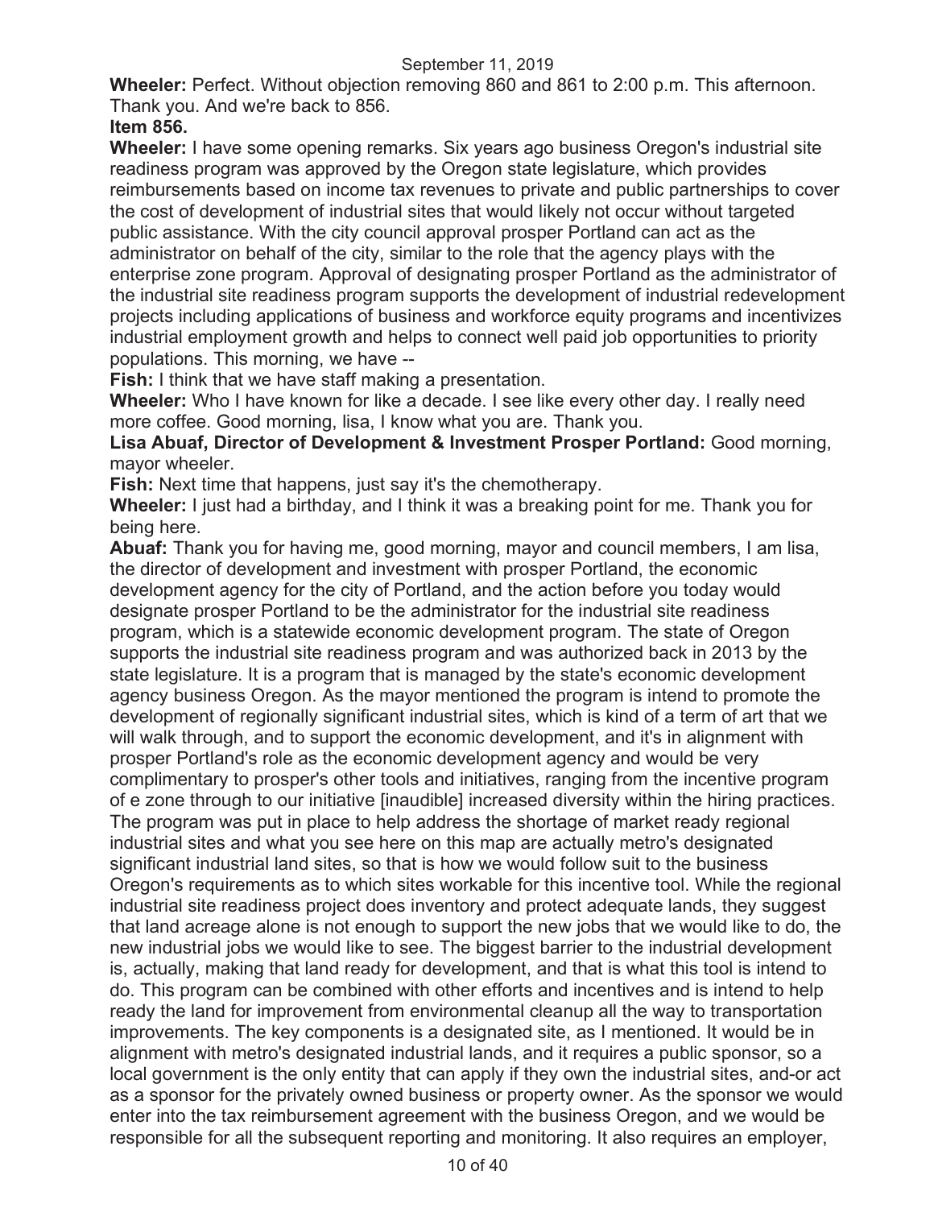**Wheeler:** Perfect. Without objection removing 860 and 861 to 2:00 p.m. This afternoon. Thank you. And we're back to 856.

**Item 856.**

**Wheeler:** I have some opening remarks. Six years ago business Oregon's industrial site readiness program was approved by the Oregon state legislature, which provides reimbursements based on income tax revenues to private and public partnerships to cover the cost of development of industrial sites that would likely not occur without targeted public assistance. With the city council approval prosper Portland can act as the administrator on behalf of the city, similar to the role that the agency plays with the enterprise zone program. Approval of designating prosper Portland as the administrator of the industrial site readiness program supports the development of industrial redevelopment projects including applications of business and workforce equity programs and incentivizes industrial employment growth and helps to connect well paid job opportunities to priority populations. This morning, we have --

**Fish:** I think that we have staff making a presentation.

**Wheeler:** Who I have known for like a decade. I see like every other day. I really need more coffee. Good morning, lisa, I know what you are. Thank you.

**Lisa Abuaf, Director of Development & Investment Prosper Portland:** Good morning, mayor wheeler.

**Fish:** Next time that happens, just say it's the chemotherapy.

**Wheeler:** I just had a birthday, and I think it was a breaking point for me. Thank you for being here.

**Abuaf:** Thank you for having me, good morning, mayor and council members, I am lisa, the director of development and investment with prosper Portland, the economic development agency for the city of Portland, and the action before you today would designate prosper Portland to be the administrator for the industrial site readiness program, which is a statewide economic development program. The state of Oregon supports the industrial site readiness program and was authorized back in 2013 by the state legislature. It is a program that is managed by the state's economic development agency business Oregon. As the mayor mentioned the program is intend to promote the development of regionally significant industrial sites, which is kind of a term of art that we will walk through, and to support the economic development, and it's in alignment with prosper Portland's role as the economic development agency and would be very complimentary to prosper's other tools and initiatives, ranging from the incentive program of e zone through to our initiative [inaudible] increased diversity within the hiring practices. The program was put in place to help address the shortage of market ready regional industrial sites and what you see here on this map are actually metro's designated significant industrial land sites, so that is how we would follow suit to the business Oregon's requirements as to which sites workable for this incentive tool. While the regional industrial site readiness project does inventory and protect adequate lands, they suggest that land acreage alone is not enough to support the new jobs that we would like to do, the new industrial jobs we would like to see. The biggest barrier to the industrial development is, actually, making that land ready for development, and that is what this tool is intend to do. This program can be combined with other efforts and incentives and is intend to help ready the land for improvement from environmental cleanup all the way to transportation improvements. The key components is a designated site, as I mentioned. It would be in alignment with metro's designated industrial lands, and it requires a public sponsor, so a local government is the only entity that can apply if they own the industrial sites, and-or act as a sponsor for the privately owned business or property owner. As the sponsor we would enter into the tax reimbursement agreement with the business Oregon, and we would be responsible for all the subsequent reporting and monitoring. It also requires an employer,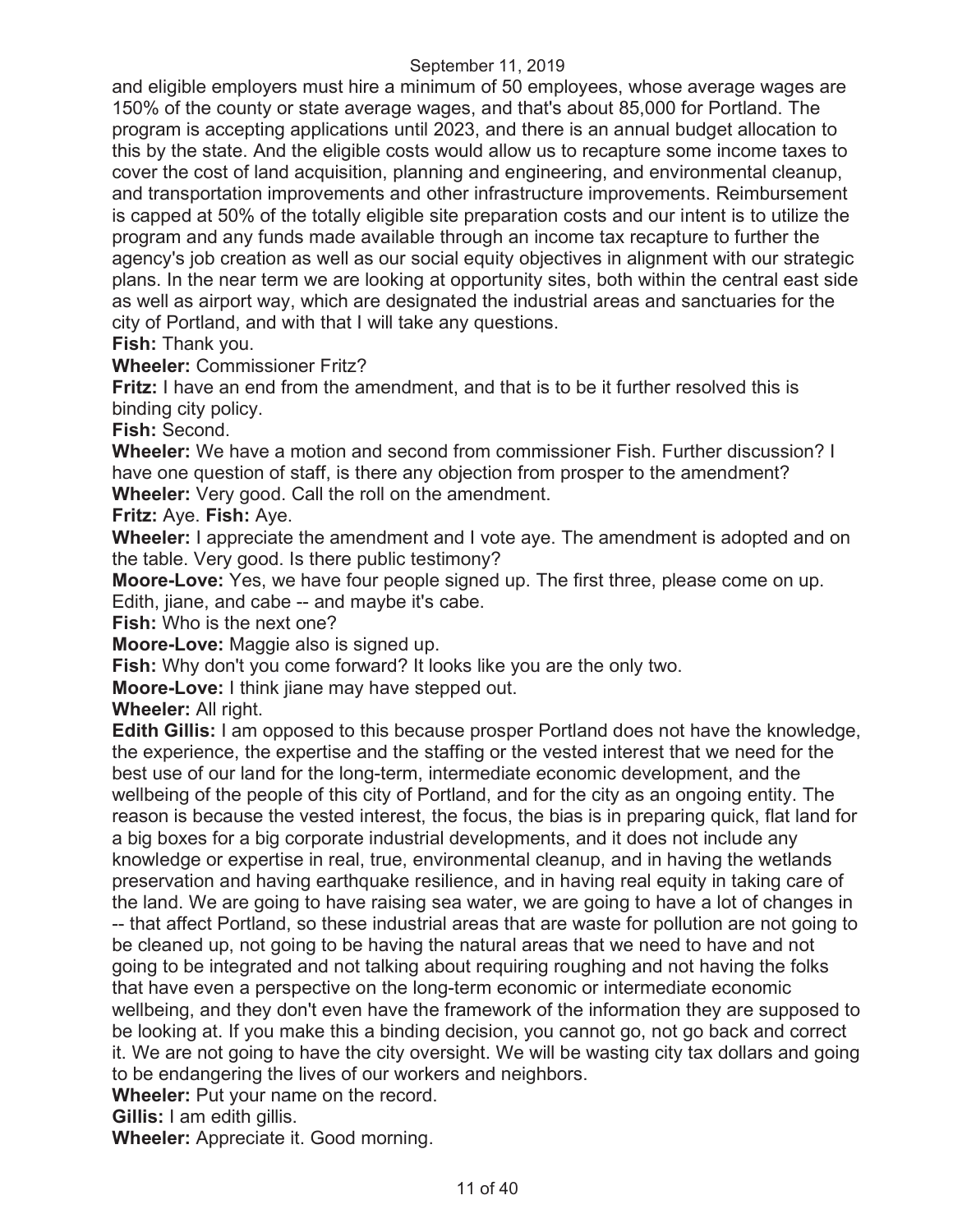and eligible employers must hire a minimum of 50 employees, whose average wages are 150% of the county or state average wages, and that's about 85,000 for Portland. The program is accepting applications until 2023, and there is an annual budget allocation to this by the state. And the eligible costs would allow us to recapture some income taxes to cover the cost of land acquisition, planning and engineering, and environmental cleanup, and transportation improvements and other infrastructure improvements. Reimbursement is capped at 50% of the totally eligible site preparation costs and our intent is to utilize the program and any funds made available through an income tax recapture to further the agency's job creation as well as our social equity objectives in alignment with our strategic plans. In the near term we are looking at opportunity sites, both within the central east side as well as airport way, which are designated the industrial areas and sanctuaries for the city of Portland, and with that I will take any questions.

**Fish:** Thank you.

**Wheeler:** Commissioner Fritz?

**Fritz:** I have an end from the amendment, and that is to be it further resolved this is binding city policy.

**Fish:** Second.

**Wheeler:** We have a motion and second from commissioner Fish. Further discussion? I have one question of staff, is there any objection from prosper to the amendment?

**Wheeler:** Very good. Call the roll on the amendment.

**Fritz:** Aye. **Fish:** Aye.

**Wheeler:** I appreciate the amendment and I vote aye. The amendment is adopted and on the table. Very good. Is there public testimony?

**Moore-Love:** Yes, we have four people signed up. The first three, please come on up. Edith, jiane, and cabe -- and maybe it's cabe.

**Fish:** Who is the next one?

**Moore-Love:** Maggie also is signed up.

**Fish:** Why don't you come forward? It looks like you are the only two.

**Moore-Love:** I think jiane may have stepped out.

**Wheeler:** All right.

**Edith Gillis:** I am opposed to this because prosper Portland does not have the knowledge, the experience, the expertise and the staffing or the vested interest that we need for the best use of our land for the long-term, intermediate economic development, and the wellbeing of the people of this city of Portland, and for the city as an ongoing entity. The reason is because the vested interest, the focus, the bias is in preparing quick, flat land for a big boxes for a big corporate industrial developments, and it does not include any knowledge or expertise in real, true, environmental cleanup, and in having the wetlands preservation and having earthquake resilience, and in having real equity in taking care of the land. We are going to have raising sea water, we are going to have a lot of changes in -- that affect Portland, so these industrial areas that are waste for pollution are not going to be cleaned up, not going to be having the natural areas that we need to have and not going to be integrated and not talking about requiring roughing and not having the folks that have even a perspective on the long-term economic or intermediate economic wellbeing, and they don't even have the framework of the information they are supposed to be looking at. If you make this a binding decision, you cannot go, not go back and correct it. We are not going to have the city oversight. We will be wasting city tax dollars and going to be endangering the lives of our workers and neighbors.

**Wheeler:** Put your name on the record.

**Gillis:** I am edith gillis.

**Wheeler:** Appreciate it. Good morning.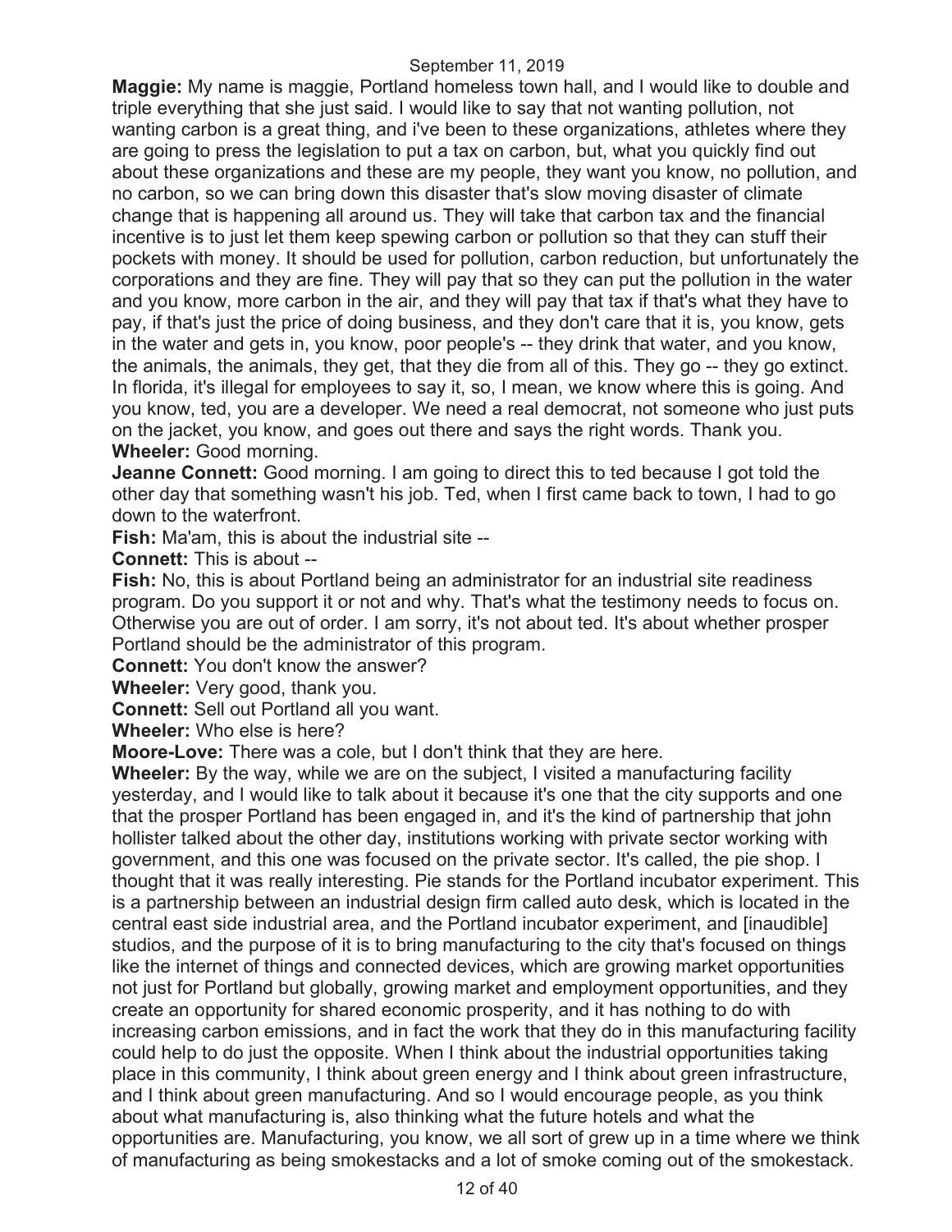**Maggie:** My name is maggie, Portland homeless town hall, and I would like to double and triple everything that she just said. I would like to say that not wanting pollution, not wanting carbon is a great thing, and i've been to these organizations, athletes where they are going to press the legislation to put a tax on carbon, but, what you quickly find out about these organizations and these are my people, they want you know, no pollution, and no carbon, so we can bring down this disaster that's slow moving disaster of climate change that is happening all around us. They will take that carbon tax and the financial incentive is to just let them keep spewing carbon or pollution so that they can stuff their pockets with money. It should be used for pollution, carbon reduction, but unfortunately the corporations and they are fine. They will pay that so they can put the pollution in the water and you know, more carbon in the air, and they will pay that tax if that's what they have to pay, if that's just the price of doing business, and they don't care that it is, you know, gets in the water and gets in, you know, poor people's -- they drink that water, and you know, the animals, the animals, they get, that they die from all of this. They go -- they go extinct. In florida, it's illegal for employees to say it, so, I mean, we know where this is going. And you know, ted, you are a developer. We need a real democrat, not someone who just puts on the jacket, you know, and goes out there and says the right words. Thank you.

**Wheeler:** Good morning.

**Jeanne Connett:** Good morning. I am going to direct this to ted because I got told the other day that something wasn't his job. Ted, when I first came back to town, I had to go down to the waterfront.

**Fish:** Ma'am, this is about the industrial site --

**Connett:** This is about --

**Fish:** No, this is about Portland being an administrator for an industrial site readiness program. Do you support it or not and why. That's what the testimony needs to focus on. Otherwise you are out of order. I am sorry, it's not about ted. It's about whether prosper Portland should be the administrator of this program.

**Connett:** You don't know the answer?

**Wheeler:** Very good, thank you.

**Connett:** Sell out Portland all you want.

**Wheeler:** Who else is here?

**Moore-Love:** There was a cole, but I don't think that they are here.

**Wheeler:** By the way, while we are on the subject, I visited a manufacturing facility yesterday, and I would like to talk about it because it's one that the city supports and one that the prosper Portland has been engaged in, and it's the kind of partnership that john hollister talked about the other day, institutions working with private sector working with government, and this one was focused on the private sector. It's called, the pie shop. I thought that it was really interesting. Pie stands for the Portland incubator experiment. This is a partnership between an industrial design firm called auto desk, which is located in the central east side industrial area, and the Portland incubator experiment, and [inaudible] studios, and the purpose of it is to bring manufacturing to the city that's focused on things like the internet of things and connected devices, which are growing market opportunities not just for Portland but globally, growing market and employment opportunities, and they create an opportunity for shared economic prosperity, and it has nothing to do with increasing carbon emissions, and in fact the work that they do in this manufacturing facility could help to do just the opposite. When I think about the industrial opportunities taking place in this community, I think about green energy and I think about green infrastructure, and I think about green manufacturing. And so I would encourage people, as you think about what manufacturing is, also thinking what the future hotels and what the opportunities are. Manufacturing, you know, we all sort of grew up in a time where we think of manufacturing as being smokestacks and a lot of smoke coming out of the smokestack.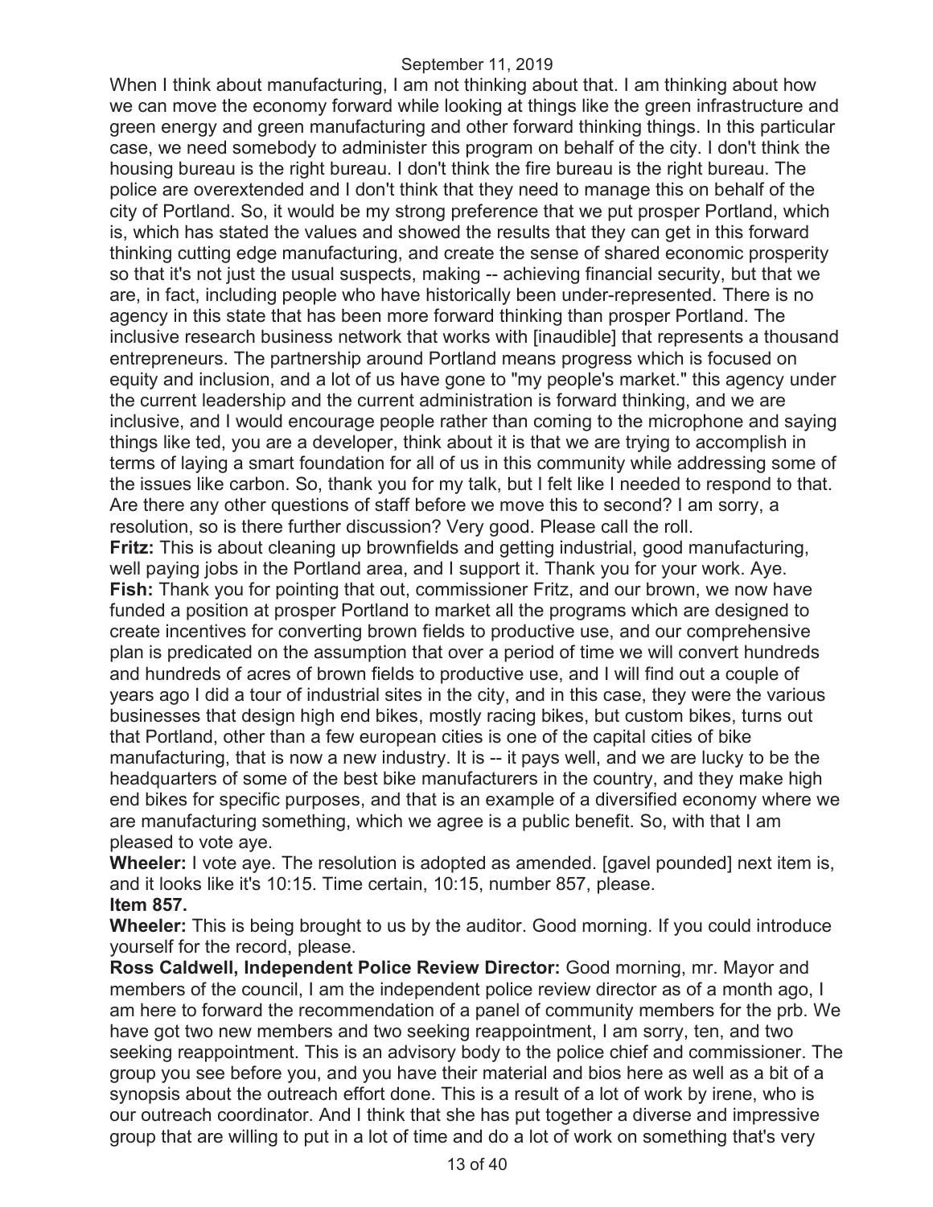When I think about manufacturing, I am not thinking about that. I am thinking about how we can move the economy forward while looking at things like the green infrastructure and green energy and green manufacturing and other forward thinking things. In this particular case, we need somebody to administer this program on behalf of the city. I don't think the housing bureau is the right bureau. I don't think the fire bureau is the right bureau. The police are overextended and I don't think that they need to manage this on behalf of the city of Portland. So, it would be my strong preference that we put prosper Portland, which is, which has stated the values and showed the results that they can get in this forward thinking cutting edge manufacturing, and create the sense of shared economic prosperity so that it's not just the usual suspects, making -- achieving financial security, but that we are, in fact, including people who have historically been under-represented. There is no agency in this state that has been more forward thinking than prosper Portland. The inclusive research business network that works with [inaudible] that represents a thousand entrepreneurs. The partnership around Portland means progress which is focused on equity and inclusion, and a lot of us have gone to "my people's market." this agency under the current leadership and the current administration is forward thinking, and we are inclusive, and I would encourage people rather than coming to the microphone and saying things like ted, you are a developer, think about it is that we are trying to accomplish in terms of laying a smart foundation for all of us in this community while addressing some of the issues like carbon. So, thank you for my talk, but I felt like I needed to respond to that. Are there any other questions of staff before we move this to second? I am sorry, a resolution, so is there further discussion? Very good. Please call the roll.

**Fritz:** This is about cleaning up brownfields and getting industrial, good manufacturing, well paying jobs in the Portland area, and I support it. Thank you for your work. Aye.

**Fish:** Thank you for pointing that out, commissioner Fritz, and our brown, we now have funded a position at prosper Portland to market all the programs which are designed to create incentives for converting brown fields to productive use, and our comprehensive plan is predicated on the assumption that over a period of time we will convert hundreds and hundreds of acres of brown fields to productive use, and I will find out a couple of years ago I did a tour of industrial sites in the city, and in this case, they were the various businesses that design high end bikes, mostly racing bikes, but custom bikes, turns out that Portland, other than a few european cities is one of the capital cities of bike manufacturing, that is now a new industry. It is -- it pays well, and we are lucky to be the headquarters of some of the best bike manufacturers in the country, and they make high end bikes for specific purposes, and that is an example of a diversified economy where we are manufacturing something, which we agree is a public benefit. So, with that I am pleased to vote aye.

**Wheeler:** I vote aye. The resolution is adopted as amended. [gavel pounded] next item is, and it looks like it's 10:15. Time certain, 10:15, number 857, please.

**Item 857.**

**Wheeler:** This is being brought to us by the auditor. Good morning. If you could introduce yourself for the record, please.

**Ross Caldwell, Independent Police Review Director:** Good morning, mr. Mayor and members of the council, I am the independent police review director as of a month ago, I am here to forward the recommendation of a panel of community members for the prb. We have got two new members and two seeking reappointment, I am sorry, ten, and two seeking reappointment. This is an advisory body to the police chief and commissioner. The group you see before you, and you have their material and bios here as well as a bit of a synopsis about the outreach effort done. This is a result of a lot of work by irene, who is our outreach coordinator. And I think that she has put together a diverse and impressive group that are willing to put in a lot of time and do a lot of work on something that's very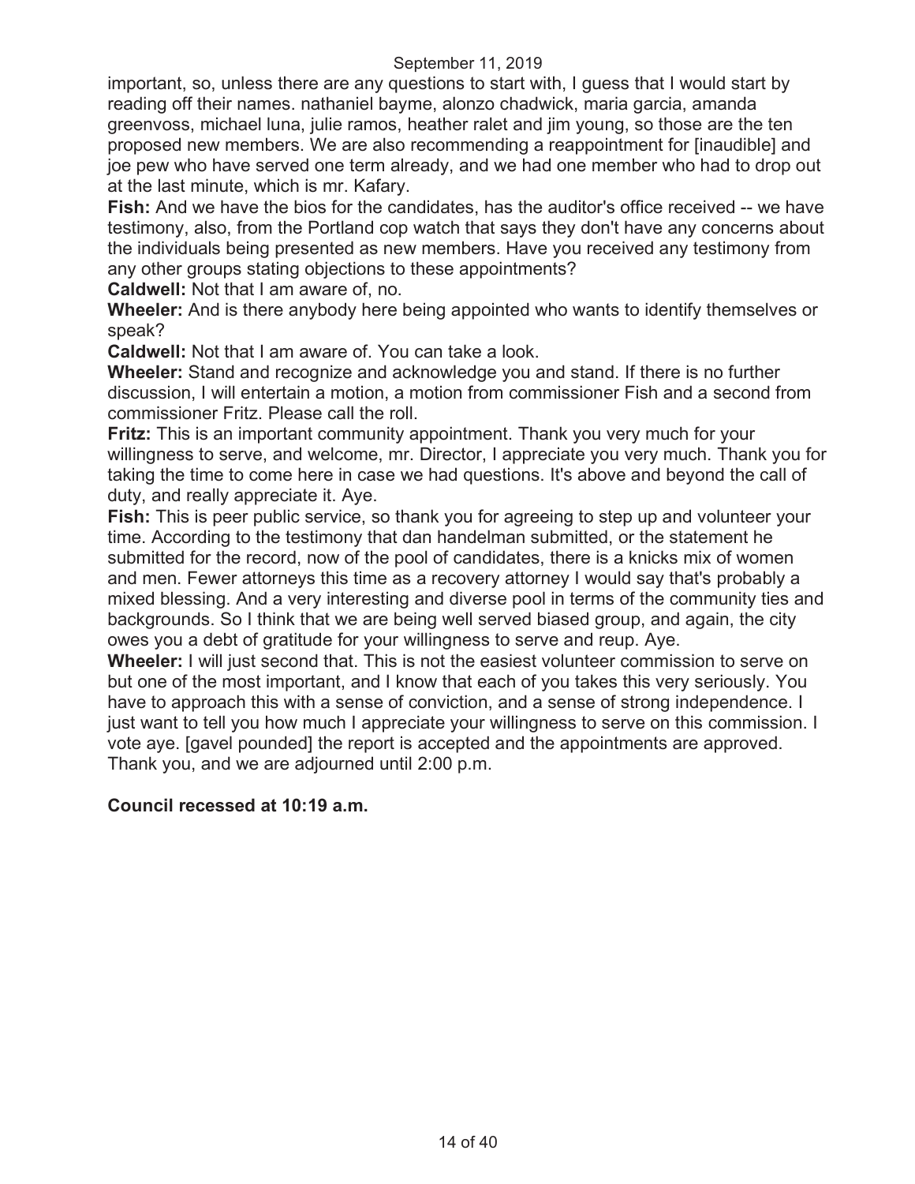important, so, unless there are any questions to start with, I guess that I would start by reading off their names. nathaniel bayme, alonzo chadwick, maria garcia, amanda greenvoss, michael luna, julie ramos, heather ralet and jim young, so those are the ten proposed new members. We are also recommending a reappointment for [inaudible] and joe pew who have served one term already, and we had one member who had to drop out at the last minute, which is mr. Kafary.

**Fish:** And we have the bios for the candidates, has the auditor's office received -- we have testimony, also, from the Portland cop watch that says they don't have any concerns about the individuals being presented as new members. Have you received any testimony from any other groups stating objections to these appointments?

**Caldwell:** Not that I am aware of, no.

**Wheeler:** And is there anybody here being appointed who wants to identify themselves or speak?

**Caldwell:** Not that I am aware of. You can take a look.

**Wheeler:** Stand and recognize and acknowledge you and stand. If there is no further discussion, I will entertain a motion, a motion from commissioner Fish and a second from commissioner Fritz. Please call the roll.

**Fritz:** This is an important community appointment. Thank you very much for your willingness to serve, and welcome, mr. Director, I appreciate you very much. Thank you for taking the time to come here in case we had questions. It's above and beyond the call of duty, and really appreciate it. Aye.

**Fish:** This is peer public service, so thank you for agreeing to step up and volunteer your time. According to the testimony that dan handelman submitted, or the statement he submitted for the record, now of the pool of candidates, there is a knicks mix of women and men. Fewer attorneys this time as a recovery attorney I would say that's probably a mixed blessing. And a very interesting and diverse pool in terms of the community ties and backgrounds. So I think that we are being well served biased group, and again, the city owes you a debt of gratitude for your willingness to serve and reup. Aye.

**Wheeler:** I will just second that. This is not the easiest volunteer commission to serve on but one of the most important, and I know that each of you takes this very seriously. You have to approach this with a sense of conviction, and a sense of strong independence. I just want to tell you how much I appreciate your willingness to serve on this commission. I vote aye. [gavel pounded] the report is accepted and the appointments are approved. Thank you, and we are adjourned until 2:00 p.m.

**Council recessed at 10:19 a.m.**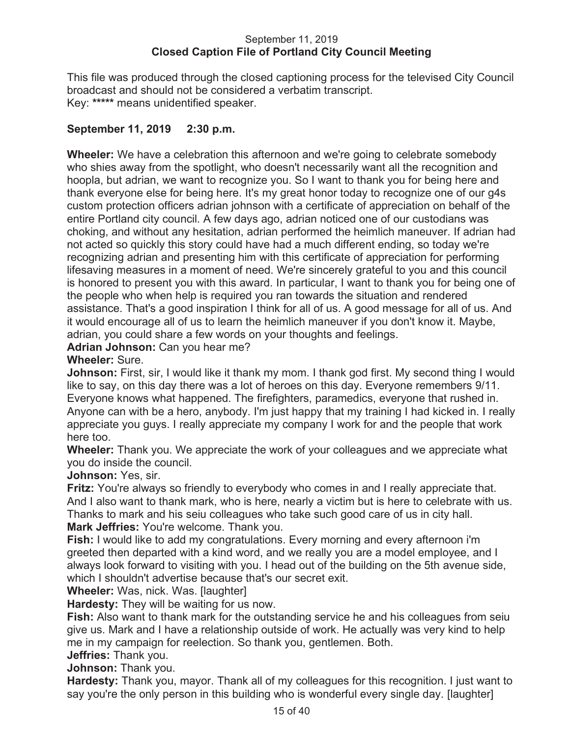September 11, 2019
**Closed Caption File of Portland City Council Meeting**

This file was produced through the closed captioning process for the televised City Council broadcast and should not be considered a verbatim transcript.
Key: ***** means unidentified speaker.

**September 11, 2019 2:30 p.m.**

**Wheeler:** We have a celebration this afternoon and we're going to celebrate somebody who shies away from the spotlight, who doesn't necessarily want all the recognition and hoopla, but adrian, we want to recognize you. So I want to thank you for being here and thank everyone else for being here. It's my great honor today to recognize one of our g4s custom protection officers adrian johnson with a certificate of appreciation on behalf of the entire Portland city council. A few days ago, adrian noticed one of our custodians was choking, and without any hesitation, adrian performed the heimlich maneuver. If adrian had not acted so quickly this story could have had a much different ending, so today we're recognizing adrian and presenting him with this certificate of appreciation for performing lifesaving measures in a moment of need. We're sincerely grateful to you and this council is honored to present you with this award. In particular, I want to thank you for being one of the people who when help is required you ran towards the situation and rendered assistance. That's a good inspiration I think for all of us. A good message for all of us. And it would encourage all of us to learn the heimlich maneuver if you don't know it. Maybe, adrian, you could share a few words on your thoughts and feelings.
**Adrian Johnson:** Can you hear me?
**Wheeler:** Sure.
**Johnson:** First, sir, I would like it thank my mom. I thank god first. My second thing I would like to say, on this day there was a lot of heroes on this day. Everyone remembers 9/11. Everyone knows what happened. The firefighters, paramedics, everyone that rushed in. Anyone can with be a hero, anybody. I'm just happy that my training I had kicked in. I really appreciate you guys. I really appreciate my company I work for and the people that work here too.
**Wheeler:** Thank you. We appreciate the work of your colleagues and we appreciate what you do inside the council.
**Johnson:** Yes, sir.
**Fritz:** You're always so friendly to everybody who comes in and I really appreciate that. And I also want to thank mark, who is here, nearly a victim but is here to celebrate with us. Thanks to mark and his seiu colleagues who take such good care of us in city hall.
**Mark Jeffries:** You're welcome. Thank you.
**Fish:** I would like to add my congratulations. Every morning and every afternoon i'm greeted then departed with a kind word, and we really you are a model employee, and I always look forward to visiting with you. I head out of the building on the 5th avenue side, which I shouldn't advertise because that's our secret exit.
**Wheeler:** Was, nick. Was. [laughter]
**Hardesty:** They will be waiting for us now.
**Fish:** Also want to thank mark for the outstanding service he and his colleagues from seiu give us. Mark and I have a relationship outside of work. He actually was very kind to help me in my campaign for reelection. So thank you, gentlemen. Both.
**Jeffries:** Thank you.
**Johnson:** Thank you.
**Hardesty:** Thank you, mayor. Thank all of my colleagues for this recognition. I just want to say you're the only person in this building who is wonderful every single day. [laughter]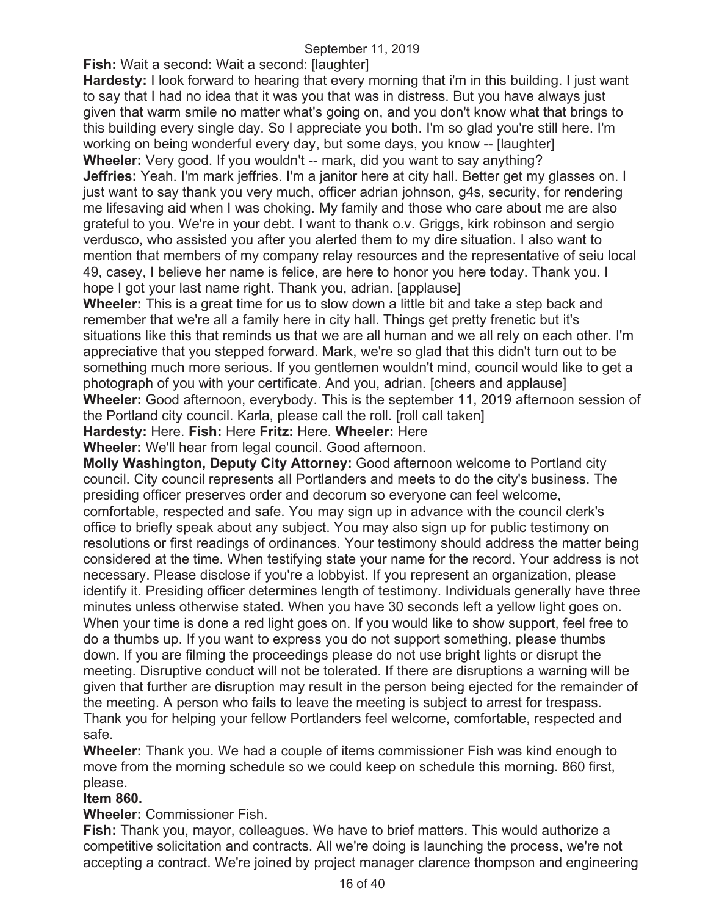**Fish:** Wait a second: Wait a second: [laughter]

**Hardesty:** I look forward to hearing that every morning that i'm in this building. I just want to say that I had no idea that it was you that was in distress. But you have always just given that warm smile no matter what's going on, and you don't know what that brings to this building every single day. So I appreciate you both. I'm so glad you're still here. I'm working on being wonderful every day, but some days, you know -- [laughter]

**Wheeler:** Very good. If you wouldn't -- mark, did you want to say anything?

**Jeffries:** Yeah. I'm mark jeffries. I'm a janitor here at city hall. Better get my glasses on. I just want to say thank you very much, officer adrian johnson, g4s, security, for rendering me lifesaving aid when I was choking. My family and those who care about me are also grateful to you. We're in your debt. I want to thank o.v. Griggs, kirk robinson and sergio verdusco, who assisted you after you alerted them to my dire situation. I also want to mention that members of my company relay resources and the representative of seiu local 49, casey, I believe her name is felice, are here to honor you here today. Thank you. I hope I got your last name right. Thank you, adrian. [applause]

**Wheeler:** This is a great time for us to slow down a little bit and take a step back and remember that we're all a family here in city hall. Things get pretty frenetic but it's situations like this that reminds us that we are all human and we all rely on each other. I'm appreciative that you stepped forward. Mark, we're so glad that this didn't turn out to be something much more serious. If you gentlemen wouldn't mind, council would like to get a photograph of you with your certificate. And you, adrian. [cheers and applause]

**Wheeler:** Good afternoon, everybody. This is the september 11, 2019 afternoon session of the Portland city council. Karla, please call the roll. [roll call taken]

**Hardesty:** Here. **Fish:** Here **Fritz:** Here. **Wheeler:** Here

**Wheeler:** We'll hear from legal council. Good afternoon.

**Molly Washington, Deputy City Attorney:** Good afternoon welcome to Portland city council. City council represents all Portlanders and meets to do the city's business. The presiding officer preserves order and decorum so everyone can feel welcome, comfortable, respected and safe. You may sign up in advance with the council clerk's office to briefly speak about any subject. You may also sign up for public testimony on resolutions or first readings of ordinances. Your testimony should address the matter being considered at the time. When testifying state your name for the record. Your address is not necessary. Please disclose if you're a lobbyist. If you represent an organization, please identify it. Presiding officer determines length of testimony. Individuals generally have three minutes unless otherwise stated. When you have 30 seconds left a yellow light goes on. When your time is done a red light goes on. If you would like to show support, feel free to do a thumbs up. If you want to express you do not support something, please thumbs down. If you are filming the proceedings please do not use bright lights or disrupt the meeting. Disruptive conduct will not be tolerated. If there are disruptions a warning will be given that further are disruption may result in the person being ejected for the remainder of the meeting. A person who fails to leave the meeting is subject to arrest for trespass. Thank you for helping your fellow Portlanders feel welcome, comfortable, respected and safe.

**Wheeler:** Thank you. We had a couple of items commissioner Fish was kind enough to move from the morning schedule so we could keep on schedule this morning. 860 first, please.

**Item 860.**

**Wheeler:** Commissioner Fish.

**Fish:** Thank you, mayor, colleagues. We have to brief matters. This would authorize a competitive solicitation and contracts. All we're doing is launching the process, we're not accepting a contract. We're joined by project manager clarence thompson and engineering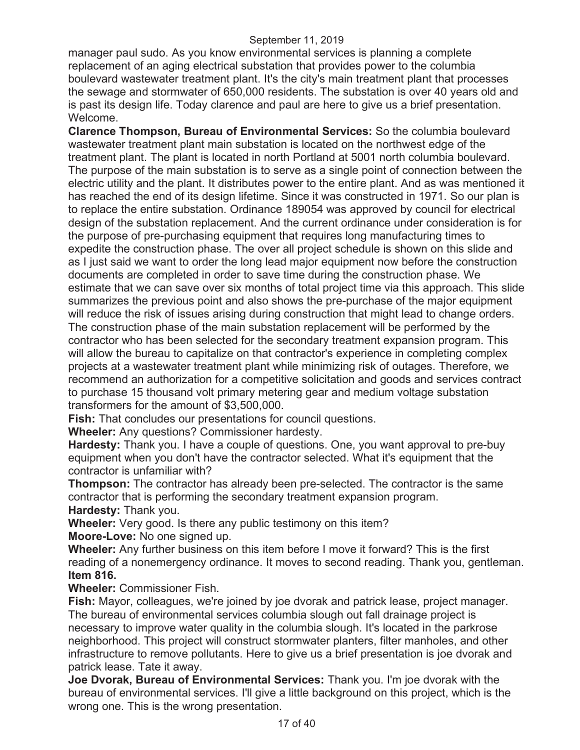manager paul sudo. As you know environmental services is planning a complete replacement of an aging electrical substation that provides power to the columbia boulevard wastewater treatment plant. It's the city's main treatment plant that processes the sewage and stormwater of 650,000 residents. The substation is over 40 years old and is past its design life. Today clarence and paul are here to give us a brief presentation. Welcome.

**Clarence Thompson, Bureau of Environmental Services:** So the columbia boulevard wastewater treatment plant main substation is located on the northwest edge of the treatment plant. The plant is located in north Portland at 5001 north columbia boulevard. The purpose of the main substation is to serve as a single point of connection between the electric utility and the plant. It distributes power to the entire plant. And as was mentioned it has reached the end of its design lifetime. Since it was constructed in 1971. So our plan is to replace the entire substation. Ordinance 189054 was approved by council for electrical design of the substation replacement. And the current ordinance under consideration is for the purpose of pre-purchasing equipment that requires long manufacturing times to expedite the construction phase. The over all project schedule is shown on this slide and as I just said we want to order the long lead major equipment now before the construction documents are completed in order to save time during the construction phase. We estimate that we can save over six months of total project time via this approach. This slide summarizes the previous point and also shows the pre-purchase of the major equipment will reduce the risk of issues arising during construction that might lead to change orders. The construction phase of the main substation replacement will be performed by the contractor who has been selected for the secondary treatment expansion program. This will allow the bureau to capitalize on that contractor's experience in completing complex projects at a wastewater treatment plant while minimizing risk of outages. Therefore, we recommend an authorization for a competitive solicitation and goods and services contract to purchase 15 thousand volt primary metering gear and medium voltage substation transformers for the amount of $3,500,000.

**Fish:** That concludes our presentations for council questions.

**Wheeler:** Any questions? Commissioner hardesty.

**Hardesty:** Thank you. I have a couple of questions. One, you want approval to pre-buy equipment when you don't have the contractor selected. What it's equipment that the contractor is unfamiliar with?

**Thompson:** The contractor has already been pre-selected. The contractor is the same contractor that is performing the secondary treatment expansion program.

**Hardesty:** Thank you.

**Wheeler:** Very good. Is there any public testimony on this item?

**Moore-Love:** No one signed up.

**Wheeler:** Any further business on this item before I move it forward? This is the first reading of a nonemergency ordinance. It moves to second reading. Thank you, gentleman.

**Item 816.**

**Wheeler:** Commissioner Fish.

**Fish:** Mayor, colleagues, we're joined by joe dvorak and patrick lease, project manager. The bureau of environmental services columbia slough out fall drainage project is necessary to improve water quality in the columbia slough. It's located in the parkrose neighborhood. This project will construct stormwater planters, filter manholes, and other infrastructure to remove pollutants. Here to give us a brief presentation is joe dvorak and patrick lease. Tate it away.

**Joe Dvorak, Bureau of Environmental Services:** Thank you. I'm joe dvorak with the bureau of environmental services. I'll give a little background on this project, which is the wrong one. This is the wrong presentation.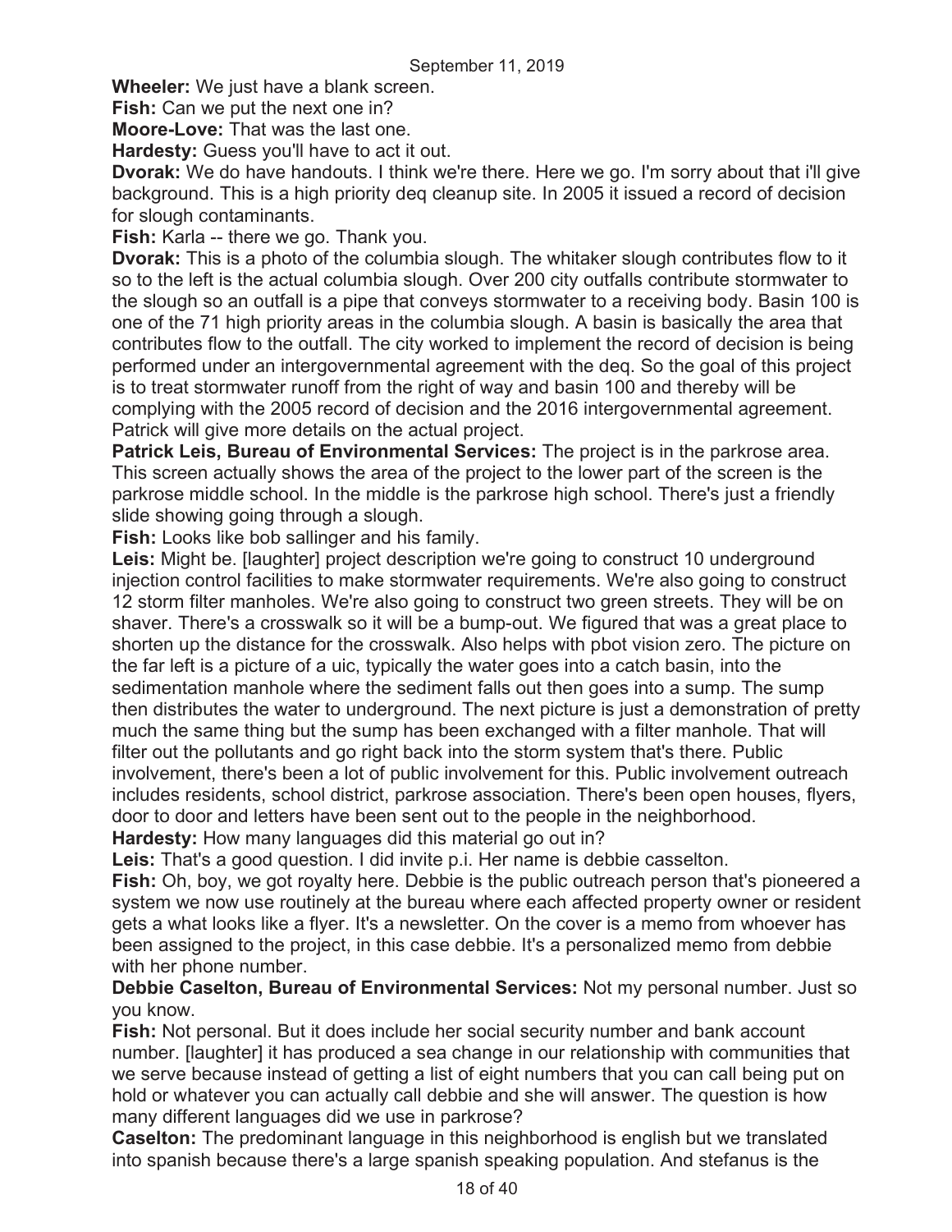**Wheeler:** We just have a blank screen.

**Fish:** Can we put the next one in?

**Moore-Love:** That was the last one.

**Hardesty:** Guess you'll have to act it out.

**Dvorak:** We do have handouts. I think we're there. Here we go. I'm sorry about that i'll give background. This is a high priority deq cleanup site. In 2005 it issued a record of decision for slough contaminants.

**Fish:** Karla -- there we go. Thank you.

**Dvorak:** This is a photo of the columbia slough. The whitaker slough contributes flow to it so to the left is the actual columbia slough. Over 200 city outfalls contribute stormwater to the slough so an outfall is a pipe that conveys stormwater to a receiving body. Basin 100 is one of the 71 high priority areas in the columbia slough. A basin is basically the area that contributes flow to the outfall. The city worked to implement the record of decision is being performed under an intergovernmental agreement with the deq. So the goal of this project is to treat stormwater runoff from the right of way and basin 100 and thereby will be complying with the 2005 record of decision and the 2016 intergovernmental agreement. Patrick will give more details on the actual project.

**Patrick Leis, Bureau of Environmental Services:** The project is in the parkrose area. This screen actually shows the area of the project to the lower part of the screen is the parkrose middle school. In the middle is the parkrose high school. There's just a friendly slide showing going through a slough.

**Fish:** Looks like bob sallinger and his family.

**Leis:** Might be. [laughter] project description we're going to construct 10 underground injection control facilities to make stormwater requirements. We're also going to construct 12 storm filter manholes. We're also going to construct two green streets. They will be on shaver. There's a crosswalk so it will be a bump-out. We figured that was a great place to shorten up the distance for the crosswalk. Also helps with pbot vision zero. The picture on the far left is a picture of a uic, typically the water goes into a catch basin, into the sedimentation manhole where the sediment falls out then goes into a sump. The sump then distributes the water to underground. The next picture is just a demonstration of pretty much the same thing but the sump has been exchanged with a filter manhole. That will filter out the pollutants and go right back into the storm system that's there. Public involvement, there's been a lot of public involvement for this. Public involvement outreach includes residents, school district, parkrose association. There's been open houses, flyers, door to door and letters have been sent out to the people in the neighborhood.

**Hardesty:** How many languages did this material go out in?

**Leis:** That's a good question. I did invite p.i. Her name is debbie casselton.

**Fish:** Oh, boy, we got royalty here. Debbie is the public outreach person that's pioneered a system we now use routinely at the bureau where each affected property owner or resident gets a what looks like a flyer. It's a newsletter. On the cover is a memo from whoever has been assigned to the project, in this case debbie. It's a personalized memo from debbie with her phone number.

**Debbie Caselton, Bureau of Environmental Services:** Not my personal number. Just so you know.

**Fish:** Not personal. But it does include her social security number and bank account number. [laughter] it has produced a sea change in our relationship with communities that we serve because instead of getting a list of eight numbers that you can call being put on hold or whatever you can actually call debbie and she will answer. The question is how many different languages did we use in parkrose?

**Caselton:** The predominant language in this neighborhood is english but we translated into spanish because there's a large spanish speaking population. And stefanus is the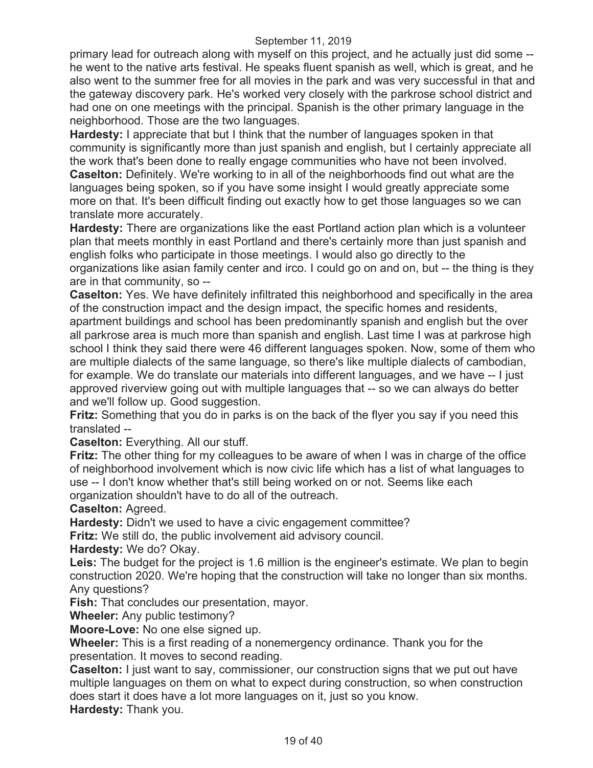primary lead for outreach along with myself on this project, and he actually just did some -- he went to the native arts festival. He speaks fluent spanish as well, which is great, and he also went to the summer free for all movies in the park and was very successful in that and the gateway discovery park. He's worked very closely with the parkrose school district and had one on one meetings with the principal. Spanish is the other primary language in the neighborhood. Those are the two languages.

**Hardesty:** I appreciate that but I think that the number of languages spoken in that community is significantly more than just spanish and english, but I certainly appreciate all the work that's been done to really engage communities who have not been involved.

**Caselton:** Definitely. We're working to in all of the neighborhoods find out what are the languages being spoken, so if you have some insight I would greatly appreciate some more on that. It's been difficult finding out exactly how to get those languages so we can translate more accurately.

**Hardesty:** There are organizations like the east Portland action plan which is a volunteer plan that meets monthly in east Portland and there's certainly more than just spanish and english folks who participate in those meetings. I would also go directly to the organizations like asian family center and irco. I could go on and on, but -- the thing is they are in that community, so --

**Caselton:** Yes. We have definitely infiltrated this neighborhood and specifically in the area of the construction impact and the design impact, the specific homes and residents, apartment buildings and school has been predominantly spanish and english but the over all parkrose area is much more than spanish and english. Last time I was at parkrose high school I think they said there were 46 different languages spoken. Now, some of them who are multiple dialects of the same language, so there's like multiple dialects of cambodian, for example. We do translate our materials into different languages, and we have -- I just approved riverview going out with multiple languages that -- so we can always do better and we'll follow up. Good suggestion.

**Fritz:** Something that you do in parks is on the back of the flyer you say if you need this translated --

**Caselton:** Everything. All our stuff.

**Fritz:** The other thing for my colleagues to be aware of when I was in charge of the office of neighborhood involvement which is now civic life which has a list of what languages to use -- I don't know whether that's still being worked on or not. Seems like each organization shouldn't have to do all of the outreach.

**Caselton:** Agreed.

**Hardesty:** Didn't we used to have a civic engagement committee?

**Fritz:** We still do, the public involvement aid advisory council.

**Hardesty:** We do? Okay.

**Leis:** The budget for the project is 1.6 million is the engineer's estimate. We plan to begin construction 2020. We're hoping that the construction will take no longer than six months. Any questions?

**Fish:** That concludes our presentation, mayor.

**Wheeler:** Any public testimony?

**Moore-Love:** No one else signed up.

**Wheeler:** This is a first reading of a nonemergency ordinance. Thank you for the presentation. It moves to second reading.

**Caselton:** I just want to say, commissioner, our construction signs that we put out have multiple languages on them on what to expect during construction, so when construction does start it does have a lot more languages on it, just so you know.

**Hardesty:** Thank you.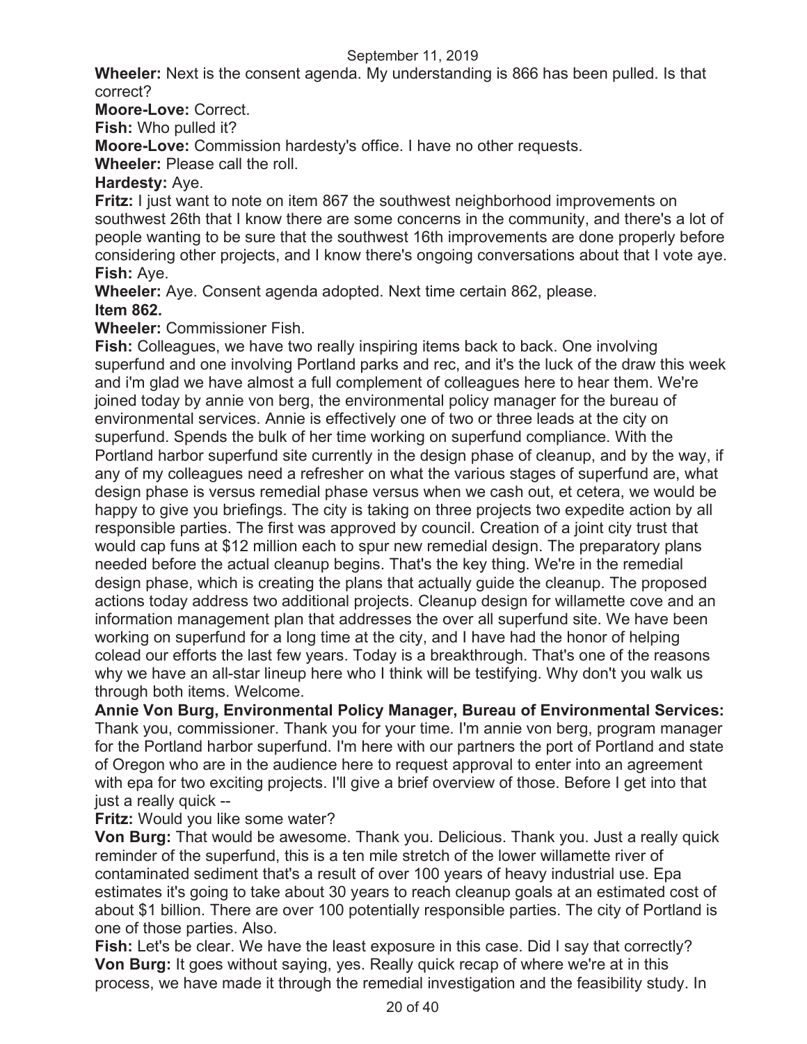**Wheeler:** Next is the consent agenda. My understanding is 866 has been pulled. Is that correct?

**Moore-Love:** Correct.

**Fish:** Who pulled it?

**Moore-Love:** Commission hardesty's office. I have no other requests.

**Wheeler:** Please call the roll.

**Hardesty:** Aye.

**Fritz:** I just want to note on item 867 the southwest neighborhood improvements on southwest 26th that I know there are some concerns in the community, and there's a lot of people wanting to be sure that the southwest 16th improvements are done properly before considering other projects, and I know there's ongoing conversations about that I vote aye.

**Fish:** Aye.

**Wheeler:** Aye. Consent agenda adopted. Next time certain 862, please.

**Item 862.**

**Wheeler:** Commissioner Fish.

**Fish:** Colleagues, we have two really inspiring items back to back. One involving superfund and one involving Portland parks and rec, and it's the luck of the draw this week and i'm glad we have almost a full complement of colleagues here to hear them. We're joined today by annie von berg, the environmental policy manager for the bureau of environmental services. Annie is effectively one of two or three leads at the city on superfund. Spends the bulk of her time working on superfund compliance. With the Portland harbor superfund site currently in the design phase of cleanup, and by the way, if any of my colleagues need a refresher on what the various stages of superfund are, what design phase is versus remedial phase versus when we cash out, et cetera, we would be happy to give you briefings. The city is taking on three projects two expedite action by all responsible parties. The first was approved by council. Creation of a joint city trust that would cap funs at $12 million each to spur new remedial design. The preparatory plans needed before the actual cleanup begins. That's the key thing. We're in the remedial design phase, which is creating the plans that actually guide the cleanup. The proposed actions today address two additional projects. Cleanup design for willamette cove and an information management plan that addresses the over all superfund site. We have been working on superfund for a long time at the city, and I have had the honor of helping colead our efforts the last few years. Today is a breakthrough. That's one of the reasons why we have an all-star lineup here who I think will be testifying. Why don't you walk us through both items. Welcome.

**Annie Von Burg, Environmental Policy Manager, Bureau of Environmental Services:** Thank you, commissioner. Thank you for your time. I'm annie von berg, program manager for the Portland harbor superfund. I'm here with our partners the port of Portland and state of Oregon who are in the audience here to request approval to enter into an agreement with epa for two exciting projects. I'll give a brief overview of those. Before I get into that just a really quick --

**Fritz:** Would you like some water?

**Von Burg:** That would be awesome. Thank you. Delicious. Thank you. Just a really quick reminder of the superfund, this is a ten mile stretch of the lower willamette river of contaminated sediment that's a result of over 100 years of heavy industrial use. Epa estimates it's going to take about 30 years to reach cleanup goals at an estimated cost of about $1 billion. There are over 100 potentially responsible parties. The city of Portland is one of those parties. Also.

**Fish:** Let's be clear. We have the least exposure in this case. Did I say that correctly?

**Von Burg:** It goes without saying, yes. Really quick recap of where we're at in this process, we have made it through the remedial investigation and the feasibility study. In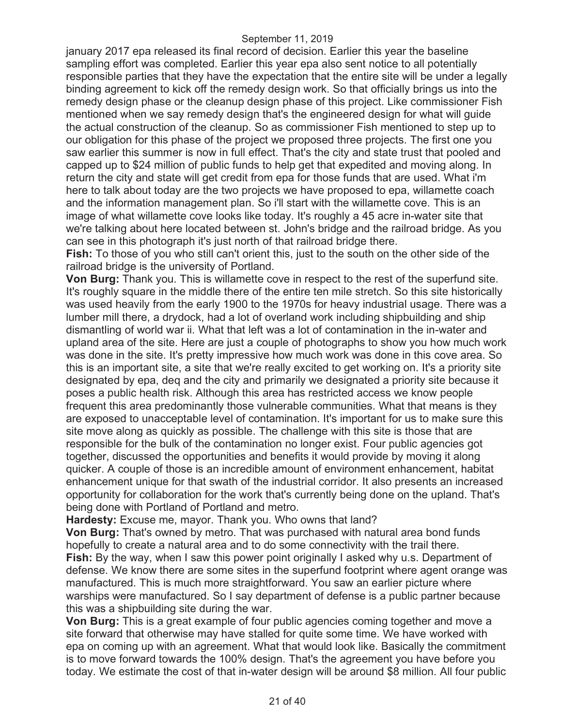january 2017 epa released its final record of decision. Earlier this year the baseline sampling effort was completed. Earlier this year epa also sent notice to all potentially responsible parties that they have the expectation that the entire site will be under a legally binding agreement to kick off the remedy design work. So that officially brings us into the remedy design phase or the cleanup design phase of this project. Like commissioner Fish mentioned when we say remedy design that's the engineered design for what will guide the actual construction of the cleanup. So as commissioner Fish mentioned to step up to our obligation for this phase of the project we proposed three projects. The first one you saw earlier this summer is now in full effect. That's the city and state trust that pooled and capped up to $24 million of public funds to help get that expedited and moving along. In return the city and state will get credit from epa for those funds that are used. What i'm here to talk about today are the two projects we have proposed to epa, willamette coach and the information management plan. So i'll start with the willamette cove. This is an image of what willamette cove looks like today. It's roughly a 45 acre in-water site that we're talking about here located between st. John's bridge and the railroad bridge. As you can see in this photograph it's just north of that railroad bridge there.

**Fish:** To those of you who still can't orient this, just to the south on the other side of the railroad bridge is the university of Portland.

**Von Burg:** Thank you. This is willamette cove in respect to the rest of the superfund site. It's roughly square in the middle there of the entire ten mile stretch. So this site historically was used heavily from the early 1900 to the 1970s for heavy industrial usage. There was a lumber mill there, a drydock, had a lot of overland work including shipbuilding and ship dismantling of world war ii. What that left was a lot of contamination in the in-water and upland area of the site. Here are just a couple of photographs to show you how much work was done in the site. It's pretty impressive how much work was done in this cove area. So this is an important site, a site that we're really excited to get working on. It's a priority site designated by epa, deq and the city and primarily we designated a priority site because it poses a public health risk. Although this area has restricted access we know people frequent this area predominantly those vulnerable communities. What that means is they are exposed to unacceptable level of contamination. It's important for us to make sure this site move along as quickly as possible. The challenge with this site is those that are responsible for the bulk of the contamination no longer exist. Four public agencies got together, discussed the opportunities and benefits it would provide by moving it along quicker. A couple of those is an incredible amount of environment enhancement, habitat enhancement unique for that swath of the industrial corridor. It also presents an increased opportunity for collaboration for the work that's currently being done on the upland. That's being done with Portland of Portland and metro.

**Hardesty:** Excuse me, mayor. Thank you. Who owns that land?

**Von Burg:** That's owned by metro. That was purchased with natural area bond funds hopefully to create a natural area and to do some connectivity with the trail there.

**Fish:** By the way, when I saw this power point originally I asked why u.s. Department of defense. We know there are some sites in the superfund footprint where agent orange was manufactured. This is much more straightforward. You saw an earlier picture where warships were manufactured. So I say department of defense is a public partner because this was a shipbuilding site during the war.

**Von Burg:** This is a great example of four public agencies coming together and move a site forward that otherwise may have stalled for quite some time. We have worked with epa on coming up with an agreement. What that would look like. Basically the commitment is to move forward towards the 100% design. That's the agreement you have before you today. We estimate the cost of that in-water design will be around $8 million. All four public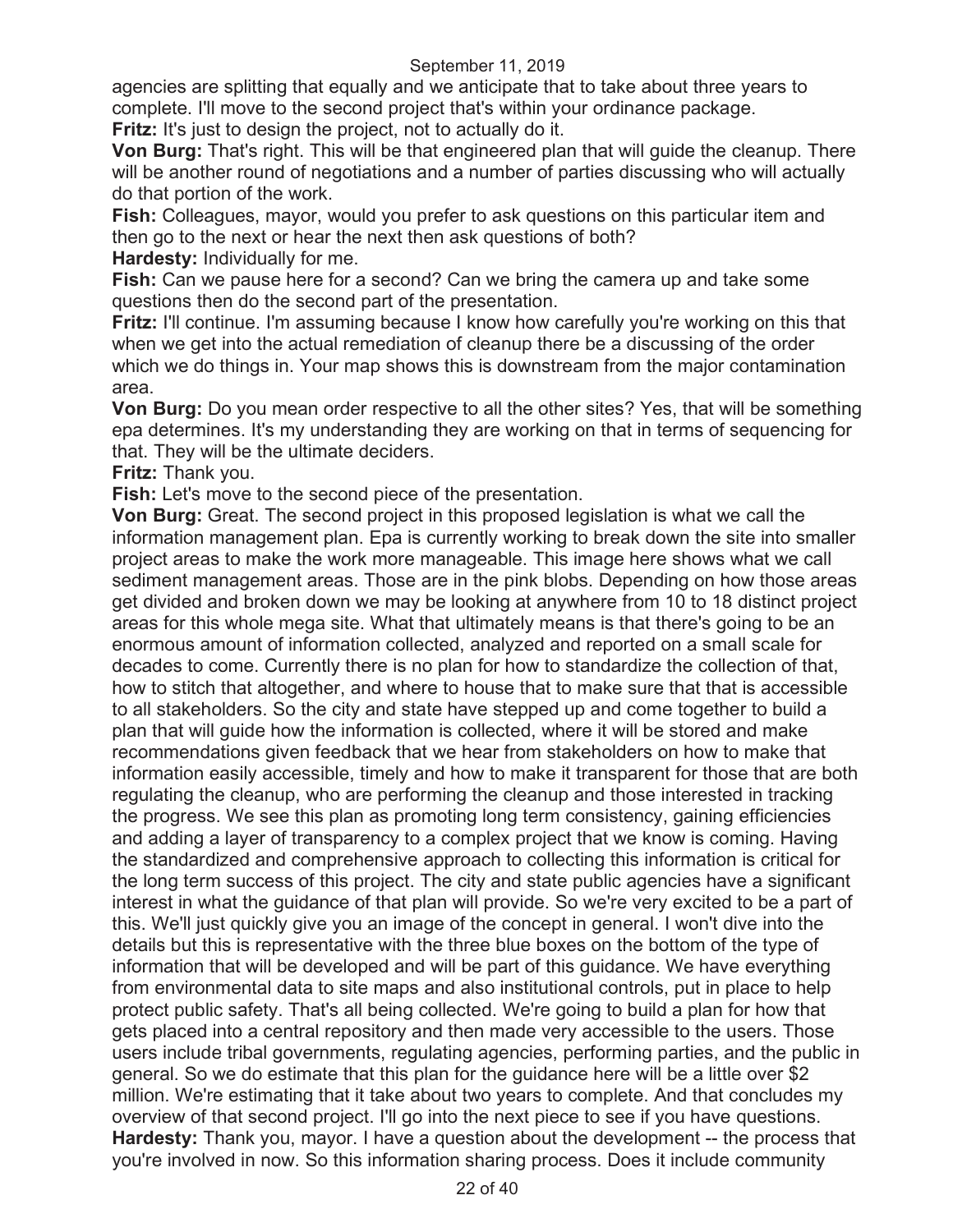agencies are splitting that equally and we anticipate that to take about three years to complete. I'll move to the second project that's within your ordinance package.

**Fritz:** It's just to design the project, not to actually do it.

**Von Burg:** That's right. This will be that engineered plan that will guide the cleanup. There will be another round of negotiations and a number of parties discussing who will actually do that portion of the work.

**Fish:** Colleagues, mayor, would you prefer to ask questions on this particular item and then go to the next or hear the next then ask questions of both?

**Hardesty:** Individually for me.

**Fish:** Can we pause here for a second? Can we bring the camera up and take some questions then do the second part of the presentation.

**Fritz:** I'll continue. I'm assuming because I know how carefully you're working on this that when we get into the actual remediation of cleanup there be a discussing of the order which we do things in. Your map shows this is downstream from the major contamination area.

**Von Burg:** Do you mean order respective to all the other sites? Yes, that will be something epa determines. It's my understanding they are working on that in terms of sequencing for that. They will be the ultimate deciders.

**Fritz:** Thank you.

**Fish:** Let's move to the second piece of the presentation.

**Von Burg:** Great. The second project in this proposed legislation is what we call the information management plan. Epa is currently working to break down the site into smaller project areas to make the work more manageable. This image here shows what we call sediment management areas. Those are in the pink blobs. Depending on how those areas get divided and broken down we may be looking at anywhere from 10 to 18 distinct project areas for this whole mega site. What that ultimately means is that there's going to be an enormous amount of information collected, analyzed and reported on a small scale for decades to come. Currently there is no plan for how to standardize the collection of that, how to stitch that altogether, and where to house that to make sure that that is accessible to all stakeholders. So the city and state have stepped up and come together to build a plan that will guide how the information is collected, where it will be stored and make recommendations given feedback that we hear from stakeholders on how to make that information easily accessible, timely and how to make it transparent for those that are both regulating the cleanup, who are performing the cleanup and those interested in tracking the progress. We see this plan as promoting long term consistency, gaining efficiencies and adding a layer of transparency to a complex project that we know is coming. Having the standardized and comprehensive approach to collecting this information is critical for the long term success of this project. The city and state public agencies have a significant interest in what the guidance of that plan will provide. So we're very excited to be a part of this. We'll just quickly give you an image of the concept in general. I won't dive into the details but this is representative with the three blue boxes on the bottom of the type of information that will be developed and will be part of this guidance. We have everything from environmental data to site maps and also institutional controls, put in place to help protect public safety. That's all being collected. We're going to build a plan for how that gets placed into a central repository and then made very accessible to the users. Those users include tribal governments, regulating agencies, performing parties, and the public in general. So we do estimate that this plan for the guidance here will be a little over $2 million. We're estimating that it take about two years to complete. And that concludes my overview of that second project. I'll go into the next piece to see if you have questions.

**Hardesty:** Thank you, mayor. I have a question about the development -- the process that you're involved in now. So this information sharing process. Does it include community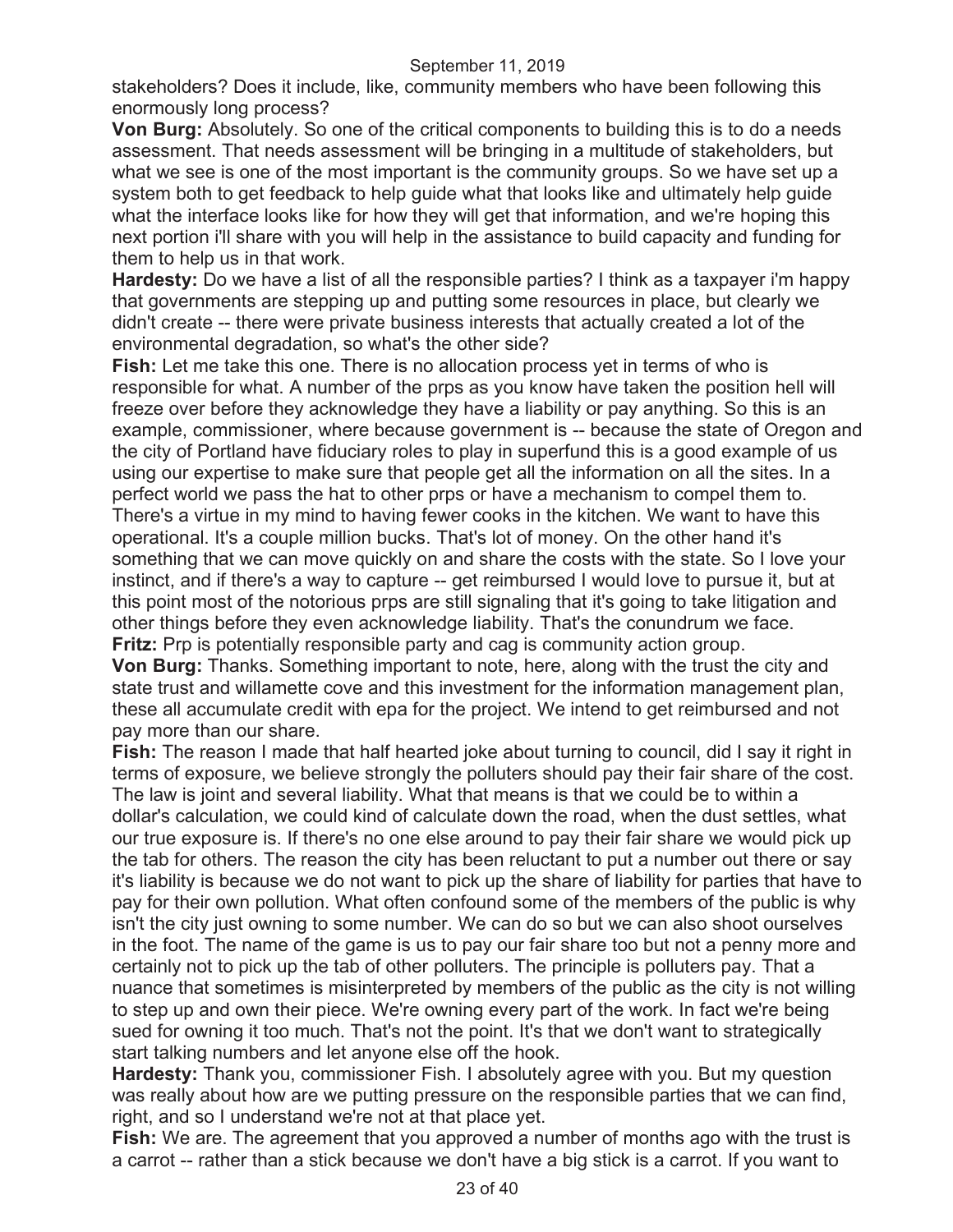stakeholders? Does it include, like, community members who have been following this enormously long process?

**Von Burg:** Absolutely. So one of the critical components to building this is to do a needs assessment. That needs assessment will be bringing in a multitude of stakeholders, but what we see is one of the most important is the community groups. So we have set up a system both to get feedback to help guide what that looks like and ultimately help guide what the interface looks like for how they will get that information, and we're hoping this next portion i'll share with you will help in the assistance to build capacity and funding for them to help us in that work.

**Hardesty:** Do we have a list of all the responsible parties? I think as a taxpayer i'm happy that governments are stepping up and putting some resources in place, but clearly we didn't create -- there were private business interests that actually created a lot of the environmental degradation, so what's the other side?

**Fish:** Let me take this one. There is no allocation process yet in terms of who is responsible for what. A number of the prps as you know have taken the position hell will freeze over before they acknowledge they have a liability or pay anything. So this is an example, commissioner, where because government is -- because the state of Oregon and the city of Portland have fiduciary roles to play in superfund this is a good example of us using our expertise to make sure that people get all the information on all the sites. In a perfect world we pass the hat to other prps or have a mechanism to compel them to. There's a virtue in my mind to having fewer cooks in the kitchen. We want to have this operational. It's a couple million bucks. That's lot of money. On the other hand it's something that we can move quickly on and share the costs with the state. So I love your instinct, and if there's a way to capture -- get reimbursed I would love to pursue it, but at this point most of the notorious prps are still signaling that it's going to take litigation and other things before they even acknowledge liability. That's the conundrum we face.

**Fritz:** Prp is potentially responsible party and cag is community action group.

**Von Burg:** Thanks. Something important to note, here, along with the trust the city and state trust and willamette cove and this investment for the information management plan, these all accumulate credit with epa for the project. We intend to get reimbursed and not pay more than our share.

**Fish:** The reason I made that half hearted joke about turning to council, did I say it right in terms of exposure, we believe strongly the polluters should pay their fair share of the cost. The law is joint and several liability. What that means is that we could be to within a dollar's calculation, we could kind of calculate down the road, when the dust settles, what our true exposure is. If there's no one else around to pay their fair share we would pick up the tab for others. The reason the city has been reluctant to put a number out there or say it's liability is because we do not want to pick up the share of liability for parties that have to pay for their own pollution. What often confound some of the members of the public is why isn't the city just owning to some number. We can do so but we can also shoot ourselves in the foot. The name of the game is us to pay our fair share too but not a penny more and certainly not to pick up the tab of other polluters. The principle is polluters pay. That a nuance that sometimes is misinterpreted by members of the public as the city is not willing to step up and own their piece. We're owning every part of the work. In fact we're being sued for owning it too much. That's not the point. It's that we don't want to strategically start talking numbers and let anyone else off the hook.

**Hardesty:** Thank you, commissioner Fish. I absolutely agree with you. But my question was really about how are we putting pressure on the responsible parties that we can find, right, and so I understand we're not at that place yet.

**Fish:** We are. The agreement that you approved a number of months ago with the trust is a carrot -- rather than a stick because we don't have a big stick is a carrot. If you want to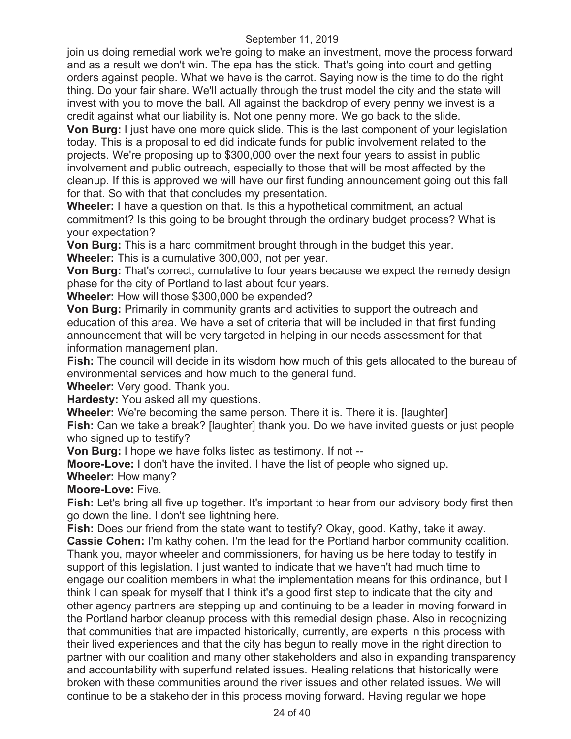join us doing remedial work we're going to make an investment, move the process forward and as a result we don't win. The epa has the stick. That's going into court and getting orders against people. What we have is the carrot. Saying now is the time to do the right thing. Do your fair share. We'll actually through the trust model the city and the state will invest with you to move the ball. All against the backdrop of every penny we invest is a credit against what our liability is. Not one penny more. We go back to the slide.

**Von Burg:** I just have one more quick slide. This is the last component of your legislation today. This is a proposal to ed did indicate funds for public involvement related to the projects. We're proposing up to $300,000 over the next four years to assist in public involvement and public outreach, especially to those that will be most affected by the cleanup. If this is approved we will have our first funding announcement going out this fall for that. So with that that concludes my presentation.

**Wheeler:** I have a question on that. Is this a hypothetical commitment, an actual commitment? Is this going to be brought through the ordinary budget process? What is your expectation?

**Von Burg:** This is a hard commitment brought through in the budget this year.

**Wheeler:** This is a cumulative 300,000, not per year.

**Von Burg:** That's correct, cumulative to four years because we expect the remedy design phase for the city of Portland to last about four years.

**Wheeler:** How will those $300,000 be expended?

**Von Burg:** Primarily in community grants and activities to support the outreach and education of this area. We have a set of criteria that will be included in that first funding announcement that will be very targeted in helping in our needs assessment for that information management plan.

**Fish:** The council will decide in its wisdom how much of this gets allocated to the bureau of environmental services and how much to the general fund.

**Wheeler:** Very good. Thank you.

**Hardesty:** You asked all my questions.

**Wheeler:** We're becoming the same person. There it is. There it is. [laughter]

**Fish:** Can we take a break? [laughter] thank you. Do we have invited guests or just people who signed up to testify?

**Von Burg:** I hope we have folks listed as testimony. If not --

**Moore-Love:** I don't have the invited. I have the list of people who signed up.

**Wheeler:** How many?

**Moore-Love:** Five.

**Fish:** Let's bring all five up together. It's important to hear from our advisory body first then go down the line. I don't see lightning here.

**Fish:** Does our friend from the state want to testify? Okay, good. Kathy, take it away.

**Cassie Cohen:** I'm kathy cohen. I'm the lead for the Portland harbor community coalition. Thank you, mayor wheeler and commissioners, for having us be here today to testify in support of this legislation. I just wanted to indicate that we haven't had much time to engage our coalition members in what the implementation means for this ordinance, but I think I can speak for myself that I think it's a good first step to indicate that the city and other agency partners are stepping up and continuing to be a leader in moving forward in the Portland harbor cleanup process with this remedial design phase. Also in recognizing that communities that are impacted historically, currently, are experts in this process with their lived experiences and that the city has begun to really move in the right direction to partner with our coalition and many other stakeholders and also in expanding transparency and accountability with superfund related issues. Healing relations that historically were broken with these communities around the river issues and other related issues. We will continue to be a stakeholder in this process moving forward. Having regular we hope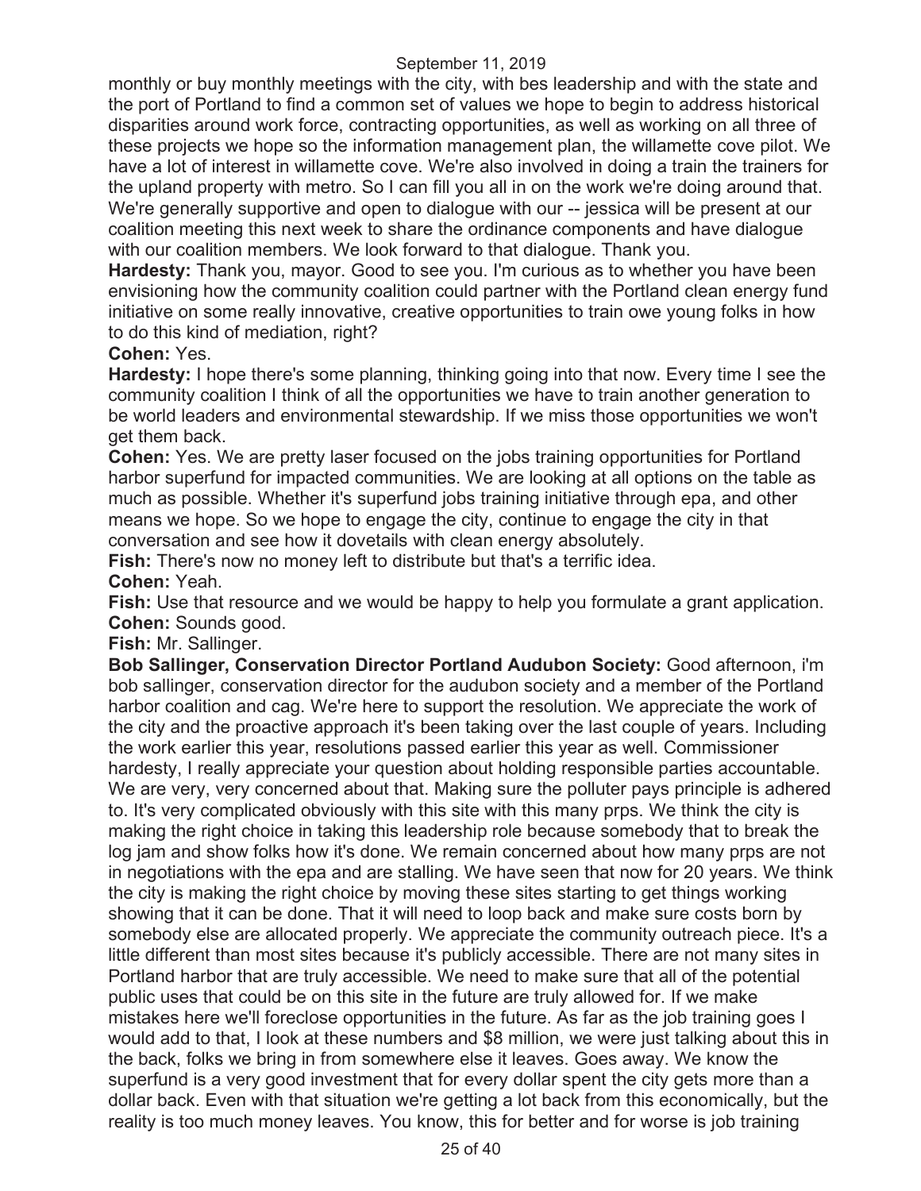monthly or buy monthly meetings with the city, with bes leadership and with the state and the port of Portland to find a common set of values we hope to begin to address historical disparities around work force, contracting opportunities, as well as working on all three of these projects we hope so the information management plan, the willamette cove pilot. We have a lot of interest in willamette cove. We're also involved in doing a train the trainers for the upland property with metro. So I can fill you all in on the work we're doing around that. We're generally supportive and open to dialogue with our -- jessica will be present at our coalition meeting this next week to share the ordinance components and have dialogue with our coalition members. We look forward to that dialogue. Thank you.

**Hardesty:** Thank you, mayor. Good to see you. I'm curious as to whether you have been envisioning how the community coalition could partner with the Portland clean energy fund initiative on some really innovative, creative opportunities to train owe young folks in how to do this kind of mediation, right?

**Cohen:** Yes.

**Hardesty:** I hope there's some planning, thinking going into that now. Every time I see the community coalition I think of all the opportunities we have to train another generation to be world leaders and environmental stewardship. If we miss those opportunities we won't get them back.

**Cohen:** Yes. We are pretty laser focused on the jobs training opportunities for Portland harbor superfund for impacted communities. We are looking at all options on the table as much as possible. Whether it's superfund jobs training initiative through epa, and other means we hope. So we hope to engage the city, continue to engage the city in that conversation and see how it dovetails with clean energy absolutely.

**Fish:** There's now no money left to distribute but that's a terrific idea.

**Cohen:** Yeah.

**Fish:** Use that resource and we would be happy to help you formulate a grant application.

**Cohen:** Sounds good.

**Fish:** Mr. Sallinger.

**Bob Sallinger, Conservation Director Portland Audubon Society:** Good afternoon, i'm bob sallinger, conservation director for the audubon society and a member of the Portland harbor coalition and cag. We're here to support the resolution. We appreciate the work of the city and the proactive approach it's been taking over the last couple of years. Including the work earlier this year, resolutions passed earlier this year as well. Commissioner hardesty, I really appreciate your question about holding responsible parties accountable. We are very, very concerned about that. Making sure the polluter pays principle is adhered to. It's very complicated obviously with this site with this many prps. We think the city is making the right choice in taking this leadership role because somebody that to break the log jam and show folks how it's done. We remain concerned about how many prps are not in negotiations with the epa and are stalling. We have seen that now for 20 years. We think the city is making the right choice by moving these sites starting to get things working showing that it can be done. That it will need to loop back and make sure costs born by somebody else are allocated properly. We appreciate the community outreach piece. It's a little different than most sites because it's publicly accessible. There are not many sites in Portland harbor that are truly accessible. We need to make sure that all of the potential public uses that could be on this site in the future are truly allowed for. If we make mistakes here we'll foreclose opportunities in the future. As far as the job training goes I would add to that, I look at these numbers and $8 million, we were just talking about this in the back, folks we bring in from somewhere else it leaves. Goes away. We know the superfund is a very good investment that for every dollar spent the city gets more than a dollar back. Even with that situation we're getting a lot back from this economically, but the reality is too much money leaves. You know, this for better and for worse is job training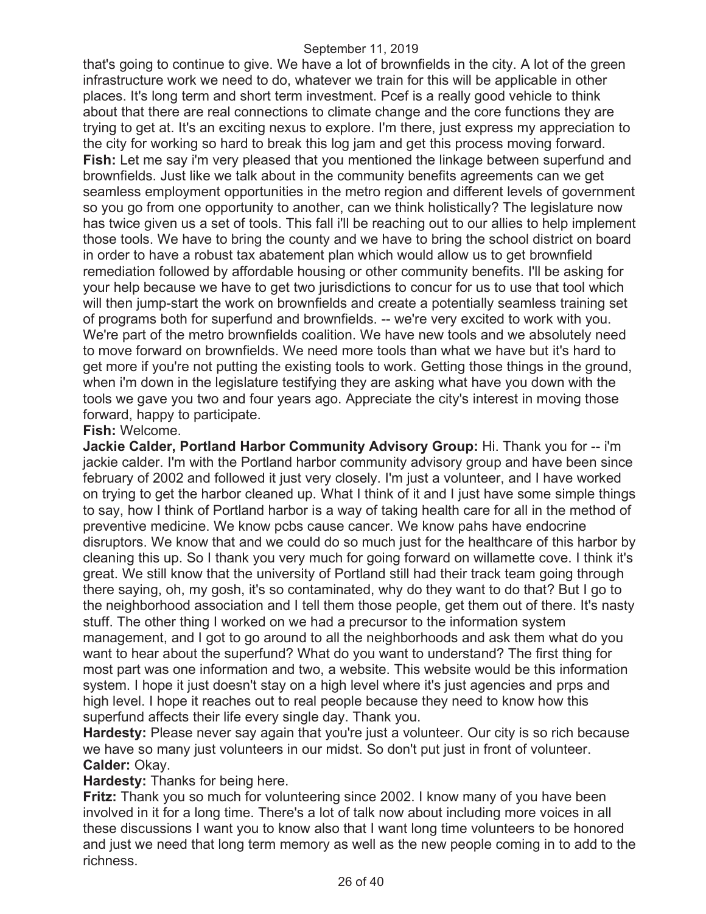that's going to continue to give. We have a lot of brownfields in the city. A lot of the green infrastructure work we need to do, whatever we train for this will be applicable in other places. It's long term and short term investment. Pcef is a really good vehicle to think about that there are real connections to climate change and the core functions they are trying to get at. It's an exciting nexus to explore. I'm there, just express my appreciation to the city for working so hard to break this log jam and get this process moving forward.

**Fish:** Let me say i'm very pleased that you mentioned the linkage between superfund and brownfields. Just like we talk about in the community benefits agreements can we get seamless employment opportunities in the metro region and different levels of government so you go from one opportunity to another, can we think holistically? The legislature now has twice given us a set of tools. This fall i'll be reaching out to our allies to help implement those tools. We have to bring the county and we have to bring the school district on board in order to have a robust tax abatement plan which would allow us to get brownfield remediation followed by affordable housing or other community benefits. I'll be asking for your help because we have to get two jurisdictions to concur for us to use that tool which will then jump-start the work on brownfields and create a potentially seamless training set of programs both for superfund and brownfields. -- we're very excited to work with you. We're part of the metro brownfields coalition. We have new tools and we absolutely need to move forward on brownfields. We need more tools than what we have but it's hard to get more if you're not putting the existing tools to work. Getting those things in the ground, when i'm down in the legislature testifying they are asking what have you down with the tools we gave you two and four years ago. Appreciate the city's interest in moving those forward, happy to participate.

**Fish:** Welcome.

**Jackie Calder, Portland Harbor Community Advisory Group:** Hi. Thank you for -- i'm jackie calder. I'm with the Portland harbor community advisory group and have been since february of 2002 and followed it just very closely. I'm just a volunteer, and I have worked on trying to get the harbor cleaned up. What I think of it and I just have some simple things to say, how I think of Portland harbor is a way of taking health care for all in the method of preventive medicine. We know pcbs cause cancer. We know pahs have endocrine disruptors. We know that and we could do so much just for the healthcare of this harbor by cleaning this up. So I thank you very much for going forward on willamette cove. I think it's great. We still know that the university of Portland still had their track team going through there saying, oh, my gosh, it's so contaminated, why do they want to do that? But I go to the neighborhood association and I tell them those people, get them out of there. It's nasty stuff. The other thing I worked on we had a precursor to the information system management, and I got to go around to all the neighborhoods and ask them what do you want to hear about the superfund? What do you want to understand? The first thing for most part was one information and two, a website. This website would be this information system. I hope it just doesn't stay on a high level where it's just agencies and prps and high level. I hope it reaches out to real people because they need to know how this superfund affects their life every single day. Thank you.

**Hardesty:** Please never say again that you're just a volunteer. Our city is so rich because we have so many just volunteers in our midst. So don't put just in front of volunteer.

**Calder:** Okay.

**Hardesty:** Thanks for being here.

**Fritz:** Thank you so much for volunteering since 2002. I know many of you have been involved in it for a long time. There's a lot of talk now about including more voices in all these discussions I want you to know also that I want long time volunteers to be honored and just we need that long term memory as well as the new people coming in to add to the richness.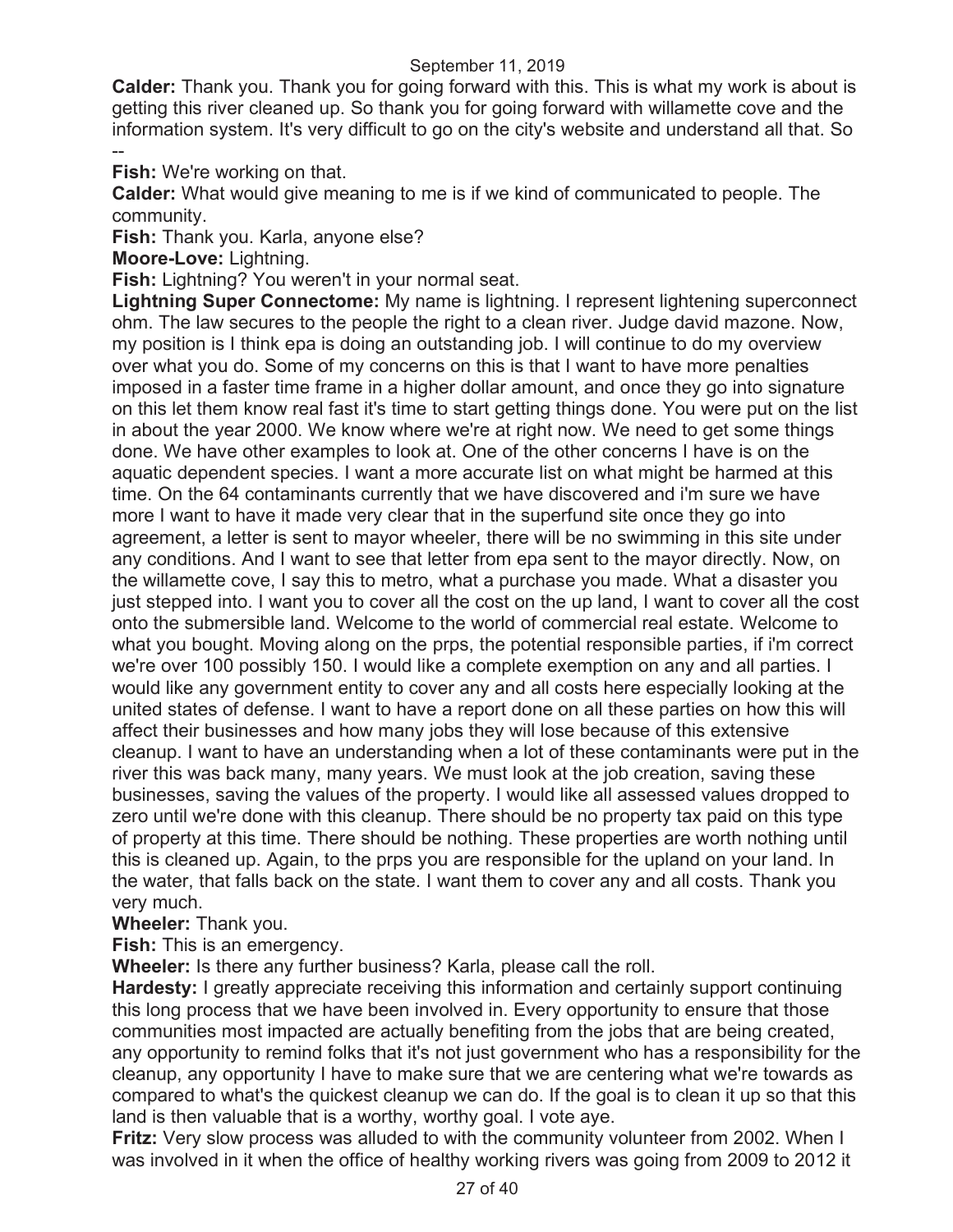**Calder:** Thank you. Thank you for going forward with this. This is what my work is about is getting this river cleaned up. So thank you for going forward with willamette cove and the information system. It's very difficult to go on the city's website and understand all that. So --

**Fish:** We're working on that.

**Calder:** What would give meaning to me is if we kind of communicated to people. The community.

**Fish:** Thank you. Karla, anyone else?

**Moore-Love:** Lightning.

**Fish:** Lightning? You weren't in your normal seat.

**Lightning Super Connectome:** My name is lightning. I represent lightening superconnect ohm. The law secures to the people the right to a clean river. Judge david mazone. Now, my position is I think epa is doing an outstanding job. I will continue to do my overview over what you do. Some of my concerns on this is that I want to have more penalties imposed in a faster time frame in a higher dollar amount, and once they go into signature on this let them know real fast it's time to start getting things done. You were put on the list in about the year 2000. We know where we're at right now. We need to get some things done. We have other examples to look at. One of the other concerns I have is on the aquatic dependent species. I want a more accurate list on what might be harmed at this time. On the 64 contaminants currently that we have discovered and i'm sure we have more I want to have it made very clear that in the superfund site once they go into agreement, a letter is sent to mayor wheeler, there will be no swimming in this site under any conditions. And I want to see that letter from epa sent to the mayor directly. Now, on the willamette cove, I say this to metro, what a purchase you made. What a disaster you just stepped into. I want you to cover all the cost on the up land, I want to cover all the cost onto the submersible land. Welcome to the world of commercial real estate. Welcome to what you bought. Moving along on the prps, the potential responsible parties, if i'm correct we're over 100 possibly 150. I would like a complete exemption on any and all parties. I would like any government entity to cover any and all costs here especially looking at the united states of defense. I want to have a report done on all these parties on how this will affect their businesses and how many jobs they will lose because of this extensive cleanup. I want to have an understanding when a lot of these contaminants were put in the river this was back many, many years. We must look at the job creation, saving these businesses, saving the values of the property. I would like all assessed values dropped to zero until we're done with this cleanup. There should be no property tax paid on this type of property at this time. There should be nothing. These properties are worth nothing until this is cleaned up. Again, to the prps you are responsible for the upland on your land. In the water, that falls back on the state. I want them to cover any and all costs. Thank you very much.

**Wheeler:** Thank you.

**Fish:** This is an emergency.

**Wheeler:** Is there any further business? Karla, please call the roll.

**Hardesty:** I greatly appreciate receiving this information and certainly support continuing this long process that we have been involved in. Every opportunity to ensure that those communities most impacted are actually benefiting from the jobs that are being created, any opportunity to remind folks that it's not just government who has a responsibility for the cleanup, any opportunity I have to make sure that we are centering what we're towards as compared to what's the quickest cleanup we can do. If the goal is to clean it up so that this land is then valuable that is a worthy, worthy goal. I vote aye.

**Fritz:** Very slow process was alluded to with the community volunteer from 2002. When I was involved in it when the office of healthy working rivers was going from 2009 to 2012 it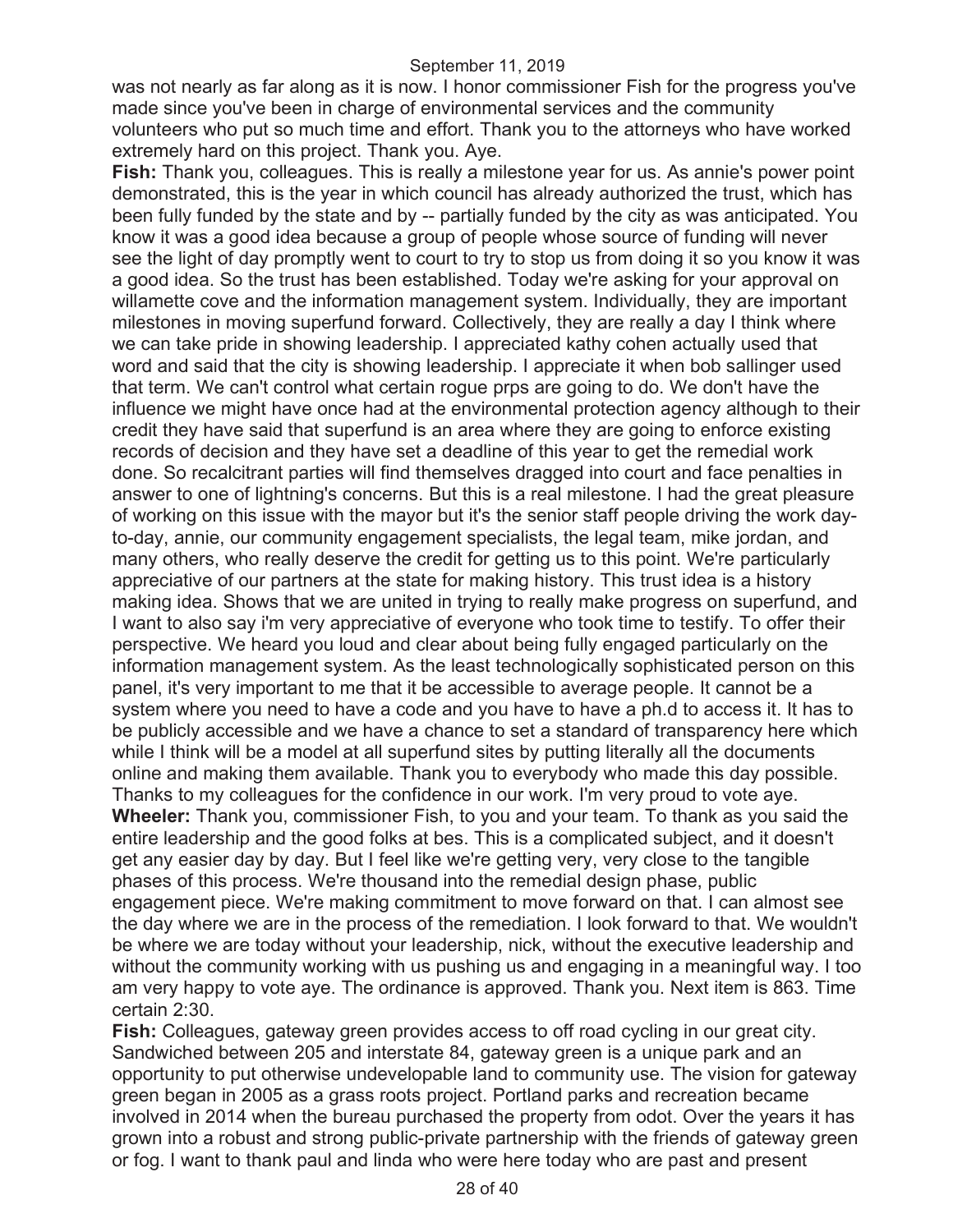was not nearly as far along as it is now. I honor commissioner Fish for the progress you've made since you've been in charge of environmental services and the community volunteers who put so much time and effort. Thank you to the attorneys who have worked extremely hard on this project. Thank you. Aye.

**Fish:** Thank you, colleagues. This is really a milestone year for us. As annie's power point demonstrated, this is the year in which council has already authorized the trust, which has been fully funded by the state and by -- partially funded by the city as was anticipated. You know it was a good idea because a group of people whose source of funding will never see the light of day promptly went to court to try to stop us from doing it so you know it was a good idea. So the trust has been established. Today we're asking for your approval on willamette cove and the information management system. Individually, they are important milestones in moving superfund forward. Collectively, they are really a day I think where we can take pride in showing leadership. I appreciated kathy cohen actually used that word and said that the city is showing leadership. I appreciate it when bob sallinger used that term. We can't control what certain rogue prps are going to do. We don't have the influence we might have once had at the environmental protection agency although to their credit they have said that superfund is an area where they are going to enforce existing records of decision and they have set a deadline of this year to get the remedial work done. So recalcitrant parties will find themselves dragged into court and face penalties in answer to one of lightning's concerns. But this is a real milestone. I had the great pleasure of working on this issue with the mayor but it's the senior staff people driving the work day-to-day, annie, our community engagement specialists, the legal team, mike jordan, and many others, who really deserve the credit for getting us to this point. We're particularly appreciative of our partners at the state for making history. This trust idea is a history making idea. Shows that we are united in trying to really make progress on superfund, and I want to also say i'm very appreciative of everyone who took time to testify. To offer their perspective. We heard you loud and clear about being fully engaged particularly on the information management system. As the least technologically sophisticated person on this panel, it's very important to me that it be accessible to average people. It cannot be a system where you need to have a code and you have to have a ph.d to access it. It has to be publicly accessible and we have a chance to set a standard of transparency here which while I think will be a model at all superfund sites by putting literally all the documents online and making them available. Thank you to everybody who made this day possible. Thanks to my colleagues for the confidence in our work. I'm very proud to vote aye.

**Wheeler:** Thank you, commissioner Fish, to you and your team. To thank as you said the entire leadership and the good folks at bes. This is a complicated subject, and it doesn't get any easier day by day. But I feel like we're getting very, very close to the tangible phases of this process. We're thousand into the remedial design phase, public engagement piece. We're making commitment to move forward on that. I can almost see the day where we are in the process of the remediation. I look forward to that. We wouldn't be where we are today without your leadership, nick, without the executive leadership and without the community working with us pushing us and engaging in a meaningful way. I too am very happy to vote aye. The ordinance is approved. Thank you. Next item is 863. Time certain 2:30.

**Fish:** Colleagues, gateway green provides access to off road cycling in our great city. Sandwiched between 205 and interstate 84, gateway green is a unique park and an opportunity to put otherwise undevelopable land to community use. The vision for gateway green began in 2005 as a grass roots project. Portland parks and recreation became involved in 2014 when the bureau purchased the property from odot. Over the years it has grown into a robust and strong public-private partnership with the friends of gateway green or fog. I want to thank paul and linda who were here today who are past and present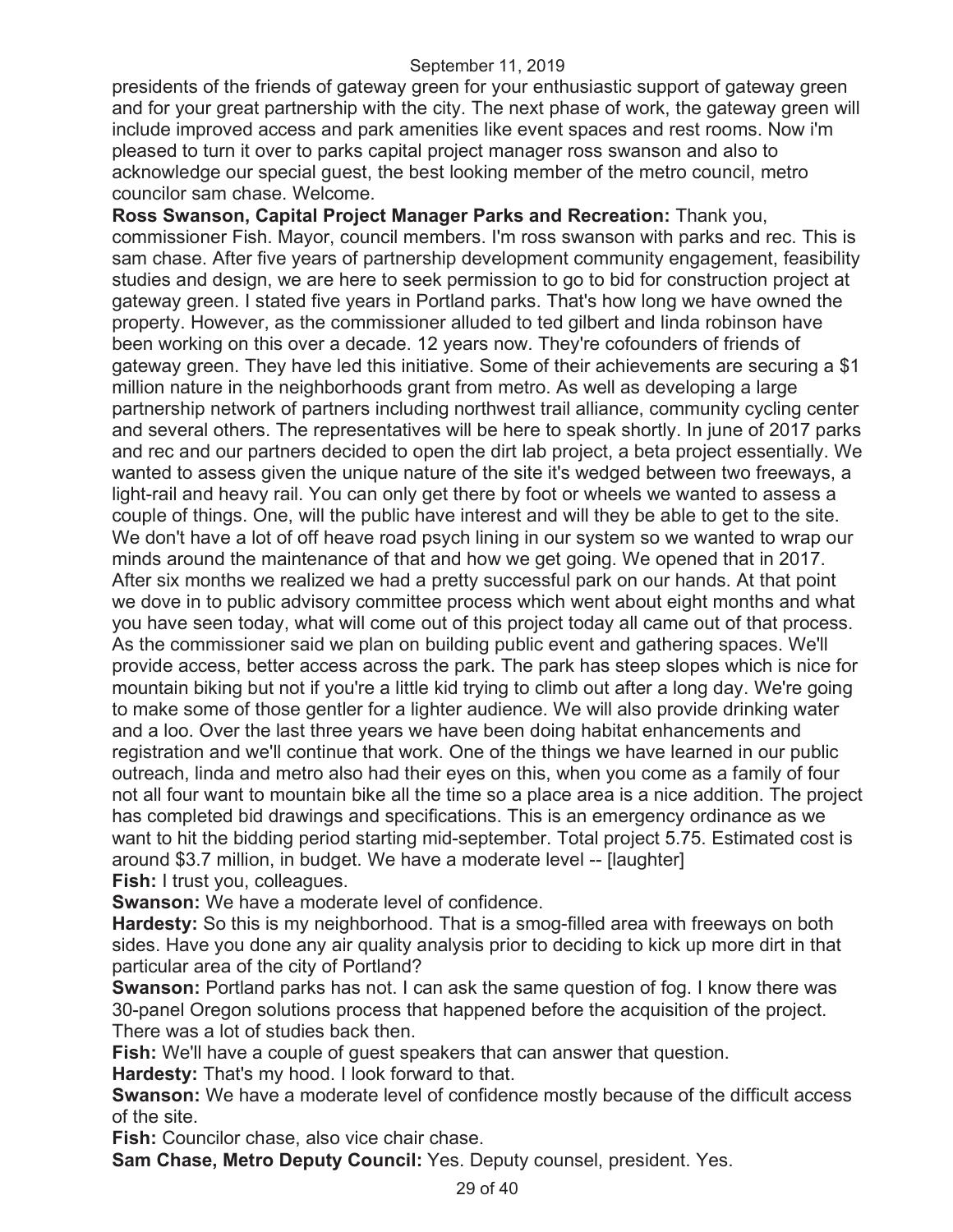presidents of the friends of gateway green for your enthusiastic support of gateway green and for your great partnership with the city. The next phase of work, the gateway green will include improved access and park amenities like event spaces and rest rooms. Now i'm pleased to turn it over to parks capital project manager ross swanson and also to acknowledge our special guest, the best looking member of the metro council, metro councilor sam chase. Welcome.

**Ross Swanson, Capital Project Manager Parks and Recreation:** Thank you, commissioner Fish. Mayor, council members. I'm ross swanson with parks and rec. This is sam chase. After five years of partnership development community engagement, feasibility studies and design, we are here to seek permission to go to bid for construction project at gateway green. I stated five years in Portland parks. That's how long we have owned the property. However, as the commissioner alluded to ted gilbert and linda robinson have been working on this over a decade. 12 years now. They're cofounders of friends of gateway green. They have led this initiative. Some of their achievements are securing a $1 million nature in the neighborhoods grant from metro. As well as developing a large partnership network of partners including northwest trail alliance, community cycling center and several others. The representatives will be here to speak shortly. In june of 2017 parks and rec and our partners decided to open the dirt lab project, a beta project essentially. We wanted to assess given the unique nature of the site it's wedged between two freeways, a light-rail and heavy rail. You can only get there by foot or wheels we wanted to assess a couple of things. One, will the public have interest and will they be able to get to the site. We don't have a lot of off heave road psych lining in our system so we wanted to wrap our minds around the maintenance of that and how we get going. We opened that in 2017. After six months we realized we had a pretty successful park on our hands. At that point we dove in to public advisory committee process which went about eight months and what you have seen today, what will come out of this project today all came out of that process. As the commissioner said we plan on building public event and gathering spaces. We'll provide access, better access across the park. The park has steep slopes which is nice for mountain biking but not if you're a little kid trying to climb out after a long day. We're going to make some of those gentler for a lighter audience. We will also provide drinking water and a loo. Over the last three years we have been doing habitat enhancements and registration and we'll continue that work. One of the things we have learned in our public outreach, linda and metro also had their eyes on this, when you come as a family of four not all four want to mountain bike all the time so a place area is a nice addition. The project has completed bid drawings and specifications. This is an emergency ordinance as we want to hit the bidding period starting mid-september. Total project 5.75. Estimated cost is around $3.7 million, in budget. We have a moderate level -- [laughter]

**Fish:** I trust you, colleagues.

**Swanson:** We have a moderate level of confidence.

**Hardesty:** So this is my neighborhood. That is a smog-filled area with freeways on both sides. Have you done any air quality analysis prior to deciding to kick up more dirt in that particular area of the city of Portland?

**Swanson:** Portland parks has not. I can ask the same question of fog. I know there was 30-panel Oregon solutions process that happened before the acquisition of the project. There was a lot of studies back then.

**Fish:** We'll have a couple of guest speakers that can answer that question.

**Hardesty:** That's my hood. I look forward to that.

**Swanson:** We have a moderate level of confidence mostly because of the difficult access of the site.

**Fish:** Councilor chase, also vice chair chase.

**Sam Chase, Metro Deputy Council:** Yes. Deputy counsel, president. Yes.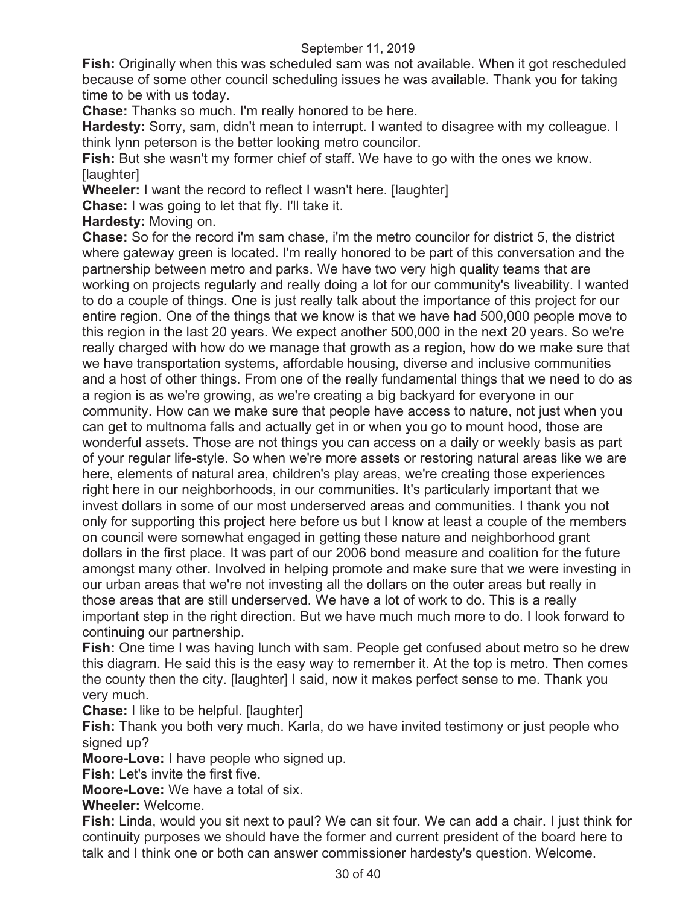**Fish:** Originally when this was scheduled sam was not available. When it got rescheduled because of some other council scheduling issues he was available. Thank you for taking time to be with us today.

**Chase:** Thanks so much. I'm really honored to be here.

**Hardesty:** Sorry, sam, didn't mean to interrupt. I wanted to disagree with my colleague. I think lynn peterson is the better looking metro councilor.

**Fish:** But she wasn't my former chief of staff. We have to go with the ones we know. [laughter]

**Wheeler:** I want the record to reflect I wasn't here. [laughter]

**Chase:** I was going to let that fly. I'll take it.

**Hardesty:** Moving on.

**Chase:** So for the record i'm sam chase, i'm the metro councilor for district 5, the district where gateway green is located. I'm really honored to be part of this conversation and the partnership between metro and parks. We have two very high quality teams that are working on projects regularly and really doing a lot for our community's liveability. I wanted to do a couple of things. One is just really talk about the importance of this project for our entire region. One of the things that we know is that we have had 500,000 people move to this region in the last 20 years. We expect another 500,000 in the next 20 years. So we're really charged with how do we manage that growth as a region, how do we make sure that we have transportation systems, affordable housing, diverse and inclusive communities and a host of other things. From one of the really fundamental things that we need to do as a region is as we're growing, as we're creating a big backyard for everyone in our community. How can we make sure that people have access to nature, not just when you can get to multnoma falls and actually get in or when you go to mount hood, those are wonderful assets. Those are not things you can access on a daily or weekly basis as part of your regular life-style. So when we're more assets or restoring natural areas like we are here, elements of natural area, children's play areas, we're creating those experiences right here in our neighborhoods, in our communities. It's particularly important that we invest dollars in some of our most underserved areas and communities. I thank you not only for supporting this project here before us but I know at least a couple of the members on council were somewhat engaged in getting these nature and neighborhood grant dollars in the first place. It was part of our 2006 bond measure and coalition for the future amongst many other. Involved in helping promote and make sure that we were investing in our urban areas that we're not investing all the dollars on the outer areas but really in those areas that are still underserved. We have a lot of work to do. This is a really important step in the right direction. But we have much much more to do. I look forward to continuing our partnership.

**Fish:** One time I was having lunch with sam. People get confused about metro so he drew this diagram. He said this is the easy way to remember it. At the top is metro. Then comes the county then the city. [laughter] I said, now it makes perfect sense to me. Thank you very much.

**Chase:** I like to be helpful. [laughter]

**Fish:** Thank you both very much. Karla, do we have invited testimony or just people who signed up?

**Moore-Love:** I have people who signed up.

**Fish:** Let's invite the first five.

**Moore-Love:** We have a total of six.

**Wheeler:** Welcome.

**Fish:** Linda, would you sit next to paul? We can sit four. We can add a chair. I just think for continuity purposes we should have the former and current president of the board here to talk and I think one or both can answer commissioner hardesty's question. Welcome.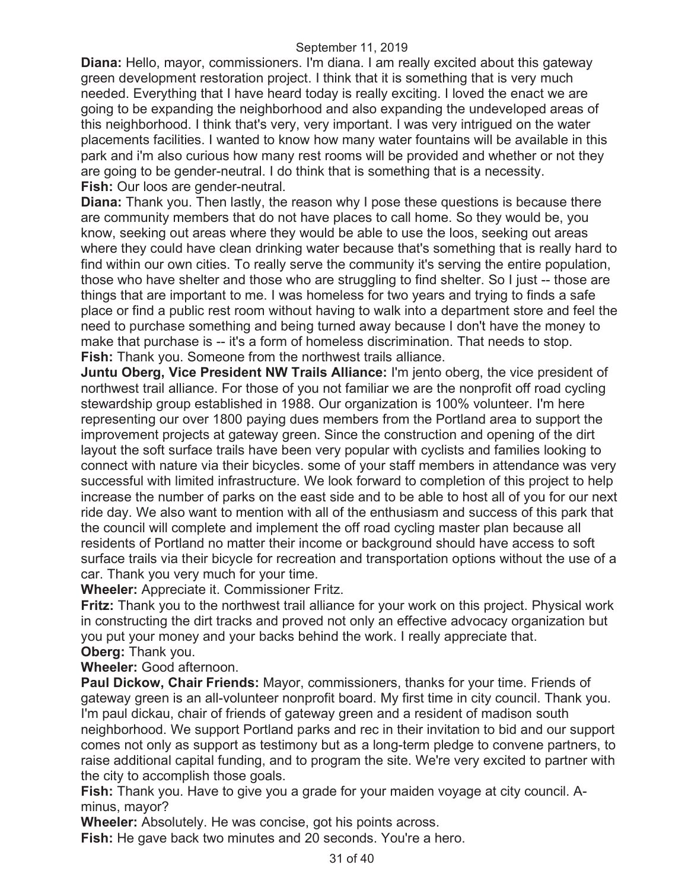**Diana:** Hello, mayor, commissioners. I'm diana. I am really excited about this gateway green development restoration project. I think that it is something that is very much needed. Everything that I have heard today is really exciting. I loved the enact we are going to be expanding the neighborhood and also expanding the undeveloped areas of this neighborhood. I think that's very, very important. I was very intrigued on the water placements facilities. I wanted to know how many water fountains will be available in this park and i'm also curious how many rest rooms will be provided and whether or not they are going to be gender-neutral. I do think that is something that is a necessity.

**Fish:** Our loos are gender-neutral.

**Diana:** Thank you. Then lastly, the reason why I pose these questions is because there are community members that do not have places to call home. So they would be, you know, seeking out areas where they would be able to use the loos, seeking out areas where they could have clean drinking water because that's something that is really hard to find within our own cities. To really serve the community it's serving the entire population, those who have shelter and those who are struggling to find shelter. So I just -- those are things that are important to me. I was homeless for two years and trying to finds a safe place or find a public rest room without having to walk into a department store and feel the need to purchase something and being turned away because I don't have the money to make that purchase is -- it's a form of homeless discrimination. That needs to stop.

**Fish:** Thank you. Someone from the northwest trails alliance.

**Juntu Oberg, Vice President NW Trails Alliance:** I'm jento oberg, the vice president of northwest trail alliance. For those of you not familiar we are the nonprofit off road cycling stewardship group established in 1988. Our organization is 100% volunteer. I'm here representing our over 1800 paying dues members from the Portland area to support the improvement projects at gateway green. Since the construction and opening of the dirt layout the soft surface trails have been very popular with cyclists and families looking to connect with nature via their bicycles. some of your staff members in attendance was very successful with limited infrastructure. We look forward to completion of this project to help increase the number of parks on the east side and to be able to host all of you for our next ride day. We also want to mention with all of the enthusiasm and success of this park that the council will complete and implement the off road cycling master plan because all residents of Portland no matter their income or background should have access to soft surface trails via their bicycle for recreation and transportation options without the use of a car. Thank you very much for your time.

**Wheeler:** Appreciate it. Commissioner Fritz.

**Fritz:** Thank you to the northwest trail alliance for your work on this project. Physical work in constructing the dirt tracks and proved not only an effective advocacy organization but you put your money and your backs behind the work. I really appreciate that.

**Oberg:** Thank you.

**Wheeler:** Good afternoon.

**Paul Dickow, Chair Friends:** Mayor, commissioners, thanks for your time. Friends of gateway green is an all-volunteer nonprofit board. My first time in city council. Thank you. I'm paul dickau, chair of friends of gateway green and a resident of madison south neighborhood. We support Portland parks and rec in their invitation to bid and our support comes not only as support as testimony but as a long-term pledge to convene partners, to raise additional capital funding, and to program the site. We're very excited to partner with the city to accomplish those goals.

**Fish:** Thank you. Have to give you a grade for your maiden voyage at city council. A-minus, mayor?

**Wheeler:** Absolutely. He was concise, got his points across.

**Fish:** He gave back two minutes and 20 seconds. You're a hero.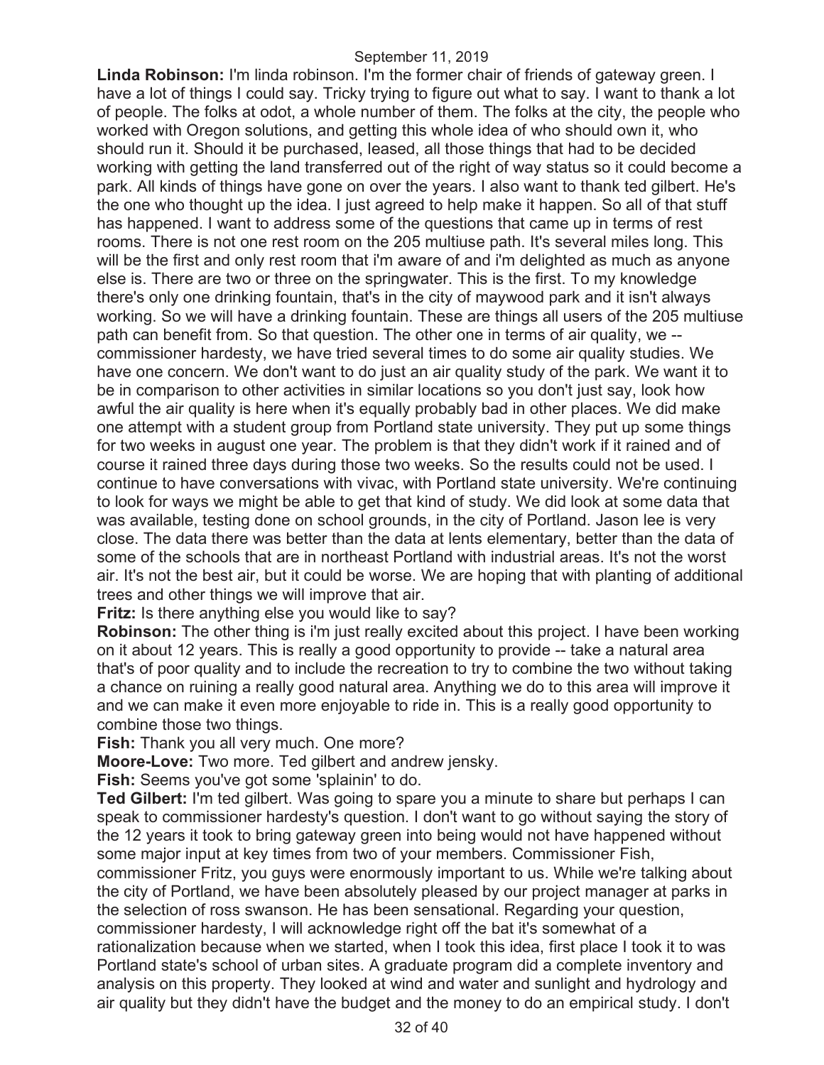**Linda Robinson:** I'm linda robinson. I'm the former chair of friends of gateway green. I have a lot of things I could say. Tricky trying to figure out what to say. I want to thank a lot of people. The folks at odot, a whole number of them. The folks at the city, the people who worked with Oregon solutions, and getting this whole idea of who should own it, who should run it. Should it be purchased, leased, all those things that had to be decided working with getting the land transferred out of the right of way status so it could become a park. All kinds of things have gone on over the years. I also want to thank ted gilbert. He's the one who thought up the idea. I just agreed to help make it happen. So all of that stuff has happened. I want to address some of the questions that came up in terms of rest rooms. There is not one rest room on the 205 multiuse path. It's several miles long. This will be the first and only rest room that i'm aware of and i'm delighted as much as anyone else is. There are two or three on the springwater. This is the first. To my knowledge there's only one drinking fountain, that's in the city of maywood park and it isn't always working. So we will have a drinking fountain. These are things all users of the 205 multiuse path can benefit from. So that question. The other one in terms of air quality, we -- commissioner hardesty, we have tried several times to do some air quality studies. We have one concern. We don't want to do just an air quality study of the park. We want it to be in comparison to other activities in similar locations so you don't just say, look how awful the air quality is here when it's equally probably bad in other places. We did make one attempt with a student group from Portland state university. They put up some things for two weeks in august one year. The problem is that they didn't work if it rained and of course it rained three days during those two weeks. So the results could not be used. I continue to have conversations with vivac, with Portland state university. We're continuing to look for ways we might be able to get that kind of study. We did look at some data that was available, testing done on school grounds, in the city of Portland. Jason lee is very close. The data there was better than the data at lents elementary, better than the data of some of the schools that are in northeast Portland with industrial areas. It's not the worst air. It's not the best air, but it could be worse. We are hoping that with planting of additional trees and other things we will improve that air.

**Fritz:** Is there anything else you would like to say?

**Robinson:** The other thing is i'm just really excited about this project. I have been working on it about 12 years. This is really a good opportunity to provide -- take a natural area that's of poor quality and to include the recreation to try to combine the two without taking a chance on ruining a really good natural area. Anything we do to this area will improve it and we can make it even more enjoyable to ride in. This is a really good opportunity to combine those two things.

**Fish:** Thank you all very much. One more?

**Moore-Love:** Two more. Ted gilbert and andrew jensky.

**Fish:** Seems you've got some 'splainin' to do.

**Ted Gilbert:** I'm ted gilbert. Was going to spare you a minute to share but perhaps I can speak to commissioner hardesty's question. I don't want to go without saying the story of the 12 years it took to bring gateway green into being would not have happened without some major input at key times from two of your members. Commissioner Fish, commissioner Fritz, you guys were enormously important to us. While we're talking about the city of Portland, we have been absolutely pleased by our project manager at parks in the selection of ross swanson. He has been sensational. Regarding your question, commissioner hardesty, I will acknowledge right off the bat it's somewhat of a rationalization because when we started, when I took this idea, first place I took it to was Portland state's school of urban sites. A graduate program did a complete inventory and analysis on this property. They looked at wind and water and sunlight and hydrology and air quality but they didn't have the budget and the money to do an empirical study. I don't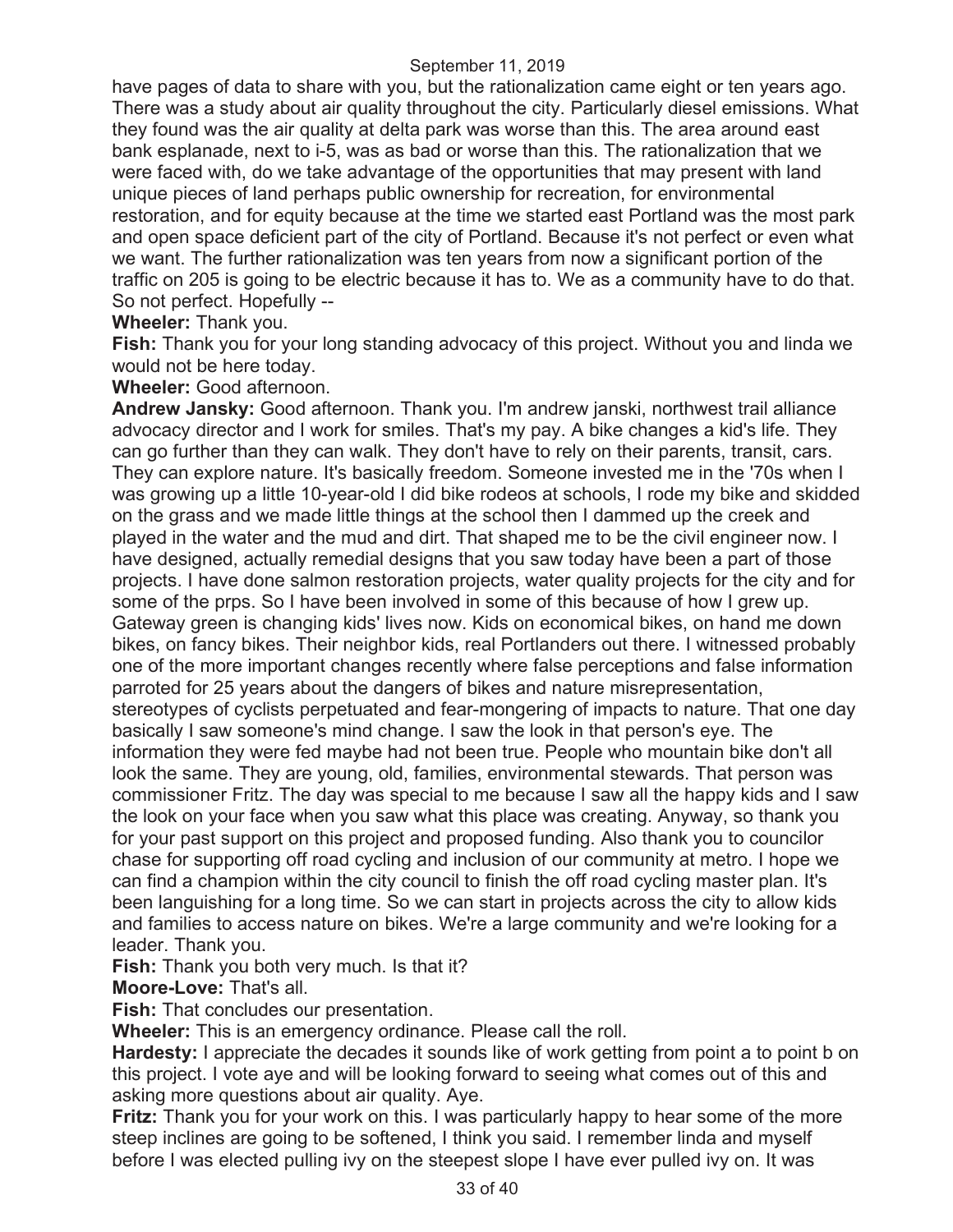have pages of data to share with you, but the rationalization came eight or ten years ago. There was a study about air quality throughout the city. Particularly diesel emissions. What they found was the air quality at delta park was worse than this. The area around east bank esplanade, next to i-5, was as bad or worse than this. The rationalization that we were faced with, do we take advantage of the opportunities that may present with land unique pieces of land perhaps public ownership for recreation, for environmental restoration, and for equity because at the time we started east Portland was the most park and open space deficient part of the city of Portland. Because it's not perfect or even what we want. The further rationalization was ten years from now a significant portion of the traffic on 205 is going to be electric because it has to. We as a community have to do that. So not perfect. Hopefully --

**Wheeler:** Thank you.

**Fish:** Thank you for your long standing advocacy of this project. Without you and linda we would not be here today.

**Wheeler:** Good afternoon.

**Andrew Jansky:** Good afternoon. Thank you. I'm andrew janski, northwest trail alliance advocacy director and I work for smiles. That's my pay. A bike changes a kid's life. They can go further than they can walk. They don't have to rely on their parents, transit, cars. They can explore nature. It's basically freedom. Someone invested me in the '70s when I was growing up a little 10-year-old I did bike rodeos at schools, I rode my bike and skidded on the grass and we made little things at the school then I dammed up the creek and played in the water and the mud and dirt. That shaped me to be the civil engineer now. I have designed, actually remedial designs that you saw today have been a part of those projects. I have done salmon restoration projects, water quality projects for the city and for some of the prps. So I have been involved in some of this because of how I grew up. Gateway green is changing kids' lives now. Kids on economical bikes, on hand me down bikes, on fancy bikes. Their neighbor kids, real Portlanders out there. I witnessed probably one of the more important changes recently where false perceptions and false information parroted for 25 years about the dangers of bikes and nature misrepresentation, stereotypes of cyclists perpetuated and fear-mongering of impacts to nature. That one day basically I saw someone's mind change. I saw the look in that person's eye. The information they were fed maybe had not been true. People who mountain bike don't all look the same. They are young, old, families, environmental stewards. That person was commissioner Fritz. The day was special to me because I saw all the happy kids and I saw the look on your face when you saw what this place was creating. Anyway, so thank you for your past support on this project and proposed funding. Also thank you to councilor chase for supporting off road cycling and inclusion of our community at metro. I hope we can find a champion within the city council to finish the off road cycling master plan. It's been languishing for a long time. So we can start in projects across the city to allow kids and families to access nature on bikes. We're a large community and we're looking for a leader. Thank you.

**Fish:** Thank you both very much. Is that it?

**Moore-Love:** That's all.

**Fish:** That concludes our presentation.

**Wheeler:** This is an emergency ordinance. Please call the roll.

**Hardesty:** I appreciate the decades it sounds like of work getting from point a to point b on this project. I vote aye and will be looking forward to seeing what comes out of this and asking more questions about air quality. Aye.

**Fritz:** Thank you for your work on this. I was particularly happy to hear some of the more steep inclines are going to be softened, I think you said. I remember linda and myself before I was elected pulling ivy on the steepest slope I have ever pulled ivy on. It was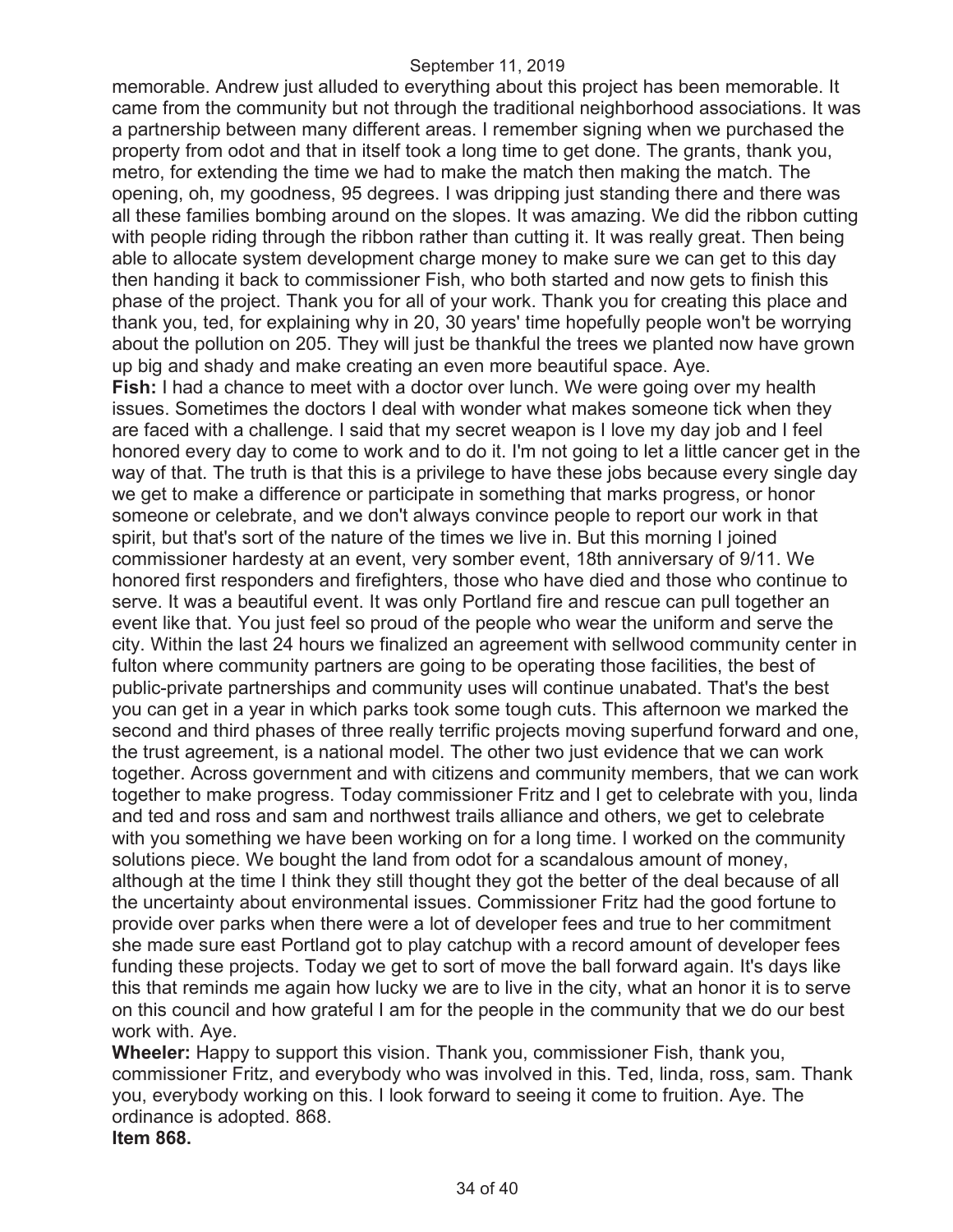memorable. Andrew just alluded to everything about this project has been memorable. It came from the community but not through the traditional neighborhood associations. It was a partnership between many different areas. I remember signing when we purchased the property from odot and that in itself took a long time to get done. The grants, thank you, metro, for extending the time we had to make the match then making the match. The opening, oh, my goodness, 95 degrees. I was dripping just standing there and there was all these families bombing around on the slopes. It was amazing. We did the ribbon cutting with people riding through the ribbon rather than cutting it. It was really great. Then being able to allocate system development charge money to make sure we can get to this day then handing it back to commissioner Fish, who both started and now gets to finish this phase of the project. Thank you for all of your work. Thank you for creating this place and thank you, ted, for explaining why in 20, 30 years' time hopefully people won't be worrying about the pollution on 205. They will just be thankful the trees we planted now have grown up big and shady and make creating an even more beautiful space. Aye.

**Fish:** I had a chance to meet with a doctor over lunch. We were going over my health issues. Sometimes the doctors I deal with wonder what makes someone tick when they are faced with a challenge. I said that my secret weapon is I love my day job and I feel honored every day to come to work and to do it. I'm not going to let a little cancer get in the way of that. The truth is that this is a privilege to have these jobs because every single day we get to make a difference or participate in something that marks progress, or honor someone or celebrate, and we don't always convince people to report our work in that spirit, but that's sort of the nature of the times we live in. But this morning I joined commissioner hardesty at an event, very somber event, 18th anniversary of 9/11. We honored first responders and firefighters, those who have died and those who continue to serve. It was a beautiful event. It was only Portland fire and rescue can pull together an event like that. You just feel so proud of the people who wear the uniform and serve the city. Within the last 24 hours we finalized an agreement with sellwood community center in fulton where community partners are going to be operating those facilities, the best of public-private partnerships and community uses will continue unabated. That's the best you can get in a year in which parks took some tough cuts. This afternoon we marked the second and third phases of three really terrific projects moving superfund forward and one, the trust agreement, is a national model. The other two just evidence that we can work together. Across government and with citizens and community members, that we can work together to make progress. Today commissioner Fritz and I get to celebrate with you, linda and ted and ross and sam and northwest trails alliance and others, we get to celebrate with you something we have been working on for a long time. I worked on the community solutions piece. We bought the land from odot for a scandalous amount of money, although at the time I think they still thought they got the better of the deal because of all the uncertainty about environmental issues. Commissioner Fritz had the good fortune to provide over parks when there were a lot of developer fees and true to her commitment she made sure east Portland got to play catchup with a record amount of developer fees funding these projects. Today we get to sort of move the ball forward again. It's days like this that reminds me again how lucky we are to live in the city, what an honor it is to serve on this council and how grateful I am for the people in the community that we do our best work with. Aye.

**Wheeler:** Happy to support this vision. Thank you, commissioner Fish, thank you, commissioner Fritz, and everybody who was involved in this. Ted, linda, ross, sam. Thank you, everybody working on this. I look forward to seeing it come to fruition. Aye. The ordinance is adopted. 868.

**Item 868.**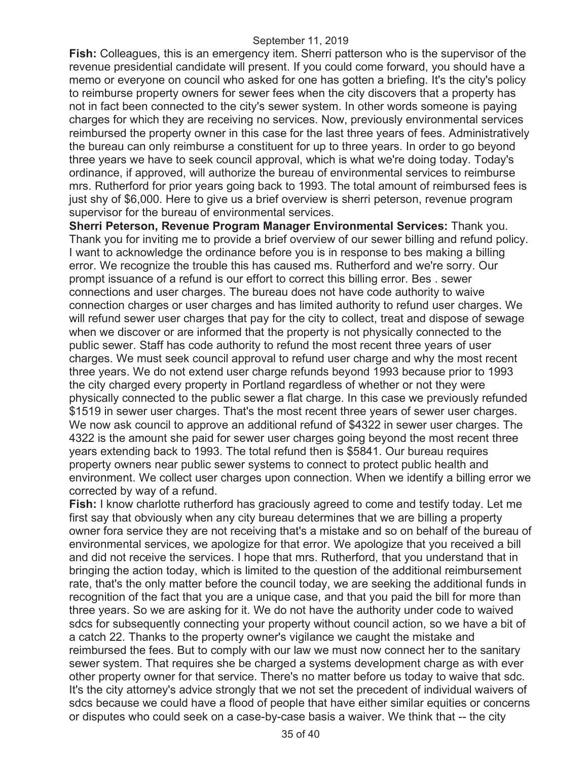**Fish:** Colleagues, this is an emergency item. Sherri patterson who is the supervisor of the revenue presidential candidate will present. If you could come forward, you should have a memo or everyone on council who asked for one has gotten a briefing. It's the city's policy to reimburse property owners for sewer fees when the city discovers that a property has not in fact been connected to the city's sewer system. In other words someone is paying charges for which they are receiving no services. Now, previously environmental services reimbursed the property owner in this case for the last three years of fees. Administratively the bureau can only reimburse a constituent for up to three years. In order to go beyond three years we have to seek council approval, which is what we're doing today. Today's ordinance, if approved, will authorize the bureau of environmental services to reimburse mrs. Rutherford for prior years going back to 1993. The total amount of reimbursed fees is just shy of $6,000. Here to give us a brief overview is sherri peterson, revenue program supervisor for the bureau of environmental services.

**Sherri Peterson, Revenue Program Manager Environmental Services:** Thank you. Thank you for inviting me to provide a brief overview of our sewer billing and refund policy. I want to acknowledge the ordinance before you is in response to bes making a billing error. We recognize the trouble this has caused ms. Rutherford and we're sorry. Our prompt issuance of a refund is our effort to correct this billing error. Bes . sewer connections and user charges. The bureau does not have code authority to waive connection charges or user charges and has limited authority to refund user charges. We will refund sewer user charges that pay for the city to collect, treat and dispose of sewage when we discover or are informed that the property is not physically connected to the public sewer. Staff has code authority to refund the most recent three years of user charges. We must seek council approval to refund user charge and why the most recent three years. We do not extend user charge refunds beyond 1993 because prior to 1993 the city charged every property in Portland regardless of whether or not they were physically connected to the public sewer a flat charge. In this case we previously refunded $1519 in sewer user charges. That's the most recent three years of sewer user charges. We now ask council to approve an additional refund of $4322 in sewer user charges. The 4322 is the amount she paid for sewer user charges going beyond the most recent three years extending back to 1993. The total refund then is $5841. Our bureau requires property owners near public sewer systems to connect to protect public health and environment. We collect user charges upon connection. When we identify a billing error we corrected by way of a refund.

**Fish:** I know charlotte rutherford has graciously agreed to come and testify today. Let me first say that obviously when any city bureau determines that we are billing a property owner fora service they are not receiving that's a mistake and so on behalf of the bureau of environmental services, we apologize for that error. We apologize that you received a bill and did not receive the services. I hope that mrs. Rutherford, that you understand that in bringing the action today, which is limited to the question of the additional reimbursement rate, that's the only matter before the council today, we are seeking the additional funds in recognition of the fact that you are a unique case, and that you paid the bill for more than three years. So we are asking for it. We do not have the authority under code to waived sdcs for subsequently connecting your property without council action, so we have a bit of a catch 22. Thanks to the property owner's vigilance we caught the mistake and reimbursed the fees. But to comply with our law we must now connect her to the sanitary sewer system. That requires she be charged a systems development charge as with ever other property owner for that service. There's no matter before us today to waive that sdc. It's the city attorney's advice strongly that we not set the precedent of individual waivers of sdcs because we could have a flood of people that have either similar equities or concerns or disputes who could seek on a case-by-case basis a waiver. We think that -- the city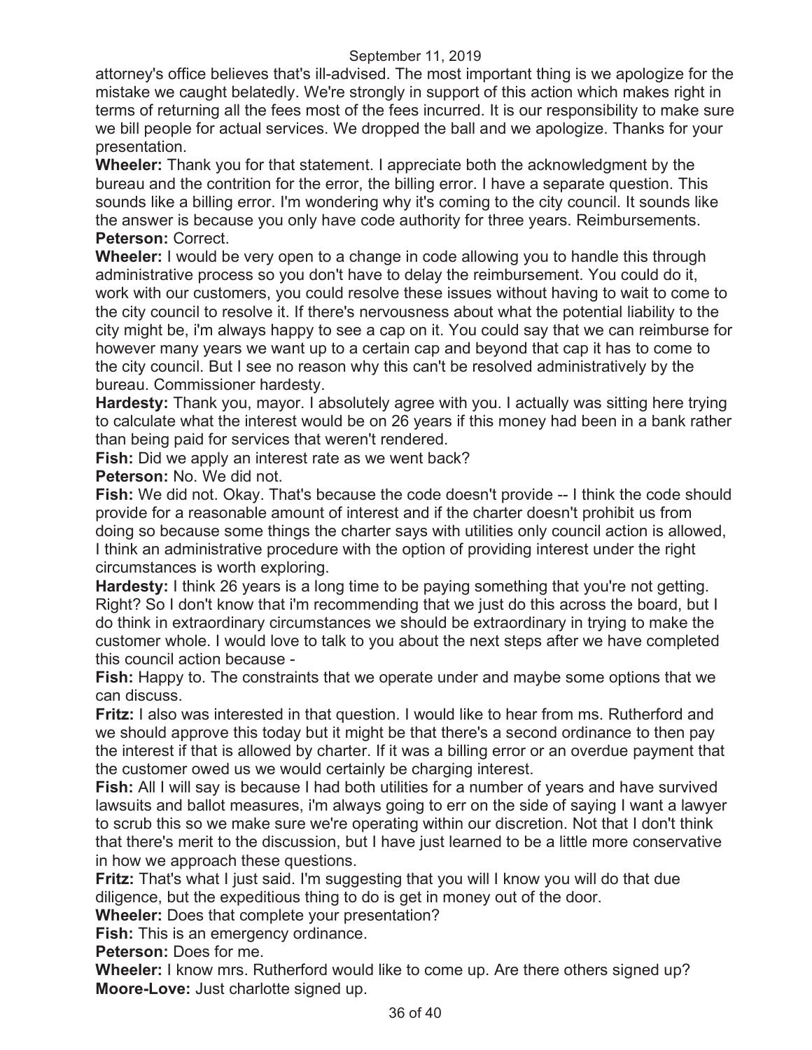attorney's office believes that's ill-advised. The most important thing is we apologize for the mistake we caught belatedly. We're strongly in support of this action which makes right in terms of returning all the fees most of the fees incurred. It is our responsibility to make sure we bill people for actual services. We dropped the ball and we apologize. Thanks for your presentation.

**Wheeler:** Thank you for that statement. I appreciate both the acknowledgment by the bureau and the contrition for the error, the billing error. I have a separate question. This sounds like a billing error. I'm wondering why it's coming to the city council. It sounds like the answer is because you only have code authority for three years. Reimbursements.

**Peterson:** Correct.

**Wheeler:** I would be very open to a change in code allowing you to handle this through administrative process so you don't have to delay the reimbursement. You could do it, work with our customers, you could resolve these issues without having to wait to come to the city council to resolve it. If there's nervousness about what the potential liability to the city might be, i'm always happy to see a cap on it. You could say that we can reimburse for however many years we want up to a certain cap and beyond that cap it has to come to the city council. But I see no reason why this can't be resolved administratively by the bureau. Commissioner hardesty.

**Hardesty:** Thank you, mayor. I absolutely agree with you. I actually was sitting here trying to calculate what the interest would be on 26 years if this money had been in a bank rather than being paid for services that weren't rendered.

**Fish:** Did we apply an interest rate as we went back?

**Peterson:** No. We did not.

**Fish:** We did not. Okay. That's because the code doesn't provide -- I think the code should provide for a reasonable amount of interest and if the charter doesn't prohibit us from doing so because some things the charter says with utilities only council action is allowed, I think an administrative procedure with the option of providing interest under the right circumstances is worth exploring.

**Hardesty:** I think 26 years is a long time to be paying something that you're not getting. Right? So I don't know that i'm recommending that we just do this across the board, but I do think in extraordinary circumstances we should be extraordinary in trying to make the customer whole. I would love to talk to you about the next steps after we have completed this council action because -

**Fish:** Happy to. The constraints that we operate under and maybe some options that we can discuss.

**Fritz:** I also was interested in that question. I would like to hear from ms. Rutherford and we should approve this today but it might be that there's a second ordinance to then pay the interest if that is allowed by charter. If it was a billing error or an overdue payment that the customer owed us we would certainly be charging interest.

**Fish:** All I will say is because I had both utilities for a number of years and have survived lawsuits and ballot measures, i'm always going to err on the side of saying I want a lawyer to scrub this so we make sure we're operating within our discretion. Not that I don't think that there's merit to the discussion, but I have just learned to be a little more conservative in how we approach these questions.

**Fritz:** That's what I just said. I'm suggesting that you will I know you will do that due diligence, but the expeditious thing to do is get in money out of the door.

**Wheeler:** Does that complete your presentation?

**Fish:** This is an emergency ordinance.

**Peterson:** Does for me.

**Wheeler:** I know mrs. Rutherford would like to come up. Are there others signed up?

**Moore-Love:** Just charlotte signed up.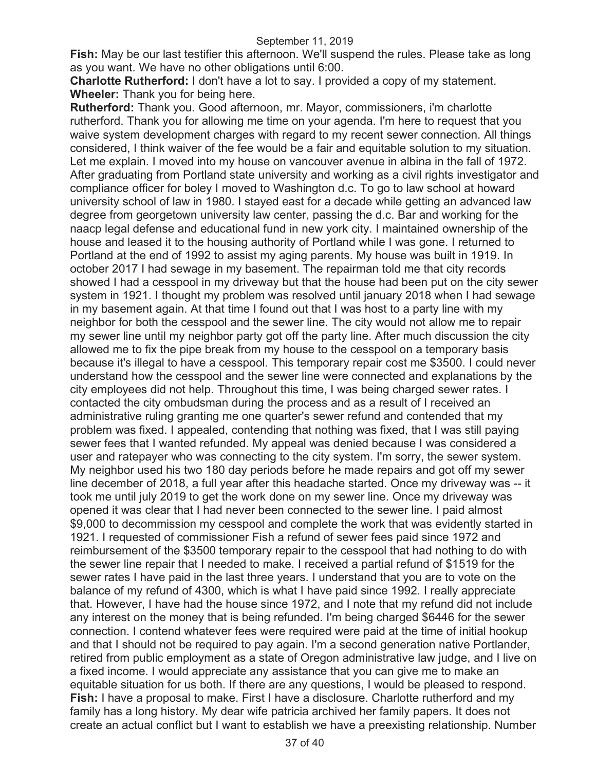**Fish:** May be our last testifier this afternoon. We'll suspend the rules. Please take as long as you want. We have no other obligations until 6:00.

**Charlotte Rutherford:** I don't have a lot to say. I provided a copy of my statement.

**Wheeler:** Thank you for being here.

**Rutherford:** Thank you. Good afternoon, mr. Mayor, commissioners, i'm charlotte rutherford. Thank you for allowing me time on your agenda. I'm here to request that you waive system development charges with regard to my recent sewer connection. All things considered, I think waiver of the fee would be a fair and equitable solution to my situation. Let me explain. I moved into my house on vancouver avenue in albina in the fall of 1972. After graduating from Portland state university and working as a civil rights investigator and compliance officer for boley I moved to Washington d.c. To go to law school at howard university school of law in 1980. I stayed east for a decade while getting an advanced law degree from georgetown university law center, passing the d.c. Bar and working for the naacp legal defense and educational fund in new york city. I maintained ownership of the house and leased it to the housing authority of Portland while I was gone. I returned to Portland at the end of 1992 to assist my aging parents. My house was built in 1919. In october 2017 I had sewage in my basement. The repairman told me that city records showed I had a cesspool in my driveway but that the house had been put on the city sewer system in 1921. I thought my problem was resolved until january 2018 when I had sewage in my basement again. At that time I found out that I was host to a party line with my neighbor for both the cesspool and the sewer line. The city would not allow me to repair my sewer line until my neighbor party got off the party line. After much discussion the city allowed me to fix the pipe break from my house to the cesspool on a temporary basis because it's illegal to have a cesspool. This temporary repair cost me $3500. I could never understand how the cesspool and the sewer line were connected and explanations by the city employees did not help. Throughout this time, I was being charged sewer rates. I contacted the city ombudsman during the process and as a result of I received an administrative ruling granting me one quarter's sewer refund and contended that my problem was fixed. I appealed, contending that nothing was fixed, that I was still paying sewer fees that I wanted refunded. My appeal was denied because I was considered a user and ratepayer who was connecting to the city system. I'm sorry, the sewer system. My neighbor used his two 180 day periods before he made repairs and got off my sewer line december of 2018, a full year after this headache started. Once my driveway was -- it took me until july 2019 to get the work done on my sewer line. Once my driveway was opened it was clear that I had never been connected to the sewer line. I paid almost $9,000 to decommission my cesspool and complete the work that was evidently started in 1921. I requested of commissioner Fish a refund of sewer fees paid since 1972 and reimbursement of the $3500 temporary repair to the cesspool that had nothing to do with the sewer line repair that I needed to make. I received a partial refund of $1519 for the sewer rates I have paid in the last three years. I understand that you are to vote on the balance of my refund of 4300, which is what I have paid since 1992. I really appreciate that. However, I have had the house since 1972, and I note that my refund did not include any interest on the money that is being refunded. I'm being charged $6446 for the sewer connection. I contend whatever fees were required were paid at the time of initial hookup and that I should not be required to pay again. I'm a second generation native Portlander, retired from public employment as a state of Oregon administrative law judge, and I live on a fixed income. I would appreciate any assistance that you can give me to make an equitable situation for us both. If there are any questions, I would be pleased to respond.

**Fish:** I have a proposal to make. First I have a disclosure. Charlotte rutherford and my family has a long history. My dear wife patricia archived her family papers. It does not create an actual conflict but I want to establish we have a preexisting relationship. Number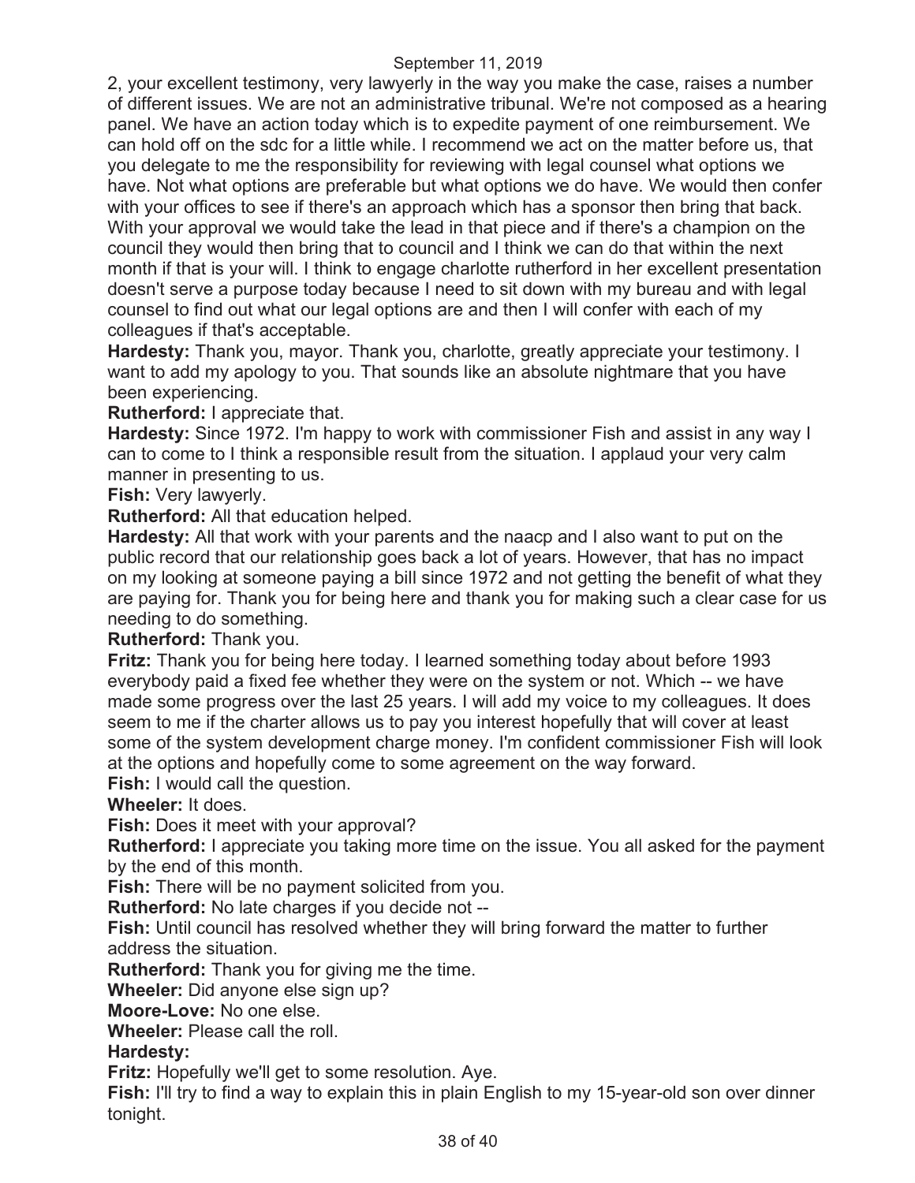2, your excellent testimony, very lawyerly in the way you make the case, raises a number of different issues. We are not an administrative tribunal. We're not composed as a hearing panel. We have an action today which is to expedite payment of one reimbursement. We can hold off on the sdc for a little while. I recommend we act on the matter before us, that you delegate to me the responsibility for reviewing with legal counsel what options we have. Not what options are preferable but what options we do have. We would then confer with your offices to see if there's an approach which has a sponsor then bring that back. With your approval we would take the lead in that piece and if there's a champion on the council they would then bring that to council and I think we can do that within the next month if that is your will. I think to engage charlotte rutherford in her excellent presentation doesn't serve a purpose today because I need to sit down with my bureau and with legal counsel to find out what our legal options are and then I will confer with each of my colleagues if that's acceptable.

**Hardesty:** Thank you, mayor. Thank you, charlotte, greatly appreciate your testimony. I want to add my apology to you. That sounds like an absolute nightmare that you have been experiencing.

**Rutherford:** I appreciate that.

**Hardesty:** Since 1972. I'm happy to work with commissioner Fish and assist in any way I can to come to I think a responsible result from the situation. I applaud your very calm manner in presenting to us.

**Fish:** Very lawyerly.

**Rutherford:** All that education helped.

**Hardesty:** All that work with your parents and the naacp and I also want to put on the public record that our relationship goes back a lot of years. However, that has no impact on my looking at someone paying a bill since 1972 and not getting the benefit of what they are paying for. Thank you for being here and thank you for making such a clear case for us needing to do something.

**Rutherford:** Thank you.

**Fritz:** Thank you for being here today. I learned something today about before 1993 everybody paid a fixed fee whether they were on the system or not. Which -- we have made some progress over the last 25 years. I will add my voice to my colleagues. It does seem to me if the charter allows us to pay you interest hopefully that will cover at least some of the system development charge money. I'm confident commissioner Fish will look at the options and hopefully come to some agreement on the way forward.

**Fish:** I would call the question.

**Wheeler:** It does.

**Fish:** Does it meet with your approval?

**Rutherford:** I appreciate you taking more time on the issue. You all asked for the payment by the end of this month.

**Fish:** There will be no payment solicited from you.

**Rutherford:** No late charges if you decide not --

**Fish:** Until council has resolved whether they will bring forward the matter to further address the situation.

**Rutherford:** Thank you for giving me the time.

**Wheeler:** Did anyone else sign up?

**Moore-Love:** No one else.

**Wheeler:** Please call the roll.

**Hardesty:**

**Fritz:** Hopefully we'll get to some resolution. Aye.

**Fish:** I'll try to find a way to explain this in plain English to my 15-year-old son over dinner tonight.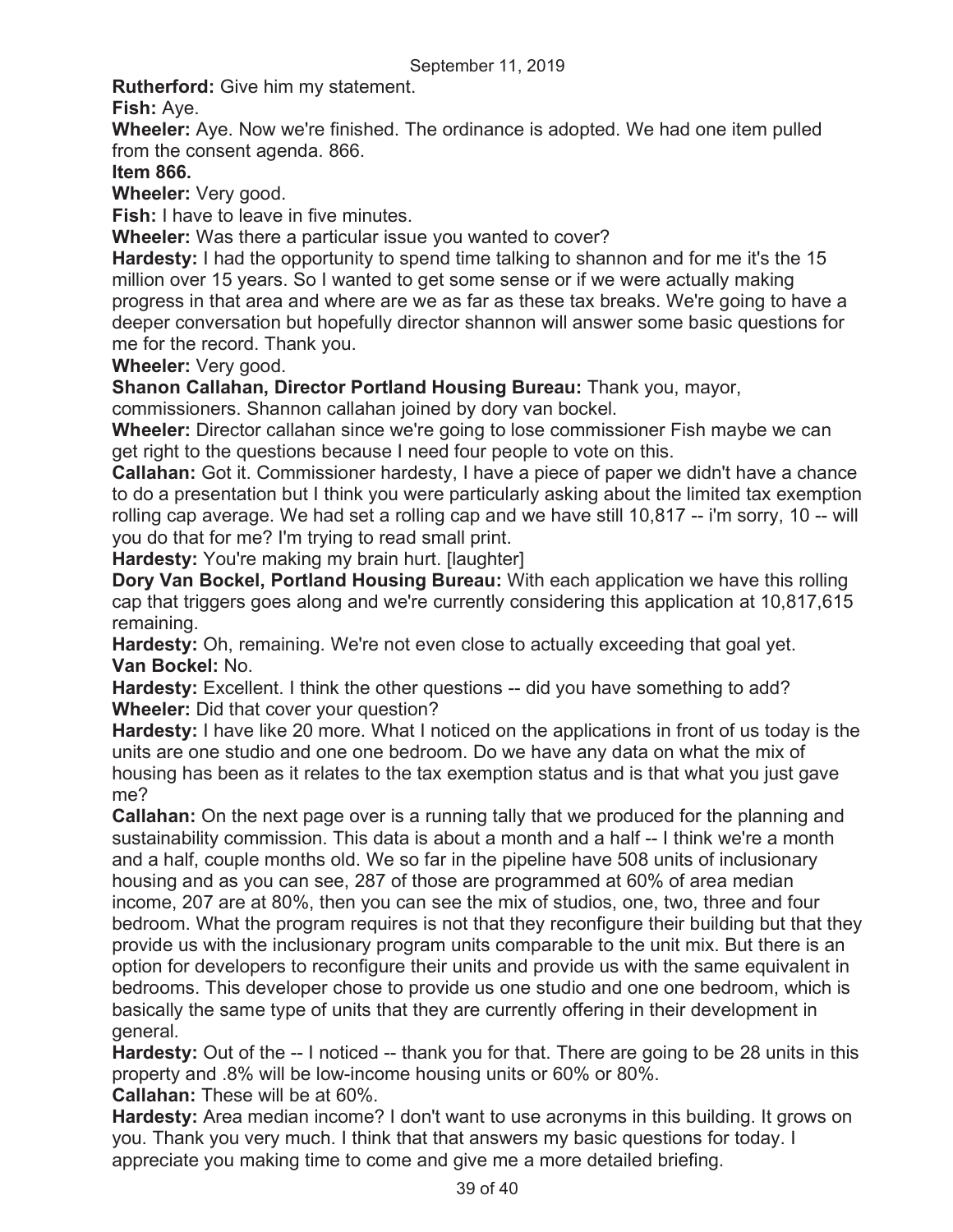**Rutherford:** Give him my statement.

**Fish:** Aye.

**Wheeler:** Aye. Now we're finished. The ordinance is adopted. We had one item pulled from the consent agenda. 866.

**Item 866.**

**Wheeler:** Very good.

**Fish:** I have to leave in five minutes.

**Wheeler:** Was there a particular issue you wanted to cover?

**Hardesty:** I had the opportunity to spend time talking to shannon and for me it's the 15 million over 15 years. So I wanted to get some sense or if we were actually making progress in that area and where are we as far as these tax breaks. We're going to have a deeper conversation but hopefully director shannon will answer some basic questions for me for the record. Thank you.

**Wheeler:** Very good.

**Shanon Callahan, Director Portland Housing Bureau:** Thank you, mayor, commissioners. Shannon callahan joined by dory van bockel.

**Wheeler:** Director callahan since we're going to lose commissioner Fish maybe we can get right to the questions because I need four people to vote on this.

**Callahan:** Got it. Commissioner hardesty, I have a piece of paper we didn't have a chance to do a presentation but I think you were particularly asking about the limited tax exemption rolling cap average. We had set a rolling cap and we have still 10,817 -- i'm sorry, 10 -- will you do that for me? I'm trying to read small print.

**Hardesty:** You're making my brain hurt. [laughter]

**Dory Van Bockel, Portland Housing Bureau:** With each application we have this rolling cap that triggers goes along and we're currently considering this application at 10,817,615 remaining.

**Hardesty:** Oh, remaining. We're not even close to actually exceeding that goal yet.

**Van Bockel:** No.

**Hardesty:** Excellent. I think the other questions -- did you have something to add?

**Wheeler:** Did that cover your question?

**Hardesty:** I have like 20 more. What I noticed on the applications in front of us today is the units are one studio and one one bedroom. Do we have any data on what the mix of housing has been as it relates to the tax exemption status and is that what you just gave me?

**Callahan:** On the next page over is a running tally that we produced for the planning and sustainability commission. This data is about a month and a half -- I think we're a month and a half, couple months old. We so far in the pipeline have 508 units of inclusionary housing and as you can see, 287 of those are programmed at 60% of area median income, 207 are at 80%, then you can see the mix of studios, one, two, three and four bedroom. What the program requires is not that they reconfigure their building but that they provide us with the inclusionary program units comparable to the unit mix. But there is an option for developers to reconfigure their units and provide us with the same equivalent in bedrooms. This developer chose to provide us one studio and one one bedroom, which is basically the same type of units that they are currently offering in their development in general.

**Hardesty:** Out of the -- I noticed -- thank you for that. There are going to be 28 units in this property and .8% will be low-income housing units or 60% or 80%.

**Callahan:** These will be at 60%.

**Hardesty:** Area median income? I don't want to use acronyms in this building. It grows on you. Thank you very much. I think that that answers my basic questions for today. I appreciate you making time to come and give me a more detailed briefing.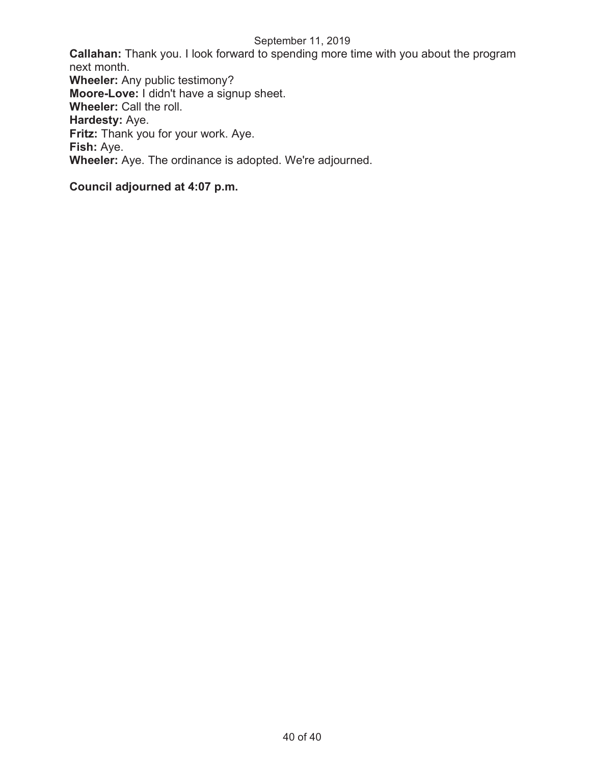**Callahan:** Thank you. I look forward to spending more time with you about the program next month.
**Wheeler:** Any public testimony?
**Moore-Love:** I didn't have a signup sheet.
**Wheeler:** Call the roll.
**Hardesty:** Aye.
**Fritz:** Thank you for your work. Aye.
**Fish:** Aye.
**Wheeler:** Aye. The ordinance is adopted. We're adjourned.

**Council adjourned at 4:07 p.m.**